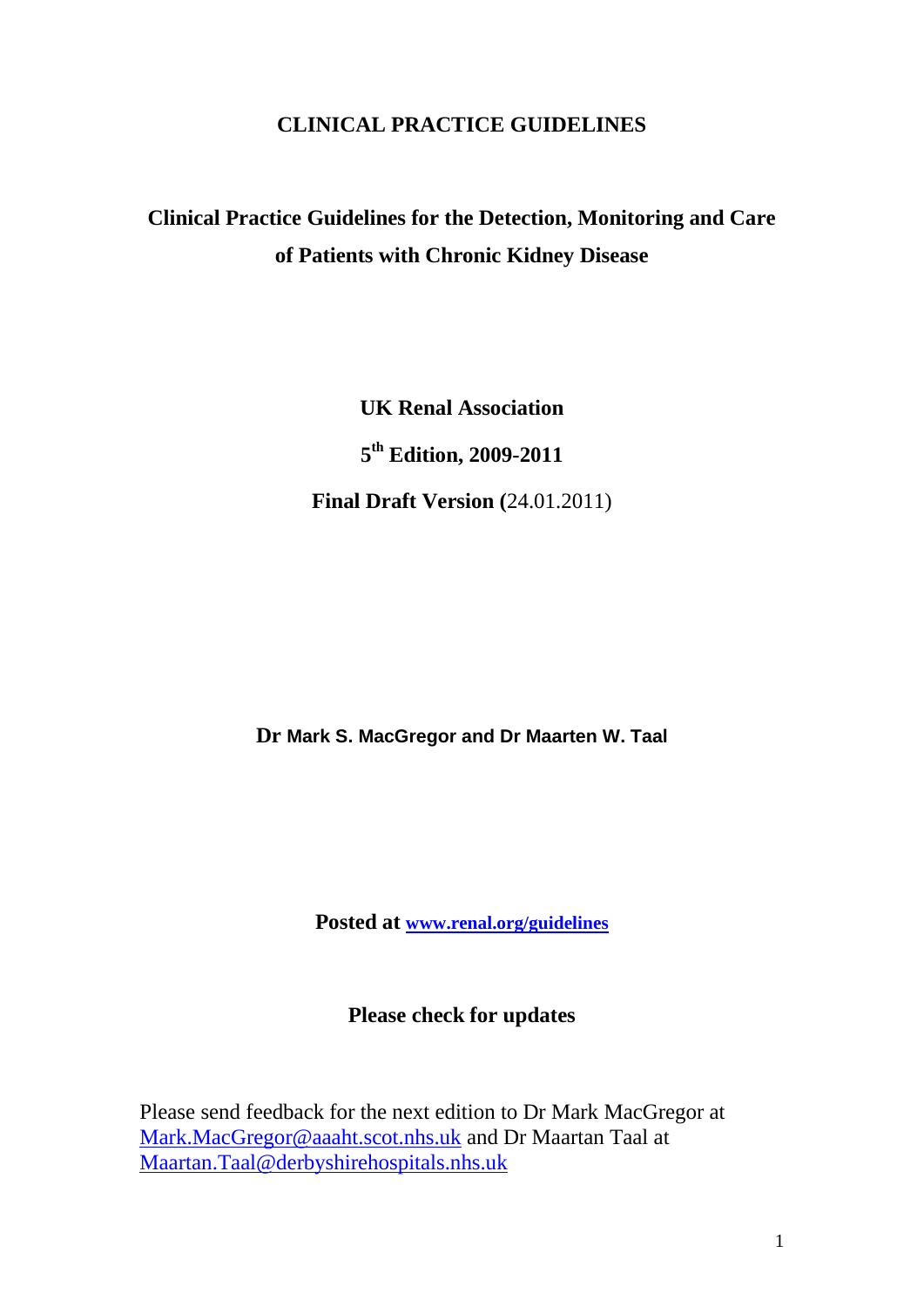# CLINICAL PRACTICE GUIDELINES

## Clinical Practice Guidelines for the Detection, Monitoring and Care of Patients with Chronic Kidney Disease

**UK Renal Association**

**5th Edition, 2009-2011**

**Final Draft Version (**24.01.2011)

**Dr Mark S. MacGregor and Dr Maarten W. Taal**

**Posted at [www.renal.org/guidelines](http://www.renal.org/guidelines)**

**Please check for updates**

Please send feedback for the next edition to Dr Mark MacGregor at Mark.MacGregor@aaaht.scot.nhs.uk and Dr Maartan Taal at Maartan.Taal@derbyshirehospitals.nhs.uk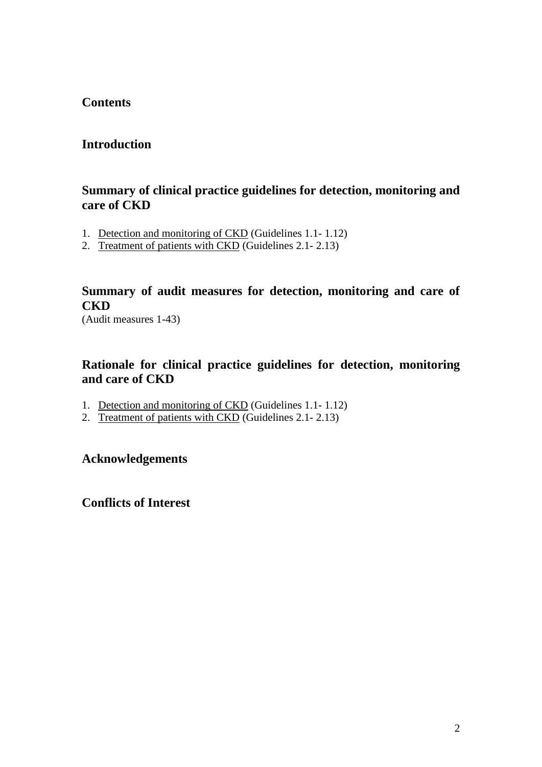## Contents

## Introduction

## Summary of clinical practice guidelines for detection, monitoring and care of CKD

1. Detection and monitoring of CKD (Guidelines 1.1- 1.12)
2. Treatment of patients with CKD (Guidelines 2.1- 2.13)

## Summary of audit measures for detection, monitoring and care of CKD

(Audit measures 1-43)

## Rationale for clinical practice guidelines for detection, monitoring and care of CKD

1. Detection and monitoring of CKD (Guidelines 1.1- 1.12)
2. Treatment of patients with CKD (Guidelines 2.1- 2.13)

## Acknowledgements

## Conflicts of Interest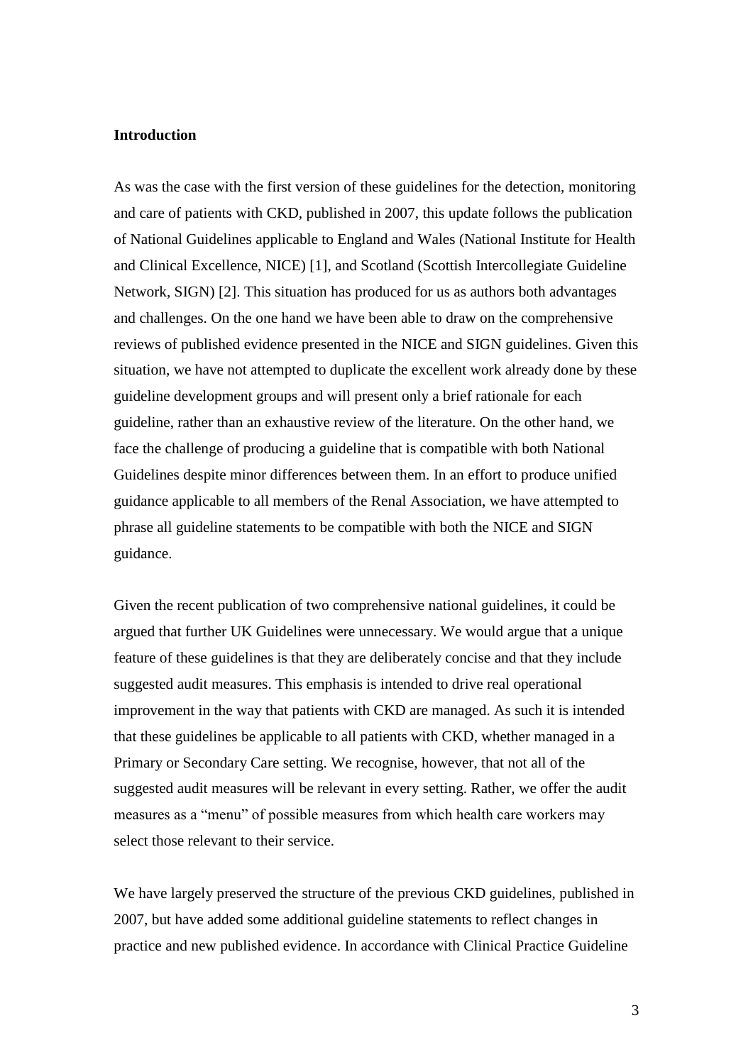## Introduction

As was the case with the first version of these guidelines for the detection, monitoring and care of patients with CKD, published in 2007, this update follows the publication of National Guidelines applicable to England and Wales (National Institute for Health and Clinical Excellence, NICE) [1], and Scotland (Scottish Intercollegiate Guideline Network, SIGN) [2]. This situation has produced for us as authors both advantages and challenges. On the one hand we have been able to draw on the comprehensive reviews of published evidence presented in the NICE and SIGN guidelines. Given this situation, we have not attempted to duplicate the excellent work already done by these guideline development groups and will present only a brief rationale for each guideline, rather than an exhaustive review of the literature. On the other hand, we face the challenge of producing a guideline that is compatible with both National Guidelines despite minor differences between them. In an effort to produce unified guidance applicable to all members of the Renal Association, we have attempted to phrase all guideline statements to be compatible with both the NICE and SIGN guidance.

Given the recent publication of two comprehensive national guidelines, it could be argued that further UK Guidelines were unnecessary. We would argue that a unique feature of these guidelines is that they are deliberately concise and that they include suggested audit measures. This emphasis is intended to drive real operational improvement in the way that patients with CKD are managed. As such it is intended that these guidelines be applicable to all patients with CKD, whether managed in a Primary or Secondary Care setting. We recognise, however, that not all of the suggested audit measures will be relevant in every setting. Rather, we offer the audit measures as a "menu" of possible measures from which health care workers may select those relevant to their service.

We have largely preserved the structure of the previous CKD guidelines, published in 2007, but have added some additional guideline statements to reflect changes in practice and new published evidence. In accordance with Clinical Practice Guideline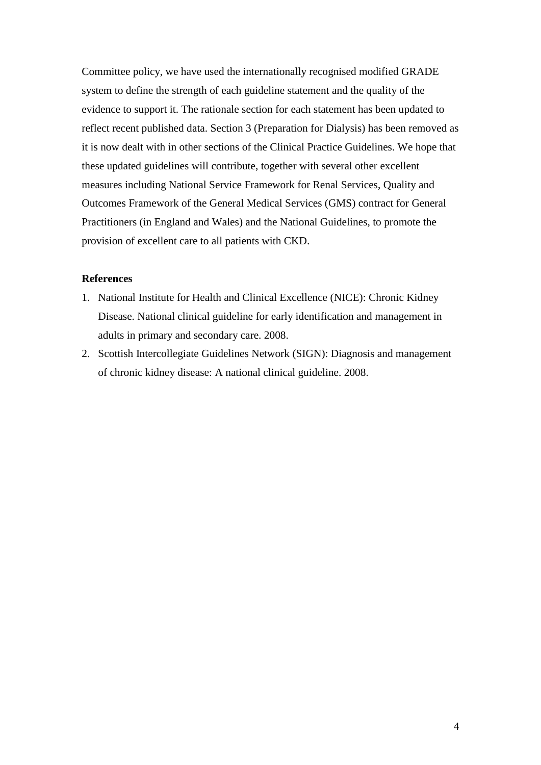Committee policy, we have used the internationally recognised modified GRADE system to define the strength of each guideline statement and the quality of the evidence to support it. The rationale section for each statement has been updated to reflect recent published data. Section 3 (Preparation for Dialysis) has been removed as it is now dealt with in other sections of the Clinical Practice Guidelines. We hope that these updated guidelines will contribute, together with several other excellent measures including National Service Framework for Renal Services, Quality and Outcomes Framework of the General Medical Services (GMS) contract for General Practitioners (in England and Wales) and the National Guidelines, to promote the provision of excellent care to all patients with CKD.

**References**

1. National Institute for Health and Clinical Excellence (NICE): Chronic Kidney Disease. National clinical guideline for early identification and management in adults in primary and secondary care. 2008.
2. Scottish Intercollegiate Guidelines Network (SIGN): Diagnosis and management of chronic kidney disease: A national clinical guideline. 2008.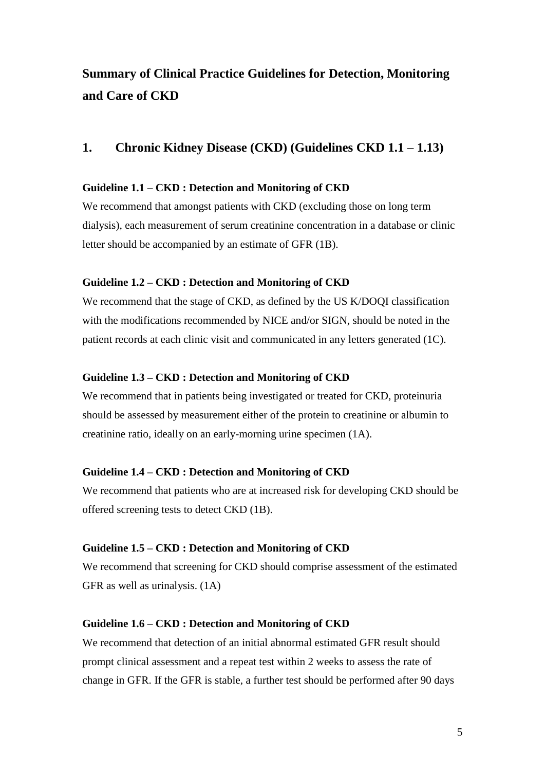# Summary of Clinical Practice Guidelines for Detection, Monitoring and Care of CKD

## 1. Chronic Kidney Disease (CKD) (Guidelines CKD 1.1 – 1.13)

### Guideline 1.1 – CKD : Detection and Monitoring of CKD

We recommend that amongst patients with CKD (excluding those on long term dialysis), each measurement of serum creatinine concentration in a database or clinic letter should be accompanied by an estimate of GFR (1B).

### Guideline 1.2 – CKD : Detection and Monitoring of CKD

We recommend that the stage of CKD, as defined by the US K/DOQI classification with the modifications recommended by NICE and/or SIGN, should be noted in the patient records at each clinic visit and communicated in any letters generated (1C).

### Guideline 1.3 – CKD : Detection and Monitoring of CKD

We recommend that in patients being investigated or treated for CKD, proteinuria should be assessed by measurement either of the protein to creatinine or albumin to creatinine ratio, ideally on an early-morning urine specimen (1A).

### Guideline 1.4 – CKD : Detection and Monitoring of CKD

We recommend that patients who are at increased risk for developing CKD should be offered screening tests to detect CKD (1B).

### Guideline 1.5 – CKD : Detection and Monitoring of CKD

We recommend that screening for CKD should comprise assessment of the estimated GFR as well as urinalysis. (1A)

### Guideline 1.6 – CKD : Detection and Monitoring of CKD

We recommend that detection of an initial abnormal estimated GFR result should prompt clinical assessment and a repeat test within 2 weeks to assess the rate of change in GFR. If the GFR is stable, a further test should be performed after 90 days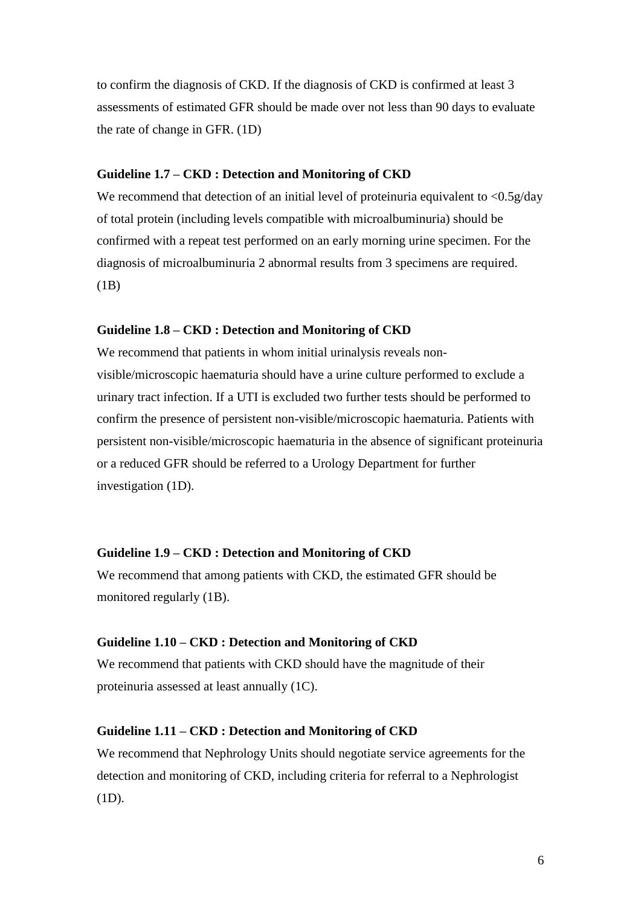to confirm the diagnosis of CKD. If the diagnosis of CKD is confirmed at least 3 assessments of estimated GFR should be made over not less than 90 days to evaluate the rate of change in GFR. (1D)

**Guideline 1.7 – CKD : Detection and Monitoring of CKD**

We recommend that detection of an initial level of proteinuria equivalent to <0.5g/day of total protein (including levels compatible with microalbuminuria) should be confirmed with a repeat test performed on an early morning urine specimen. For the diagnosis of microalbuminuria 2 abnormal results from 3 specimens are required. (1B)

**Guideline 1.8 – CKD : Detection and Monitoring of CKD**

We recommend that patients in whom initial urinalysis reveals non-visible/microscopic haematuria should have a urine culture performed to exclude a urinary tract infection. If a UTI is excluded two further tests should be performed to confirm the presence of persistent non-visible/microscopic haematuria. Patients with persistent non-visible/microscopic haematuria in the absence of significant proteinuria or a reduced GFR should be referred to a Urology Department for further investigation (1D).

**Guideline 1.9 – CKD : Detection and Monitoring of CKD**

We recommend that among patients with CKD, the estimated GFR should be monitored regularly (1B).

**Guideline 1.10 – CKD : Detection and Monitoring of CKD**

We recommend that patients with CKD should have the magnitude of their proteinuria assessed at least annually (1C).

**Guideline 1.11 – CKD : Detection and Monitoring of CKD**

We recommend that Nephrology Units should negotiate service agreements for the detection and monitoring of CKD, including criteria for referral to a Nephrologist (1D).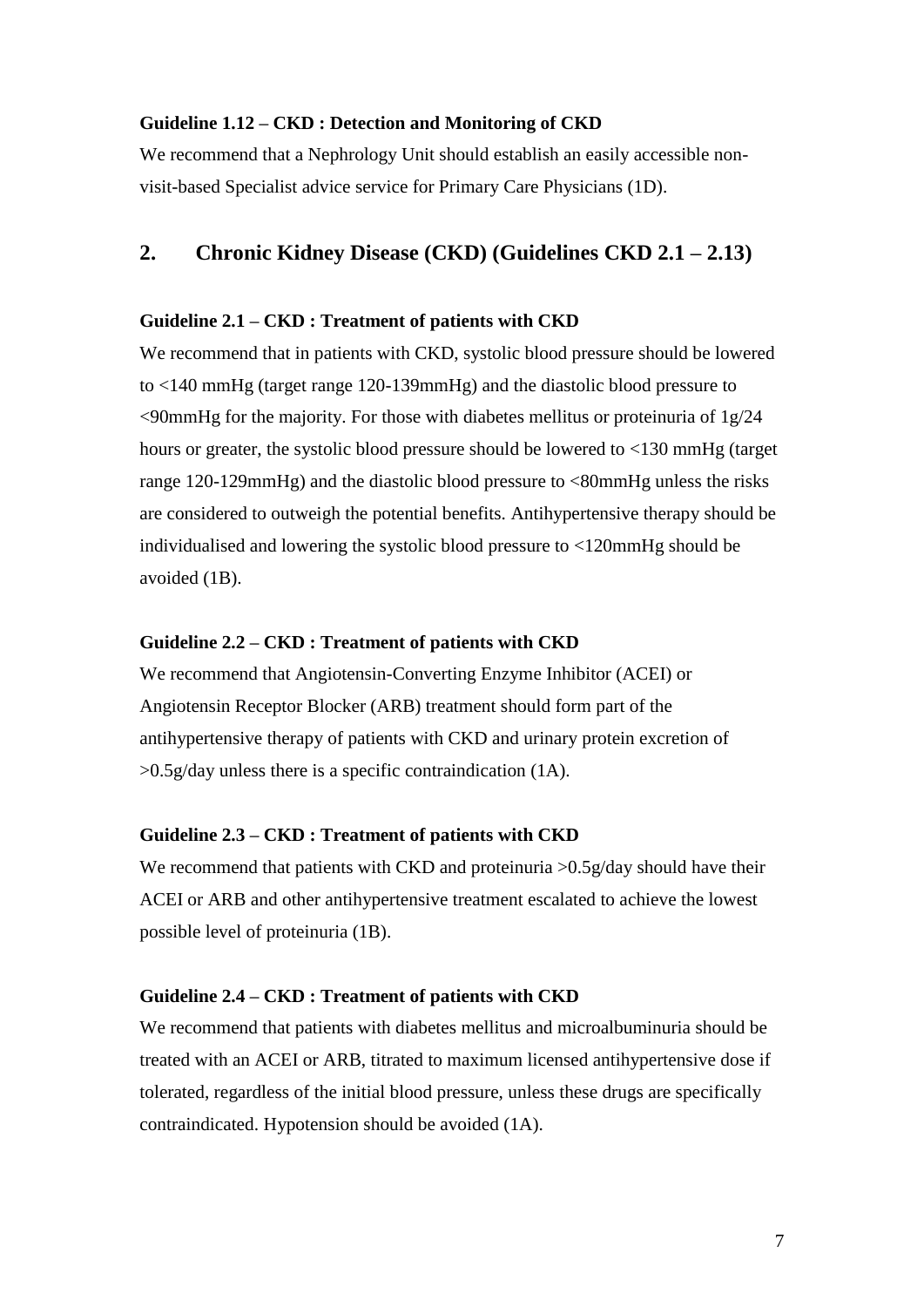#### Guideline 1.12 – CKD : Detection and Monitoring of CKD

We recommend that a Nephrology Unit should establish an easily accessible non-visit-based Specialist advice service for Primary Care Physicians (1D).

## 2. Chronic Kidney Disease (CKD) (Guidelines CKD 2.1 – 2.13)

#### Guideline 2.1 – CKD : Treatment of patients with CKD

We recommend that in patients with CKD, systolic blood pressure should be lowered to <140 mmHg (target range 120-139mmHg) and the diastolic blood pressure to <90mmHg for the majority. For those with diabetes mellitus or proteinuria of 1g/24 hours or greater, the systolic blood pressure should be lowered to <130 mmHg (target range 120-129mmHg) and the diastolic blood pressure to <80mmHg unless the risks are considered to outweigh the potential benefits. Antihypertensive therapy should be individualised and lowering the systolic blood pressure to <120mmHg should be avoided (1B).

#### Guideline 2.2 – CKD : Treatment of patients with CKD

We recommend that Angiotensin-Converting Enzyme Inhibitor (ACEI) or Angiotensin Receptor Blocker (ARB) treatment should form part of the antihypertensive therapy of patients with CKD and urinary protein excretion of >0.5g/day unless there is a specific contraindication (1A).

#### Guideline 2.3 – CKD : Treatment of patients with CKD

We recommend that patients with CKD and proteinuria >0.5g/day should have their ACEI or ARB and other antihypertensive treatment escalated to achieve the lowest possible level of proteinuria (1B).

#### Guideline 2.4 – CKD : Treatment of patients with CKD

We recommend that patients with diabetes mellitus and microalbuminuria should be treated with an ACEI or ARB, titrated to maximum licensed antihypertensive dose if tolerated, regardless of the initial blood pressure, unless these drugs are specifically contraindicated. Hypotension should be avoided (1A).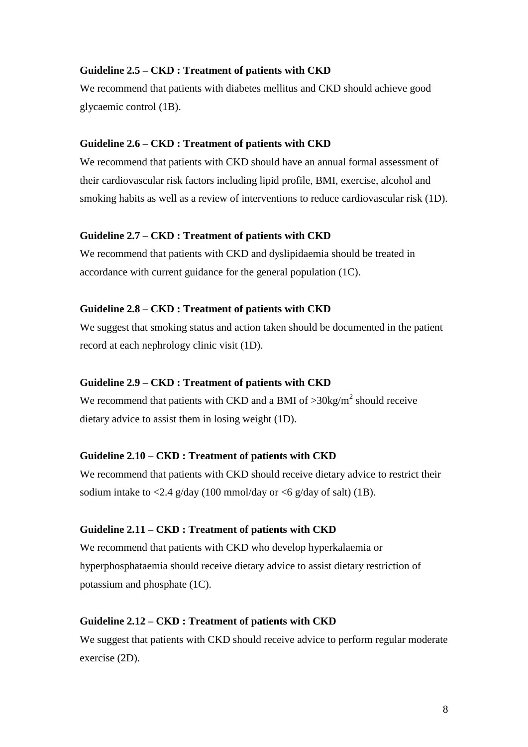**Guideline 2.5 – CKD : Treatment of patients with CKD**

We recommend that patients with diabetes mellitus and CKD should achieve good glycaemic control (1B).

**Guideline 2.6 – CKD : Treatment of patients with CKD**

We recommend that patients with CKD should have an annual formal assessment of their cardiovascular risk factors including lipid profile, BMI, exercise, alcohol and smoking habits as well as a review of interventions to reduce cardiovascular risk (1D).

**Guideline 2.7 – CKD : Treatment of patients with CKD**

We recommend that patients with CKD and dyslipidaemia should be treated in accordance with current guidance for the general population (1C).

**Guideline 2.8 – CKD : Treatment of patients with CKD**

We suggest that smoking status and action taken should be documented in the patient record at each nephrology clinic visit (1D).

**Guideline 2.9 – CKD : Treatment of patients with CKD**

We recommend that patients with CKD and a BMI of $>30\text{kg/m}^2$ should receive dietary advice to assist them in losing weight (1D).

**Guideline 2.10 – CKD : Treatment of patients with CKD**

We recommend that patients with CKD should receive dietary advice to restrict their sodium intake to <2.4 g/day (100 mmol/day or <6 g/day of salt) (1B).

**Guideline 2.11 – CKD : Treatment of patients with CKD**

We recommend that patients with CKD who develop hyperkalaemia or hyperphosphataemia should receive dietary advice to assist dietary restriction of potassium and phosphate (1C).

**Guideline 2.12 – CKD : Treatment of patients with CKD**

We suggest that patients with CKD should receive advice to perform regular moderate exercise (2D).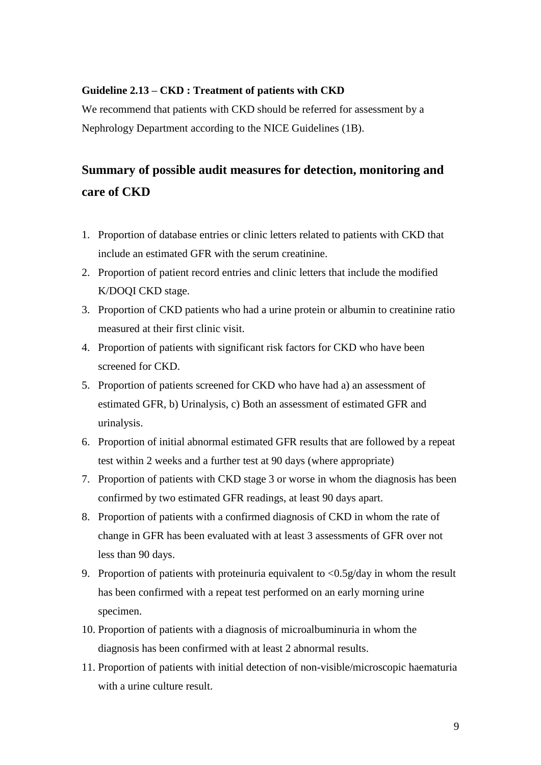**Guideline 2.13 – CKD : Treatment of patients with CKD**

We recommend that patients with CKD should be referred for assessment by a Nephrology Department according to the NICE Guidelines (1B).

## Summary of possible audit measures for detection, monitoring and care of CKD

1. Proportion of database entries or clinic letters related to patients with CKD that include an estimated GFR with the serum creatinine.
2. Proportion of patient record entries and clinic letters that include the modified K/DOQI CKD stage.
3. Proportion of CKD patients who had a urine protein or albumin to creatinine ratio measured at their first clinic visit.
4. Proportion of patients with significant risk factors for CKD who have been screened for CKD.
5. Proportion of patients screened for CKD who have had a) an assessment of estimated GFR, b) Urinalysis, c) Both an assessment of estimated GFR and urinalysis.
6. Proportion of initial abnormal estimated GFR results that are followed by a repeat test within 2 weeks and a further test at 90 days (where appropriate)
7. Proportion of patients with CKD stage 3 or worse in whom the diagnosis has been confirmed by two estimated GFR readings, at least 90 days apart.
8. Proportion of patients with a confirmed diagnosis of CKD in whom the rate of change in GFR has been evaluated with at least 3 assessments of GFR over not less than 90 days.
9. Proportion of patients with proteinuria equivalent to <0.5g/day in whom the result has been confirmed with a repeat test performed on an early morning urine specimen.
10. Proportion of patients with a diagnosis of microalbuminuria in whom the diagnosis has been confirmed with at least 2 abnormal results.
11. Proportion of patients with initial detection of non-visible/microscopic haematuria with a urine culture result.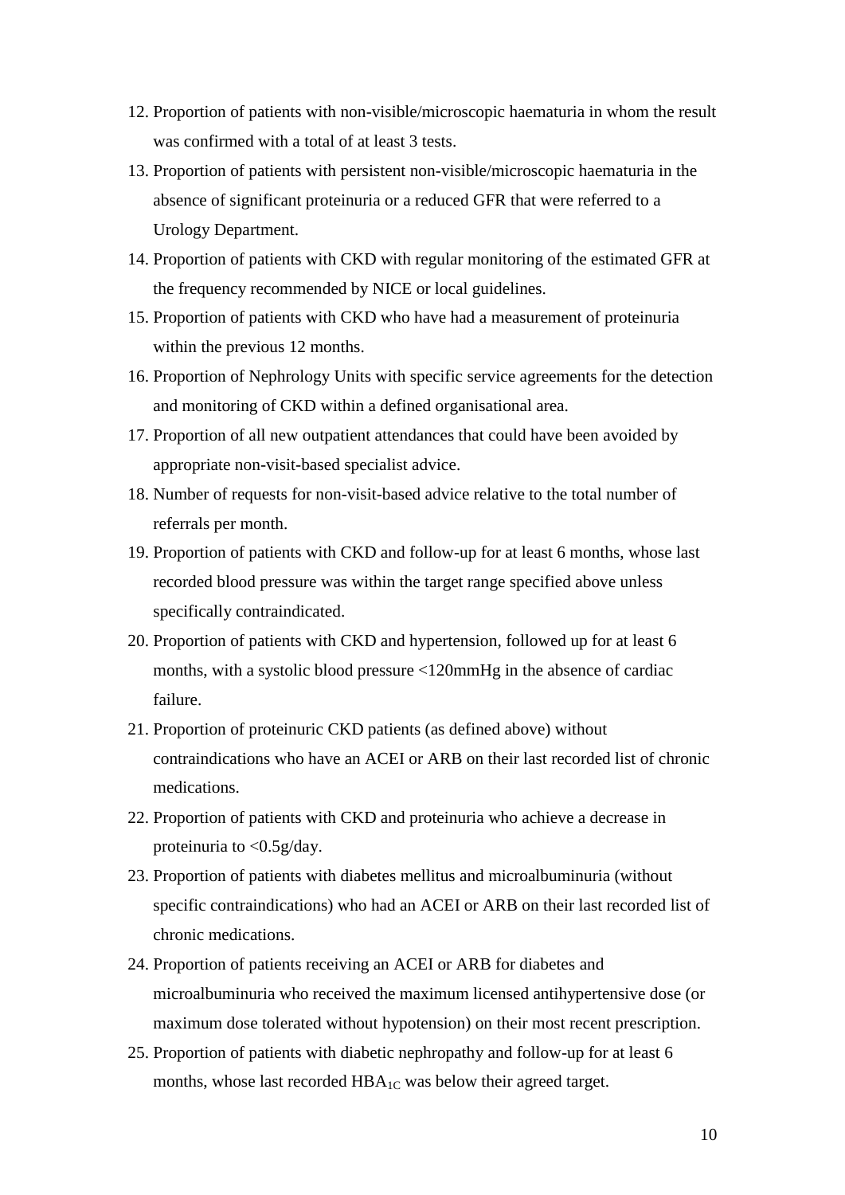12. Proportion of patients with non-visible/microscopic haematuria in whom the result was confirmed with a total of at least 3 tests.
13. Proportion of patients with persistent non-visible/microscopic haematuria in the absence of significant proteinuria or a reduced GFR that were referred to a Urology Department.
14. Proportion of patients with CKD with regular monitoring of the estimated GFR at the frequency recommended by NICE or local guidelines.
15. Proportion of patients with CKD who have had a measurement of proteinuria within the previous 12 months.
16. Proportion of Nephrology Units with specific service agreements for the detection and monitoring of CKD within a defined organisational area.
17. Proportion of all new outpatient attendances that could have been avoided by appropriate non-visit-based specialist advice.
18. Number of requests for non-visit-based advice relative to the total number of referrals per month.
19. Proportion of patients with CKD and follow-up for at least 6 months, whose last recorded blood pressure was within the target range specified above unless specifically contraindicated.
20. Proportion of patients with CKD and hypertension, followed up for at least 6 months, with a systolic blood pressure <120mmHg in the absence of cardiac failure.
21. Proportion of proteinuric CKD patients (as defined above) without contraindications who have an ACEI or ARB on their last recorded list of chronic medications.
22. Proportion of patients with CKD and proteinuria who achieve a decrease in proteinuria to <0.5g/day.
23. Proportion of patients with diabetes mellitus and microalbuminuria (without specific contraindications) who had an ACEI or ARB on their last recorded list of chronic medications.
24. Proportion of patients receiving an ACEI or ARB for diabetes and microalbuminuria who received the maximum licensed antihypertensive dose (or maximum dose tolerated without hypotension) on their most recent prescription.
25. Proportion of patients with diabetic nephropathy and follow-up for at least 6 months, whose last recorded $HBA_{1C}$ was below their agreed target.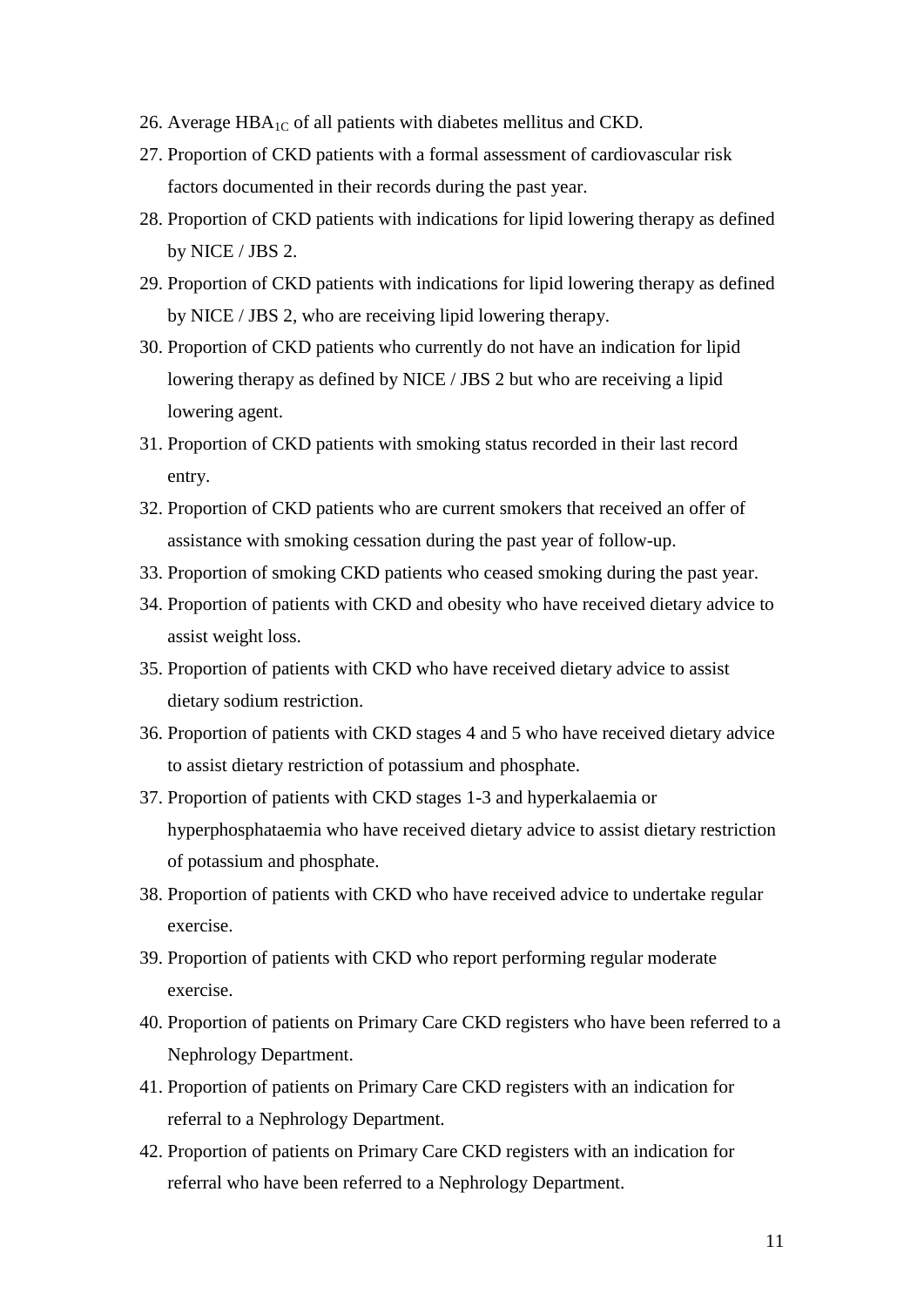26. Average $HBA_{1C}$ of all patients with diabetes mellitus and CKD.
27. Proportion of CKD patients with a formal assessment of cardiovascular risk factors documented in their records during the past year.
28. Proportion of CKD patients with indications for lipid lowering therapy as defined by NICE / JBS 2.
29. Proportion of CKD patients with indications for lipid lowering therapy as defined by NICE / JBS 2, who are receiving lipid lowering therapy.
30. Proportion of CKD patients who currently do not have an indication for lipid lowering therapy as defined by NICE / JBS 2 but who are receiving a lipid lowering agent.
31. Proportion of CKD patients with smoking status recorded in their last record entry.
32. Proportion of CKD patients who are current smokers that received an offer of assistance with smoking cessation during the past year of follow-up.
33. Proportion of smoking CKD patients who ceased smoking during the past year.
34. Proportion of patients with CKD and obesity who have received dietary advice to assist weight loss.
35. Proportion of patients with CKD who have received dietary advice to assist dietary sodium restriction.
36. Proportion of patients with CKD stages 4 and 5 who have received dietary advice to assist dietary restriction of potassium and phosphate.
37. Proportion of patients with CKD stages 1-3 and hyperkalaemia or hyperphosphataemia who have received dietary advice to assist dietary restriction of potassium and phosphate.
38. Proportion of patients with CKD who have received advice to undertake regular exercise.
39. Proportion of patients with CKD who report performing regular moderate exercise.
40. Proportion of patients on Primary Care CKD registers who have been referred to a Nephrology Department.
41. Proportion of patients on Primary Care CKD registers with an indication for referral to a Nephrology Department.
42. Proportion of patients on Primary Care CKD registers with an indication for referral who have been referred to a Nephrology Department.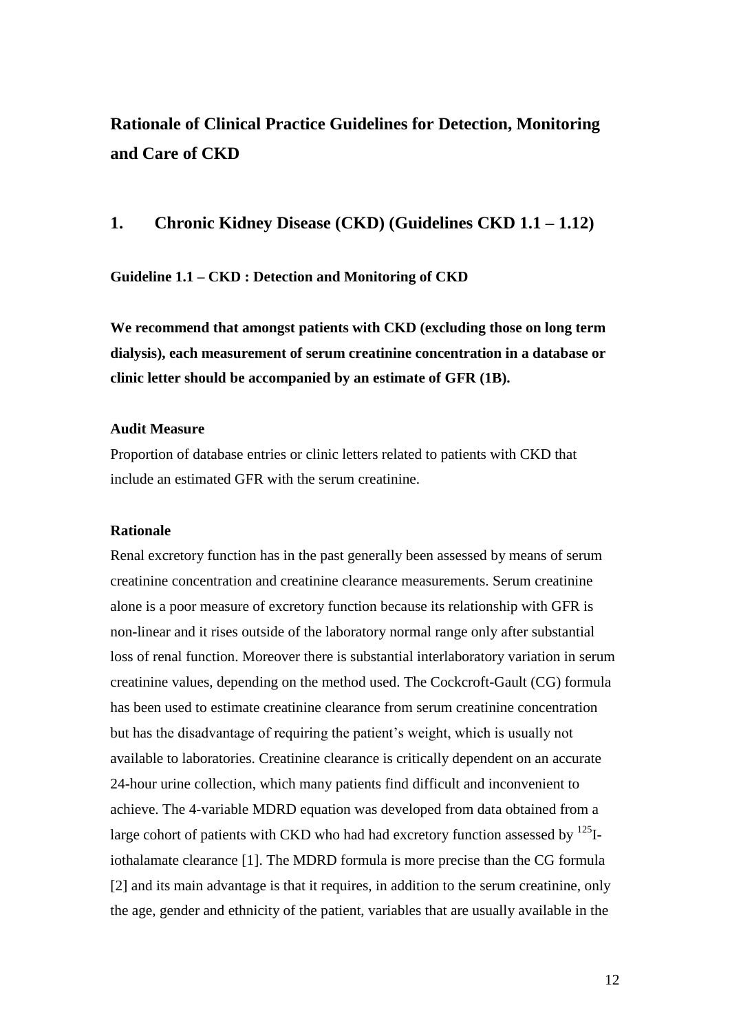# Rationale of Clinical Practice Guidelines for Detection, Monitoring and Care of CKD

## 1. Chronic Kidney Disease (CKD) (Guidelines CKD 1.1 – 1.12)

### Guideline 1.1 – CKD : Detection and Monitoring of CKD

**We recommend that amongst patients with CKD (excluding those on long term dialysis), each measurement of serum creatinine concentration in a database or clinic letter should be accompanied by an estimate of GFR (1B).**

**Audit Measure**

Proportion of database entries or clinic letters related to patients with CKD that include an estimated GFR with the serum creatinine.

**Rationale**

Renal excretory function has in the past generally been assessed by means of serum creatinine concentration and creatinine clearance measurements. Serum creatinine alone is a poor measure of excretory function because its relationship with GFR is non-linear and it rises outside of the laboratory normal range only after substantial loss of renal function. Moreover there is substantial interlaboratory variation in serum creatinine values, depending on the method used. The Cockcroft-Gault (CG) formula has been used to estimate creatinine clearance from serum creatinine concentration but has the disadvantage of requiring the patient's weight, which is usually not available to laboratories. Creatinine clearance is critically dependent on an accurate 24-hour urine collection, which many patients find difficult and inconvenient to achieve. The 4-variable MDRD equation was developed from data obtained from a large cohort of patients with CKD who had had excretory function assessed by $^{125}$I-iothalamate clearance [1]. The MDRD formula is more precise than the CG formula [2] and its main advantage is that it requires, in addition to the serum creatinine, only the age, gender and ethnicity of the patient, variables that are usually available in the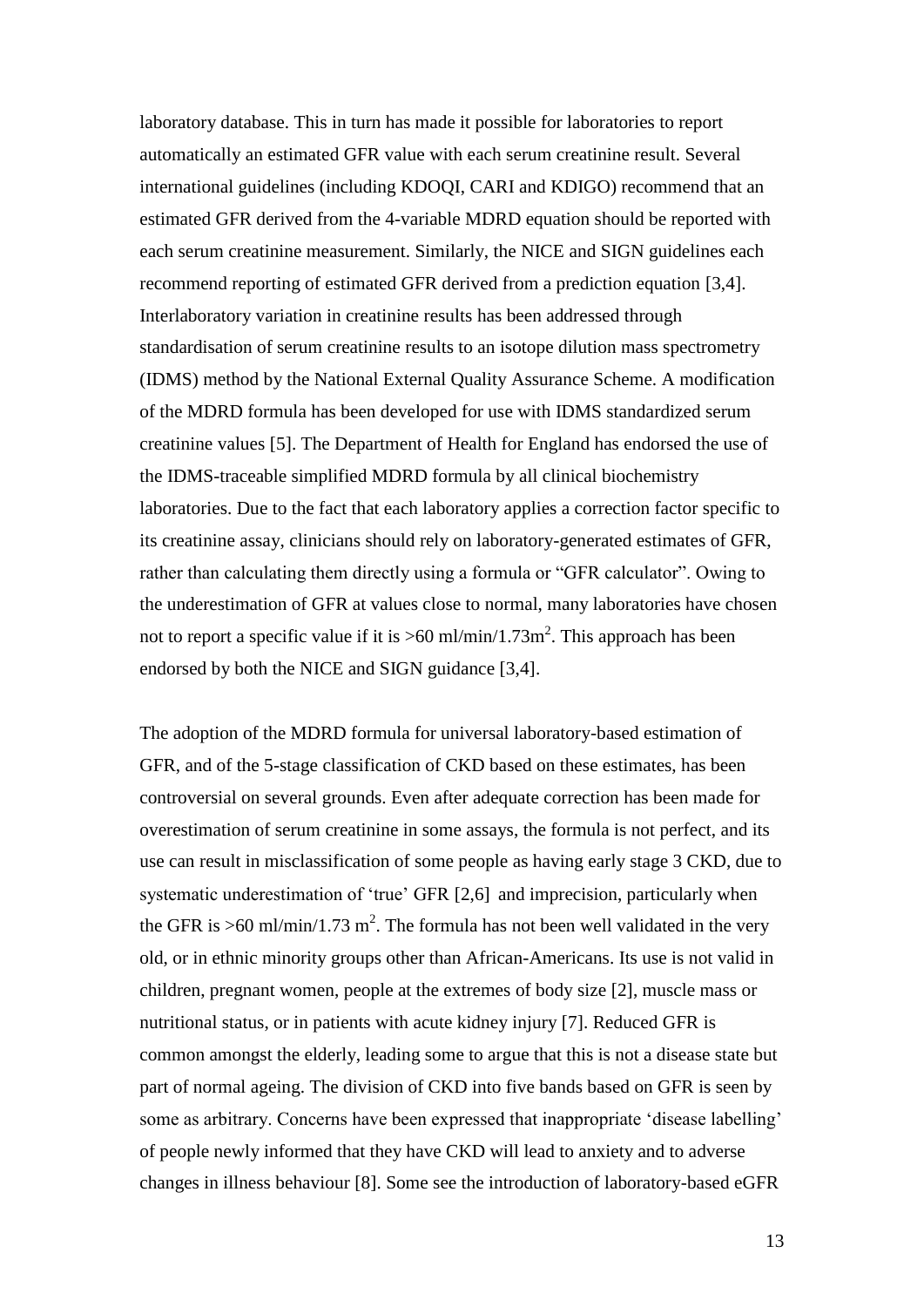laboratory database. This in turn has made it possible for laboratories to report automatically an estimated GFR value with each serum creatinine result. Several international guidelines (including KDOQI, CARI and KDIGO) recommend that an estimated GFR derived from the 4-variable MDRD equation should be reported with each serum creatinine measurement. Similarly, the NICE and SIGN guidelines each recommend reporting of estimated GFR derived from a prediction equation [3,4]. Interlaboratory variation in creatinine results has been addressed through standardisation of serum creatinine results to an isotope dilution mass spectrometry (IDMS) method by the National External Quality Assurance Scheme. A modification of the MDRD formula has been developed for use with IDMS standardized serum creatinine values [5]. The Department of Health for England has endorsed the use of the IDMS-traceable simplified MDRD formula by all clinical biochemistry laboratories. Due to the fact that each laboratory applies a correction factor specific to its creatinine assay, clinicians should rely on laboratory-generated estimates of GFR, rather than calculating them directly using a formula or "GFR calculator". Owing to the underestimation of GFR at values close to normal, many laboratories have chosen not to report a specific value if it is >60 ml/min/1.73m$^2$. This approach has been endorsed by both the NICE and SIGN guidance [3,4].

The adoption of the MDRD formula for universal laboratory-based estimation of GFR, and of the 5-stage classification of CKD based on these estimates, has been controversial on several grounds. Even after adequate correction has been made for overestimation of serum creatinine in some assays, the formula is not perfect, and its use can result in misclassification of some people as having early stage 3 CKD, due to systematic underestimation of 'true' GFR [2,6] and imprecision, particularly when the GFR is >60 ml/min/1.73 m$^2$. The formula has not been well validated in the very old, or in ethnic minority groups other than African-Americans. Its use is not valid in children, pregnant women, people at the extremes of body size [2], muscle mass or nutritional status, or in patients with acute kidney injury [7]. Reduced GFR is common amongst the elderly, leading some to argue that this is not a disease state but part of normal ageing. The division of CKD into five bands based on GFR is seen by some as arbitrary. Concerns have been expressed that inappropriate 'disease labelling' of people newly informed that they have CKD will lead to anxiety and to adverse changes in illness behaviour [8]. Some see the introduction of laboratory-based eGFR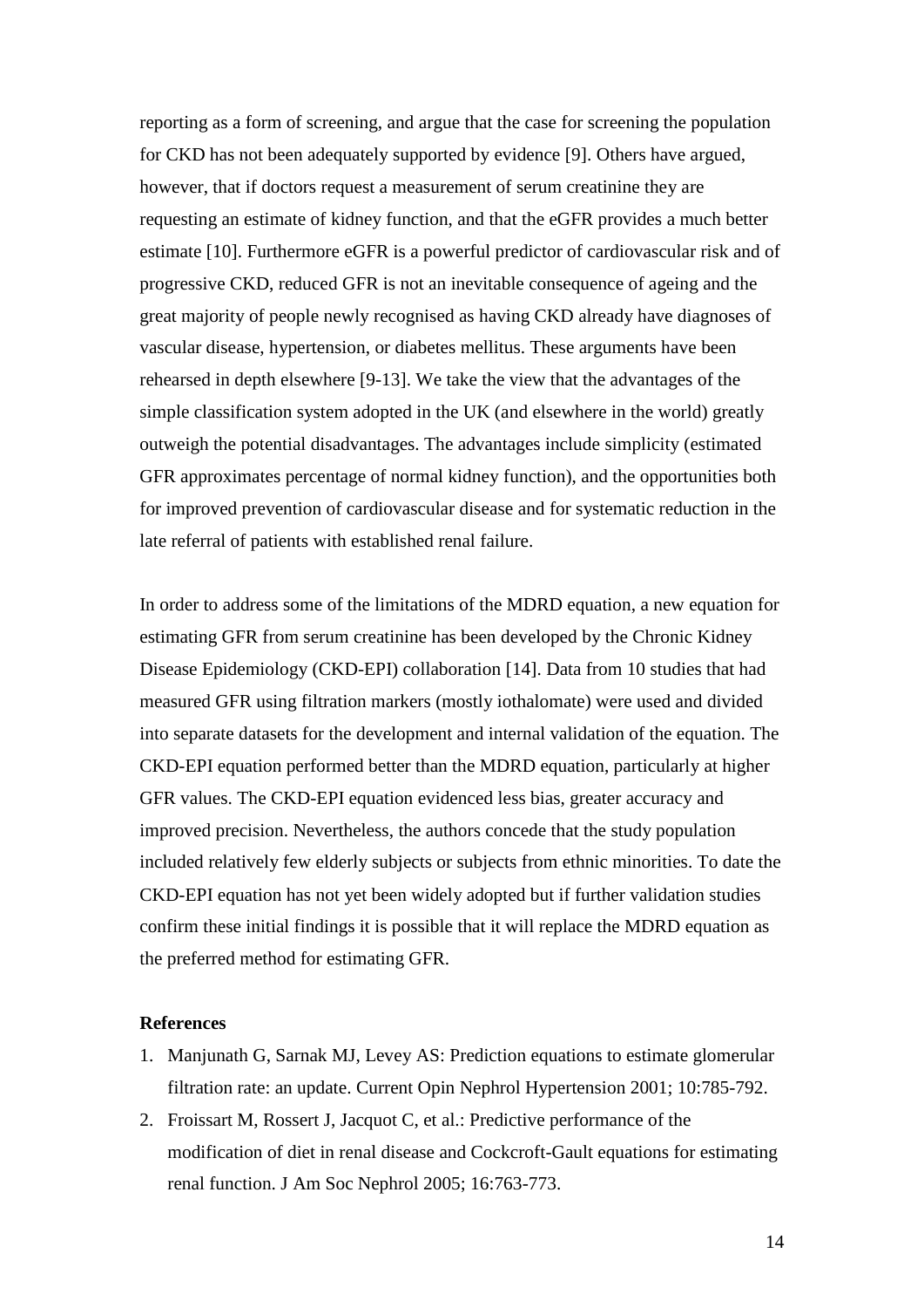reporting as a form of screening, and argue that the case for screening the population for CKD has not been adequately supported by evidence [9]. Others have argued, however, that if doctors request a measurement of serum creatinine they are requesting an estimate of kidney function, and that the eGFR provides a much better estimate [10]. Furthermore eGFR is a powerful predictor of cardiovascular risk and of progressive CKD, reduced GFR is not an inevitable consequence of ageing and the great majority of people newly recognised as having CKD already have diagnoses of vascular disease, hypertension, or diabetes mellitus. These arguments have been rehearsed in depth elsewhere [9-13]. We take the view that the advantages of the simple classification system adopted in the UK (and elsewhere in the world) greatly outweigh the potential disadvantages. The advantages include simplicity (estimated GFR approximates percentage of normal kidney function), and the opportunities both for improved prevention of cardiovascular disease and for systematic reduction in the late referral of patients with established renal failure.

In order to address some of the limitations of the MDRD equation, a new equation for estimating GFR from serum creatinine has been developed by the Chronic Kidney Disease Epidemiology (CKD-EPI) collaboration [14]. Data from 10 studies that had measured GFR using filtration markers (mostly iothalomate) were used and divided into separate datasets for the development and internal validation of the equation. The CKD-EPI equation performed better than the MDRD equation, particularly at higher GFR values. The CKD-EPI equation evidenced less bias, greater accuracy and improved precision. Nevertheless, the authors concede that the study population included relatively few elderly subjects or subjects from ethnic minorities. To date the CKD-EPI equation has not yet been widely adopted but if further validation studies confirm these initial findings it is possible that it will replace the MDRD equation as the preferred method for estimating GFR.

**References**

1. Manjunath G, Sarnak MJ, Levey AS: Prediction equations to estimate glomerular filtration rate: an update. Current Opin Nephrol Hypertension 2001; 10:785-792.
2. Froissart M, Rossert J, Jacquot C, et al.: Predictive performance of the modification of diet in renal disease and Cockcroft-Gault equations for estimating renal function. J Am Soc Nephrol 2005; 16:763-773.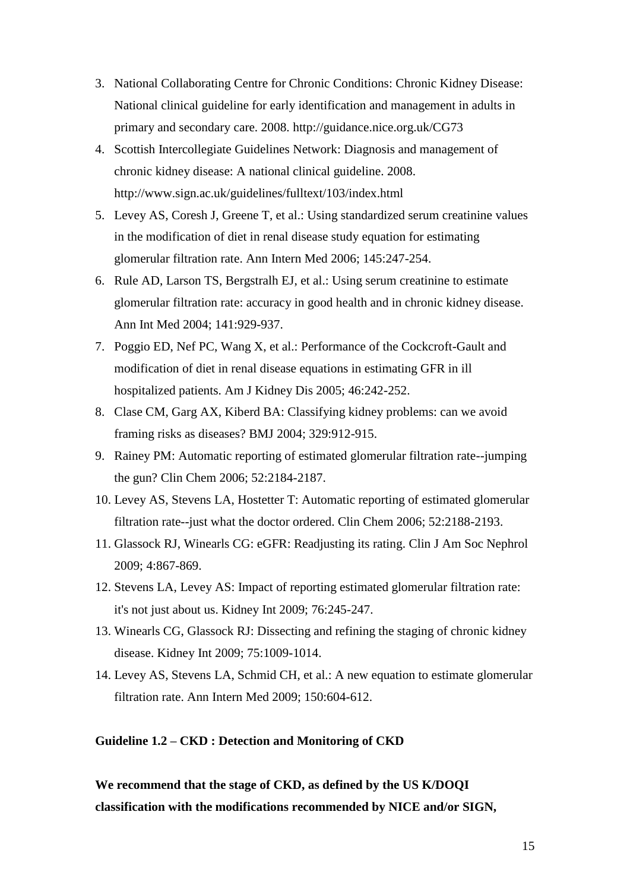3. National Collaborating Centre for Chronic Conditions: Chronic Kidney Disease: National clinical guideline for early identification and management in adults in primary and secondary care. 2008. http://guidance.nice.org.uk/CG73
4. Scottish Intercollegiate Guidelines Network: Diagnosis and management of chronic kidney disease: A national clinical guideline. 2008. http://www.sign.ac.uk/guidelines/fulltext/103/index.html
5. Levey AS, Coresh J, Greene T, et al.: Using standardized serum creatinine values in the modification of diet in renal disease study equation for estimating glomerular filtration rate. Ann Intern Med 2006; 145:247-254.
6. Rule AD, Larson TS, Bergstralh EJ, et al.: Using serum creatinine to estimate glomerular filtration rate: accuracy in good health and in chronic kidney disease. Ann Int Med 2004; 141:929-937.
7. Poggio ED, Nef PC, Wang X, et al.: Performance of the Cockcroft-Gault and modification of diet in renal disease equations in estimating GFR in ill hospitalized patients. Am J Kidney Dis 2005; 46:242-252.
8. Clase CM, Garg AX, Kiberd BA: Classifying kidney problems: can we avoid framing risks as diseases? BMJ 2004; 329:912-915.
9. Rainey PM: Automatic reporting of estimated glomerular filtration rate--jumping the gun? Clin Chem 2006; 52:2184-2187.
10. Levey AS, Stevens LA, Hostetter T: Automatic reporting of estimated glomerular filtration rate--just what the doctor ordered. Clin Chem 2006; 52:2188-2193.
11. Glassock RJ, Winearls CG: eGFR: Readjusting its rating. Clin J Am Soc Nephrol 2009; 4:867-869.
12. Stevens LA, Levey AS: Impact of reporting estimated glomerular filtration rate: it's not just about us. Kidney Int 2009; 76:245-247.
13. Winearls CG, Glassock RJ: Dissecting and refining the staging of chronic kidney disease. Kidney Int 2009; 75:1009-1014.
14. Levey AS, Stevens LA, Schmid CH, et al.: A new equation to estimate glomerular filtration rate. Ann Intern Med 2009; 150:604-612.

**Guideline 1.2 – CKD : Detection and Monitoring of CKD**

**We recommend that the stage of CKD, as defined by the US K/DOQI classification with the modifications recommended by NICE and/or SIGN,**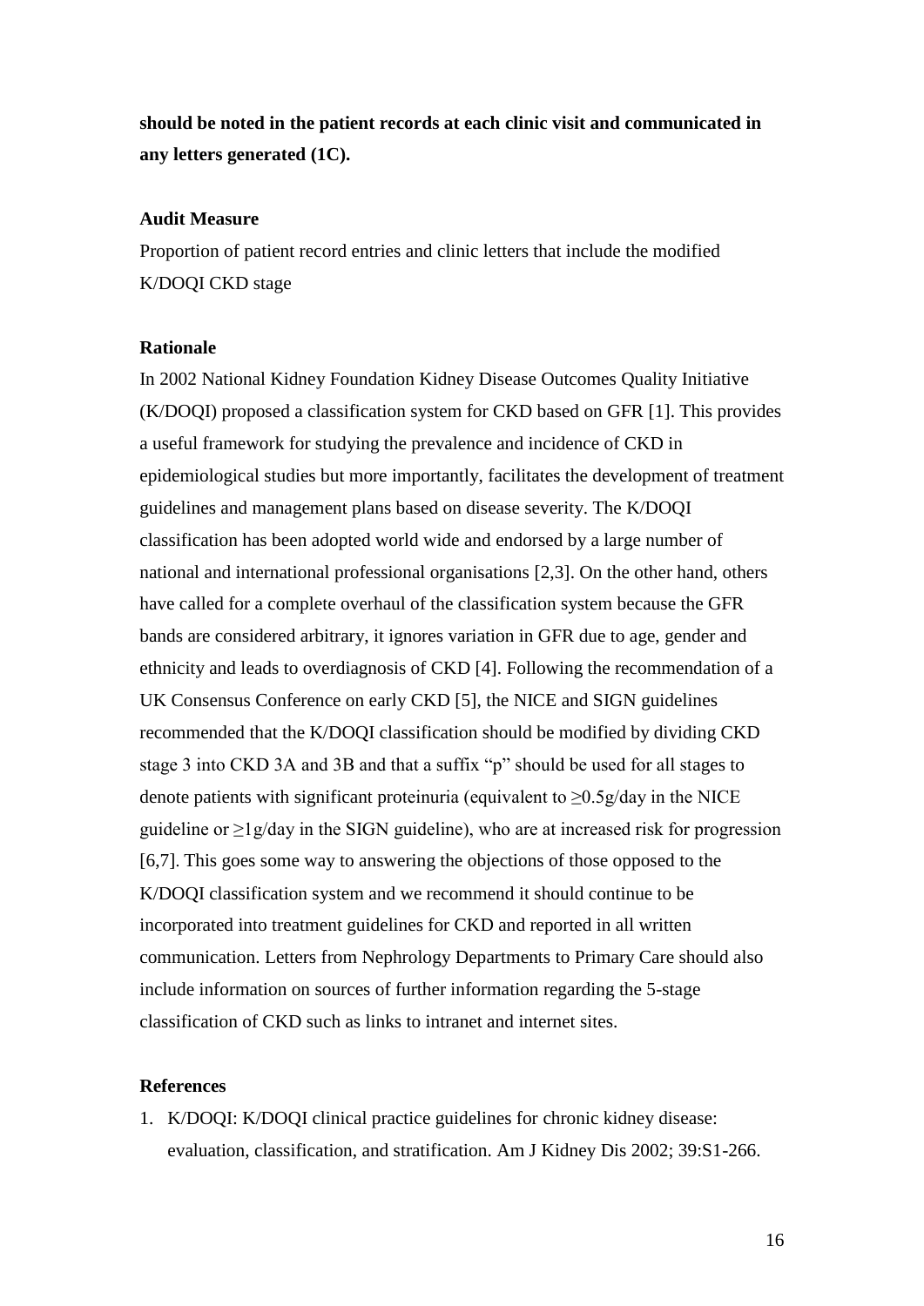**should be noted in the patient records at each clinic visit and communicated in any letters generated (1C).**

**Audit Measure**

Proportion of patient record entries and clinic letters that include the modified K/DOQI CKD stage

**Rationale**

In 2002 National Kidney Foundation Kidney Disease Outcomes Quality Initiative (K/DOQI) proposed a classification system for CKD based on GFR [1]. This provides a useful framework for studying the prevalence and incidence of CKD in epidemiological studies but more importantly, facilitates the development of treatment guidelines and management plans based on disease severity. The K/DOQI classification has been adopted world wide and endorsed by a large number of national and international professional organisations [2,3]. On the other hand, others have called for a complete overhaul of the classification system because the GFR bands are considered arbitrary, it ignores variation in GFR due to age, gender and ethnicity and leads to overdiagnosis of CKD [4]. Following the recommendation of a UK Consensus Conference on early CKD [5], the NICE and SIGN guidelines recommended that the K/DOQI classification should be modified by dividing CKD stage 3 into CKD 3A and 3B and that a suffix "p" should be used for all stages to denote patients with significant proteinuria (equivalent to $\geq$0.5g/day in the NICE guideline or $\geq$1g/day in the SIGN guideline), who are at increased risk for progression [6,7]. This goes some way to answering the objections of those opposed to the K/DOQI classification system and we recommend it should continue to be incorporated into treatment guidelines for CKD and reported in all written communication. Letters from Nephrology Departments to Primary Care should also include information on sources of further information regarding the 5-stage classification of CKD such as links to intranet and internet sites.

**References**

1. K/DOQI: K/DOQI clinical practice guidelines for chronic kidney disease: evaluation, classification, and stratification. Am J Kidney Dis 2002; 39:S1-266.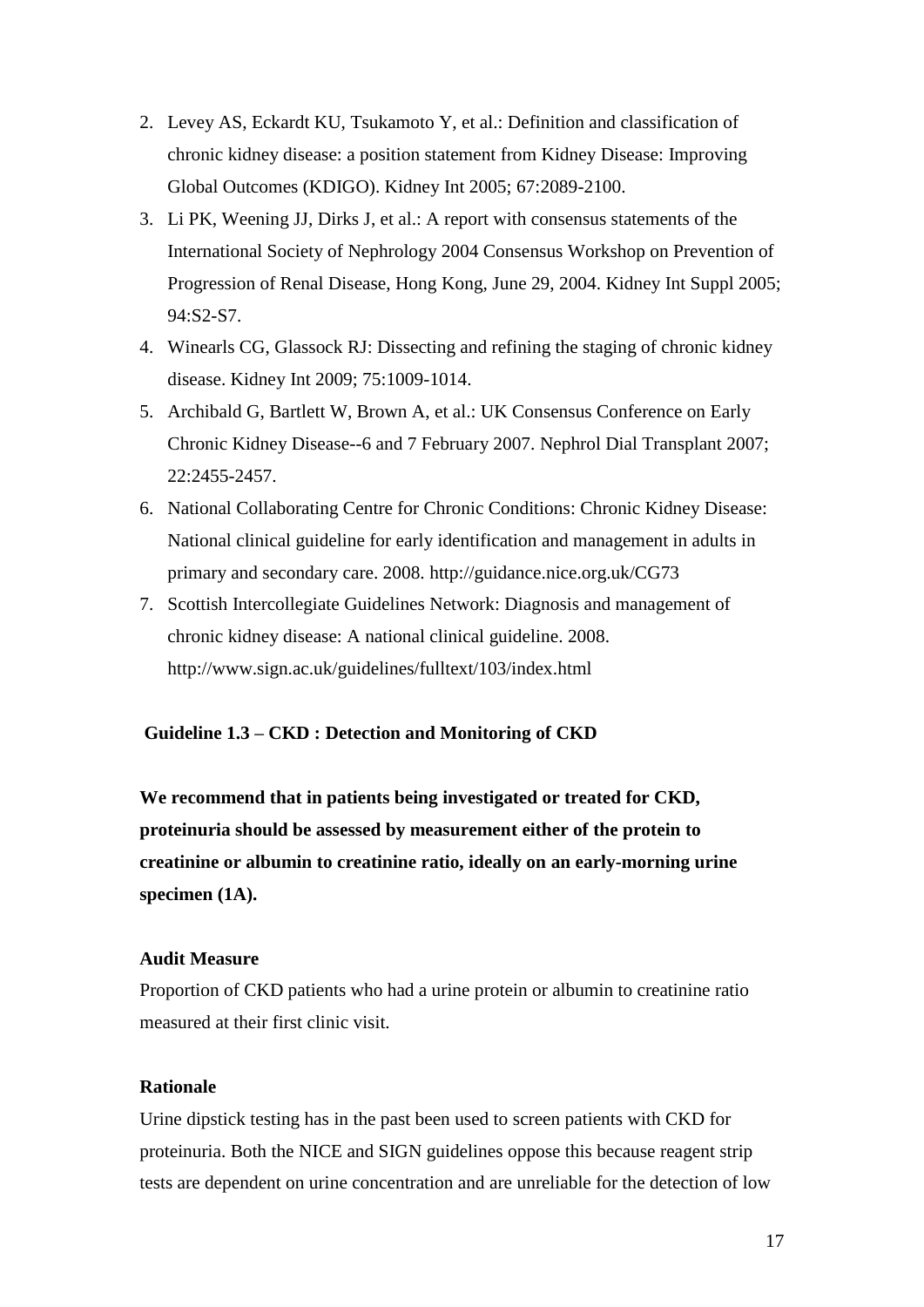2. Levey AS, Eckardt KU, Tsukamoto Y, et al.: Definition and classification of chronic kidney disease: a position statement from Kidney Disease: Improving Global Outcomes (KDIGO). Kidney Int 2005; 67:2089-2100.
3. Li PK, Weening JJ, Dirks J, et al.: A report with consensus statements of the International Society of Nephrology 2004 Consensus Workshop on Prevention of Progression of Renal Disease, Hong Kong, June 29, 2004. Kidney Int Suppl 2005; 94:S2-S7.
4. Winearls CG, Glassock RJ: Dissecting and refining the staging of chronic kidney disease. Kidney Int 2009; 75:1009-1014.
5. Archibald G, Bartlett W, Brown A, et al.: UK Consensus Conference on Early Chronic Kidney Disease--6 and 7 February 2007. Nephrol Dial Transplant 2007; 22:2455-2457.
6. National Collaborating Centre for Chronic Conditions: Chronic Kidney Disease: National clinical guideline for early identification and management in adults in primary and secondary care. 2008. http://guidance.nice.org.uk/CG73
7. Scottish Intercollegiate Guidelines Network: Diagnosis and management of chronic kidney disease: A national clinical guideline. 2008. http://www.sign.ac.uk/guidelines/fulltext/103/index.html

### Guideline 1.3 – CKD : Detection and Monitoring of CKD

**We recommend that in patients being investigated or treated for CKD, proteinuria should be assessed by measurement either of the protein to creatinine or albumin to creatinine ratio, ideally on an early-morning urine specimen (1A).**

#### Audit Measure

Proportion of CKD patients who had a urine protein or albumin to creatinine ratio measured at their first clinic visit.

#### Rationale

Urine dipstick testing has in the past been used to screen patients with CKD for proteinuria. Both the NICE and SIGN guidelines oppose this because reagent strip tests are dependent on urine concentration and are unreliable for the detection of low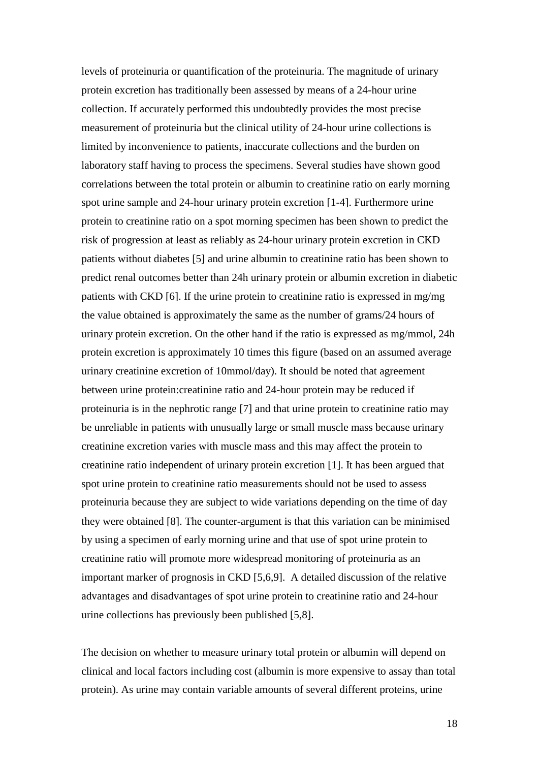levels of proteinuria or quantification of the proteinuria. The magnitude of urinary protein excretion has traditionally been assessed by means of a 24-hour urine collection. If accurately performed this undoubtedly provides the most precise measurement of proteinuria but the clinical utility of 24-hour urine collections is limited by inconvenience to patients, inaccurate collections and the burden on laboratory staff having to process the specimens. Several studies have shown good correlations between the total protein or albumin to creatinine ratio on early morning spot urine sample and 24-hour urinary protein excretion [1-4]. Furthermore urine protein to creatinine ratio on a spot morning specimen has been shown to predict the risk of progression at least as reliably as 24-hour urinary protein excretion in CKD patients without diabetes [5] and urine albumin to creatinine ratio has been shown to predict renal outcomes better than 24h urinary protein or albumin excretion in diabetic patients with CKD [6]. If the urine protein to creatinine ratio is expressed in mg/mg the value obtained is approximately the same as the number of grams/24 hours of urinary protein excretion. On the other hand if the ratio is expressed as mg/mmol, 24h protein excretion is approximately 10 times this figure (based on an assumed average urinary creatinine excretion of 10mmol/day). It should be noted that agreement between urine protein:creatinine ratio and 24-hour protein may be reduced if proteinuria is in the nephrotic range [7] and that urine protein to creatinine ratio may be unreliable in patients with unusually large or small muscle mass because urinary creatinine excretion varies with muscle mass and this may affect the protein to creatinine ratio independent of urinary protein excretion [1]. It has been argued that spot urine protein to creatinine ratio measurements should not be used to assess proteinuria because they are subject to wide variations depending on the time of day they were obtained [8]. The counter-argument is that this variation can be minimised by using a specimen of early morning urine and that use of spot urine protein to creatinine ratio will promote more widespread monitoring of proteinuria as an important marker of prognosis in CKD [5,6,9]. A detailed discussion of the relative advantages and disadvantages of spot urine protein to creatinine ratio and 24-hour urine collections has previously been published [5,8].

The decision on whether to measure urinary total protein or albumin will depend on clinical and local factors including cost (albumin is more expensive to assay than total protein). As urine may contain variable amounts of several different proteins, urine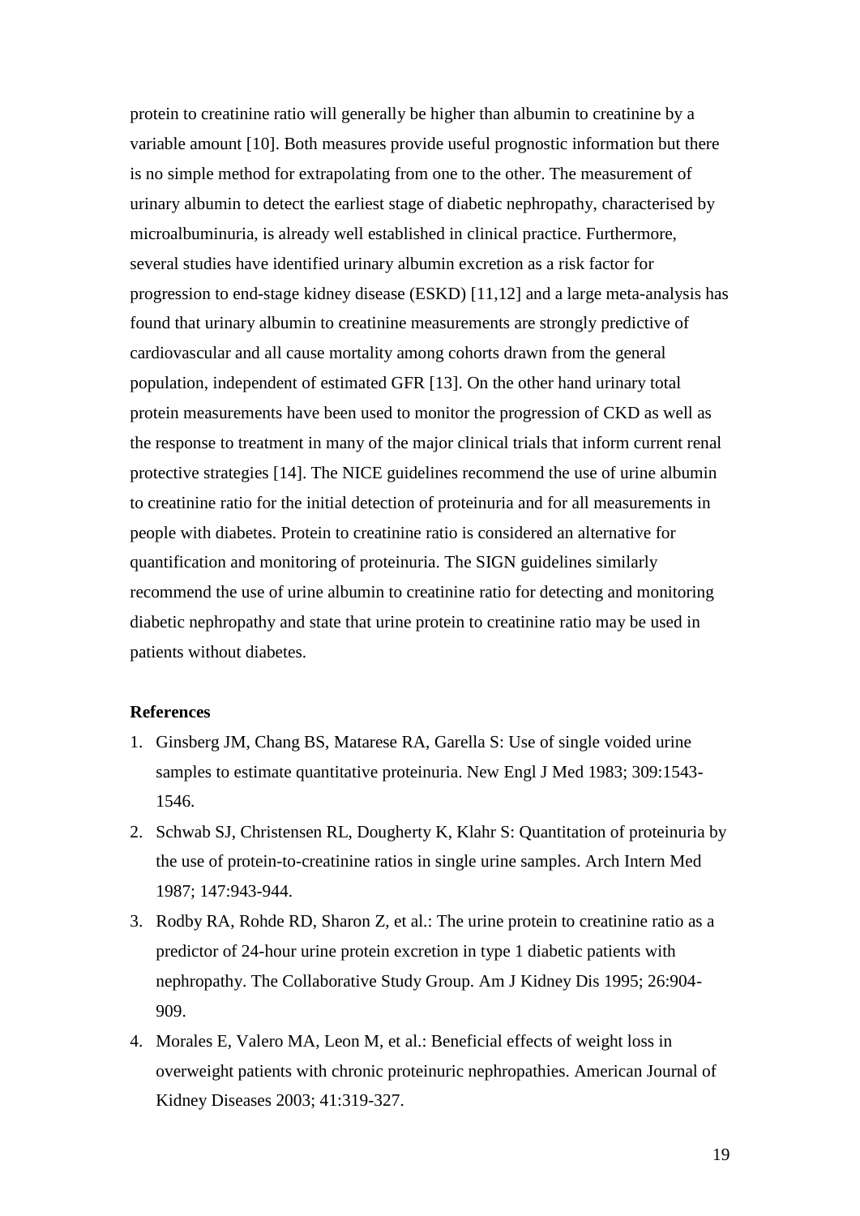protein to creatinine ratio will generally be higher than albumin to creatinine by a variable amount [10]. Both measures provide useful prognostic information but there is no simple method for extrapolating from one to the other. The measurement of urinary albumin to detect the earliest stage of diabetic nephropathy, characterised by microalbuminuria, is already well established in clinical practice. Furthermore, several studies have identified urinary albumin excretion as a risk factor for progression to end-stage kidney disease (ESKD) [11,12] and a large meta-analysis has found that urinary albumin to creatinine measurements are strongly predictive of cardiovascular and all cause mortality among cohorts drawn from the general population, independent of estimated GFR [13]. On the other hand urinary total protein measurements have been used to monitor the progression of CKD as well as the response to treatment in many of the major clinical trials that inform current renal protective strategies [14]. The NICE guidelines recommend the use of urine albumin to creatinine ratio for the initial detection of proteinuria and for all measurements in people with diabetes. Protein to creatinine ratio is considered an alternative for quantification and monitoring of proteinuria. The SIGN guidelines similarly recommend the use of urine albumin to creatinine ratio for detecting and monitoring diabetic nephropathy and state that urine protein to creatinine ratio may be used in patients without diabetes.

**References**

1. Ginsberg JM, Chang BS, Matarese RA, Garella S: Use of single voided urine samples to estimate quantitative proteinuria. New Engl J Med 1983; 309:1543-1546.
2. Schwab SJ, Christensen RL, Dougherty K, Klahr S: Quantitation of proteinuria by the use of protein-to-creatinine ratios in single urine samples. Arch Intern Med 1987; 147:943-944.
3. Rodby RA, Rohde RD, Sharon Z, et al.: The urine protein to creatinine ratio as a predictor of 24-hour urine protein excretion in type 1 diabetic patients with nephropathy. The Collaborative Study Group. Am J Kidney Dis 1995; 26:904-909.
4. Morales E, Valero MA, Leon M, et al.: Beneficial effects of weight loss in overweight patients with chronic proteinuric nephropathies. American Journal of Kidney Diseases 2003; 41:319-327.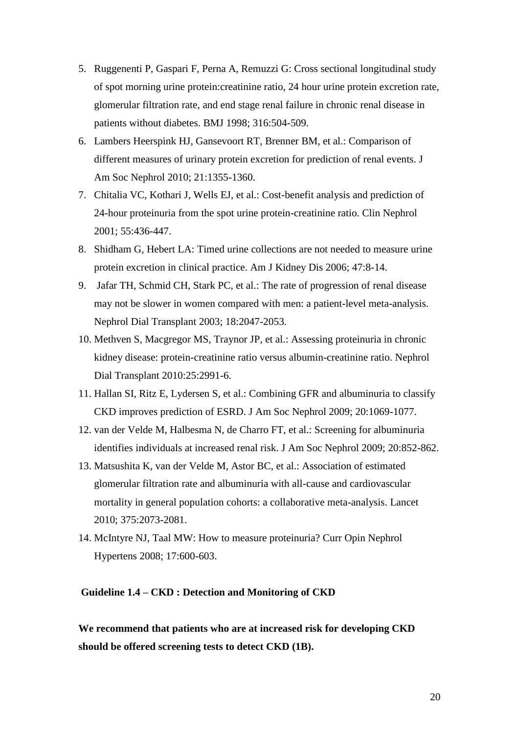5. Ruggenenti P, Gaspari F, Perna A, Remuzzi G: Cross sectional longitudinal study of spot morning urine protein:creatinine ratio, 24 hour urine protein excretion rate, glomerular filtration rate, and end stage renal failure in chronic renal disease in patients without diabetes. BMJ 1998; 316:504-509.
6. Lambers Heerspink HJ, Gansevoort RT, Brenner BM, et al.: Comparison of different measures of urinary protein excretion for prediction of renal events. J Am Soc Nephrol 2010; 21:1355-1360.
7. Chitalia VC, Kothari J, Wells EJ, et al.: Cost-benefit analysis and prediction of 24-hour proteinuria from the spot urine protein-creatinine ratio. Clin Nephrol 2001; 55:436-447.
8. Shidham G, Hebert LA: Timed urine collections are not needed to measure urine protein excretion in clinical practice. Am J Kidney Dis 2006; 47:8-14.
9. Jafar TH, Schmid CH, Stark PC, et al.: The rate of progression of renal disease may not be slower in women compared with men: a patient-level meta-analysis. Nephrol Dial Transplant 2003; 18:2047-2053.
10. Methven S, Macgregor MS, Traynor JP, et al.: Assessing proteinuria in chronic kidney disease: protein-creatinine ratio versus albumin-creatinine ratio. Nephrol Dial Transplant 2010:25:2991-6.
11. Hallan SI, Ritz E, Lydersen S, et al.: Combining GFR and albuminuria to classify CKD improves prediction of ESRD. J Am Soc Nephrol 2009; 20:1069-1077.
12. van der Velde M, Halbesma N, de Charro FT, et al.: Screening for albuminuria identifies individuals at increased renal risk. J Am Soc Nephrol 2009; 20:852-862.
13. Matsushita K, van der Velde M, Astor BC, et al.: Association of estimated glomerular filtration rate and albuminuria with all-cause and cardiovascular mortality in general population cohorts: a collaborative meta-analysis. Lancet 2010; 375:2073-2081.
14. McIntyre NJ, Taal MW: How to measure proteinuria? Curr Opin Nephrol Hypertens 2008; 17:600-603.

### Guideline 1.4 – CKD : Detection and Monitoring of CKD

**We recommend that patients who are at increased risk for developing CKD should be offered screening tests to detect CKD (1B).**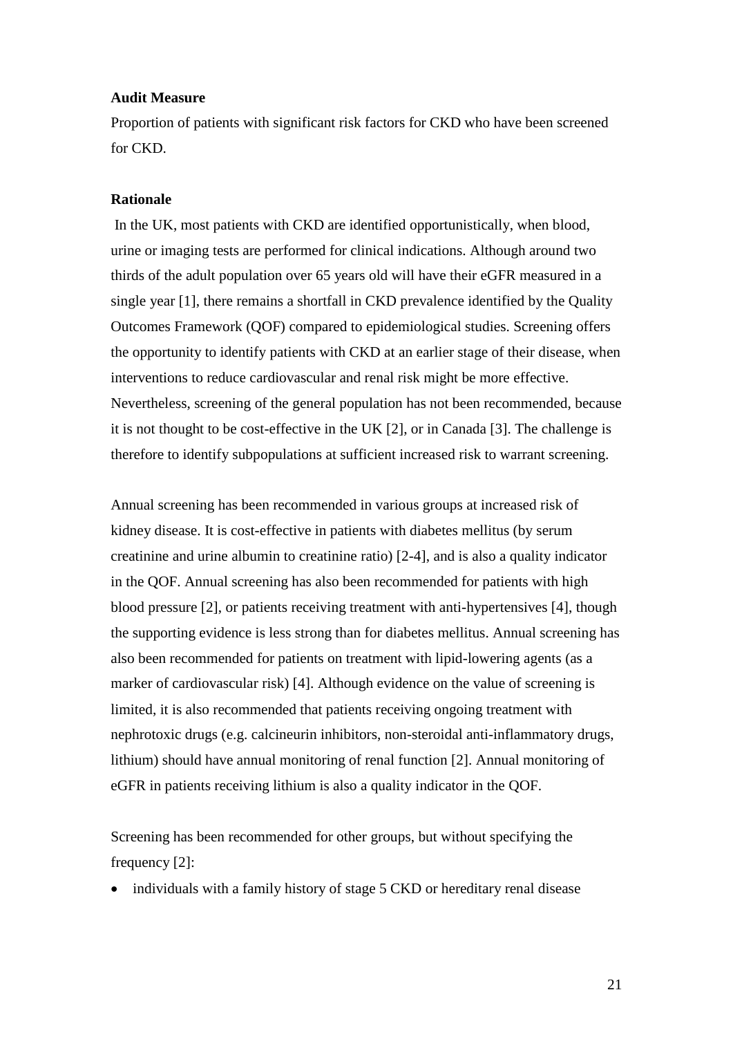**Audit Measure**

Proportion of patients with significant risk factors for CKD who have been screened for CKD.

**Rationale**

In the UK, most patients with CKD are identified opportunistically, when blood, urine or imaging tests are performed for clinical indications. Although around two thirds of the adult population over 65 years old will have their eGFR measured in a single year [1], there remains a shortfall in CKD prevalence identified by the Quality Outcomes Framework (QOF) compared to epidemiological studies. Screening offers the opportunity to identify patients with CKD at an earlier stage of their disease, when interventions to reduce cardiovascular and renal risk might be more effective. Nevertheless, screening of the general population has not been recommended, because it is not thought to be cost-effective in the UK [2], or in Canada [3]. The challenge is therefore to identify subpopulations at sufficient increased risk to warrant screening.

Annual screening has been recommended in various groups at increased risk of kidney disease. It is cost-effective in patients with diabetes mellitus (by serum creatinine and urine albumin to creatinine ratio) [2-4], and is also a quality indicator in the QOF. Annual screening has also been recommended for patients with high blood pressure [2], or patients receiving treatment with anti-hypertensives [4], though the supporting evidence is less strong than for diabetes mellitus. Annual screening has also been recommended for patients on treatment with lipid-lowering agents (as a marker of cardiovascular risk) [4]. Although evidence on the value of screening is limited, it is also recommended that patients receiving ongoing treatment with nephrotoxic drugs (e.g. calcineurin inhibitors, non-steroidal anti-inflammatory drugs, lithium) should have annual monitoring of renal function [2]. Annual monitoring of eGFR in patients receiving lithium is also a quality indicator in the QOF.

Screening has been recommended for other groups, but without specifying the frequency [2]:

- individuals with a family history of stage 5 CKD or hereditary renal disease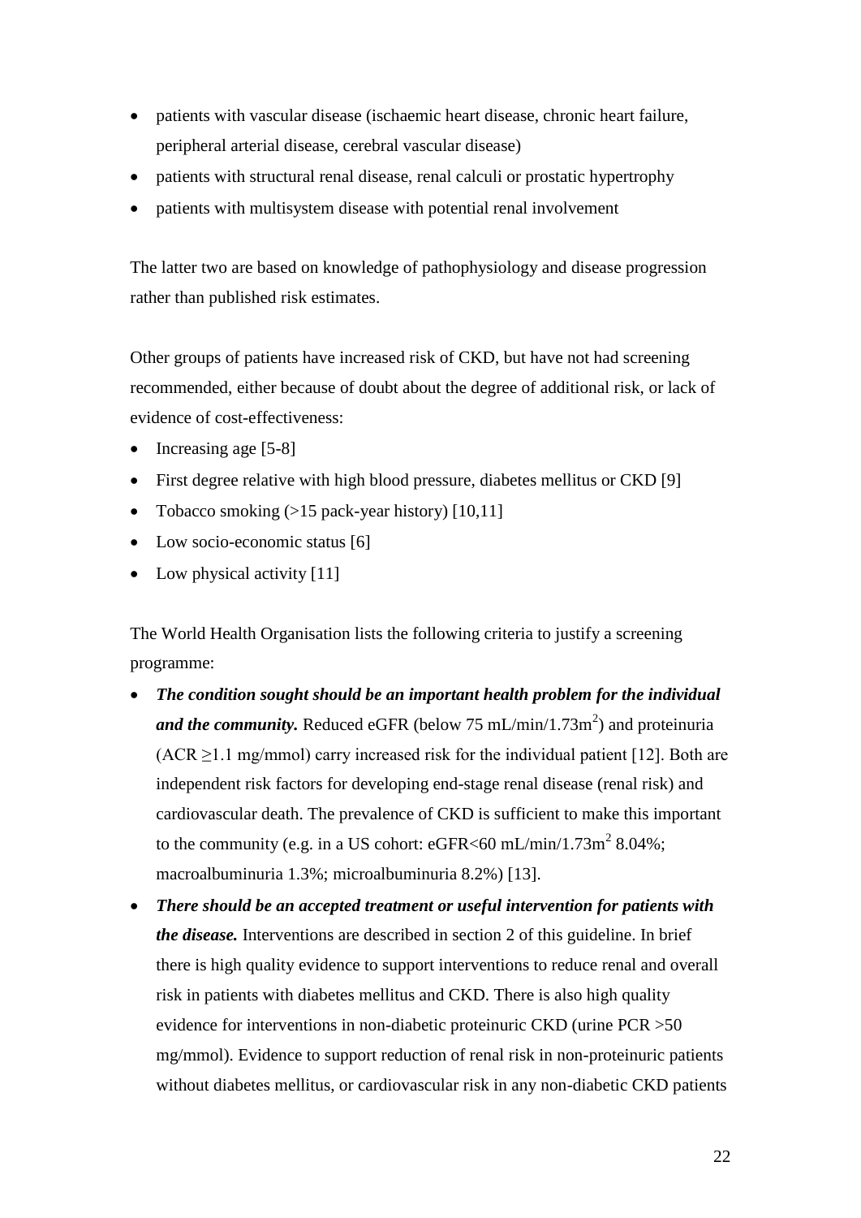- patients with vascular disease (ischaemic heart disease, chronic heart failure, peripheral arterial disease, cerebral vascular disease)
- patients with structural renal disease, renal calculi or prostatic hypertrophy
- patients with multisystem disease with potential renal involvement

The latter two are based on knowledge of pathophysiology and disease progression rather than published risk estimates.

Other groups of patients have increased risk of CKD, but have not had screening recommended, either because of doubt about the degree of additional risk, or lack of evidence of cost-effectiveness:

- Increasing age [5-8]
- First degree relative with high blood pressure, diabetes mellitus or CKD [9]
- Tobacco smoking (>15 pack-year history) [10,11]
- Low socio-economic status [6]
- Low physical activity [11]

The World Health Organisation lists the following criteria to justify a screening programme:

- ***The condition sought should be an important health problem for the individual and the community.*** Reduced eGFR (below 75 mL/min/1.73m$^2$) and proteinuria (ACR ≥1.1 mg/mmol) carry increased risk for the individual patient [12]. Both are independent risk factors for developing end-stage renal disease (renal risk) and cardiovascular death. The prevalence of CKD is sufficient to make this important to the community (e.g. in a US cohort: eGFR<60 mL/min/1.73m$^2$ 8.04%; macroalbuminuria 1.3%; microalbuminuria 8.2%) [13].
- ***There should be an accepted treatment or useful intervention for patients with the disease.*** Interventions are described in section 2 of this guideline. In brief there is high quality evidence to support interventions to reduce renal and overall risk in patients with diabetes mellitus and CKD. There is also high quality evidence for interventions in non-diabetic proteinuric CKD (urine PCR >50 mg/mmol). Evidence to support reduction of renal risk in non-proteinuric patients without diabetes mellitus, or cardiovascular risk in any non-diabetic CKD patients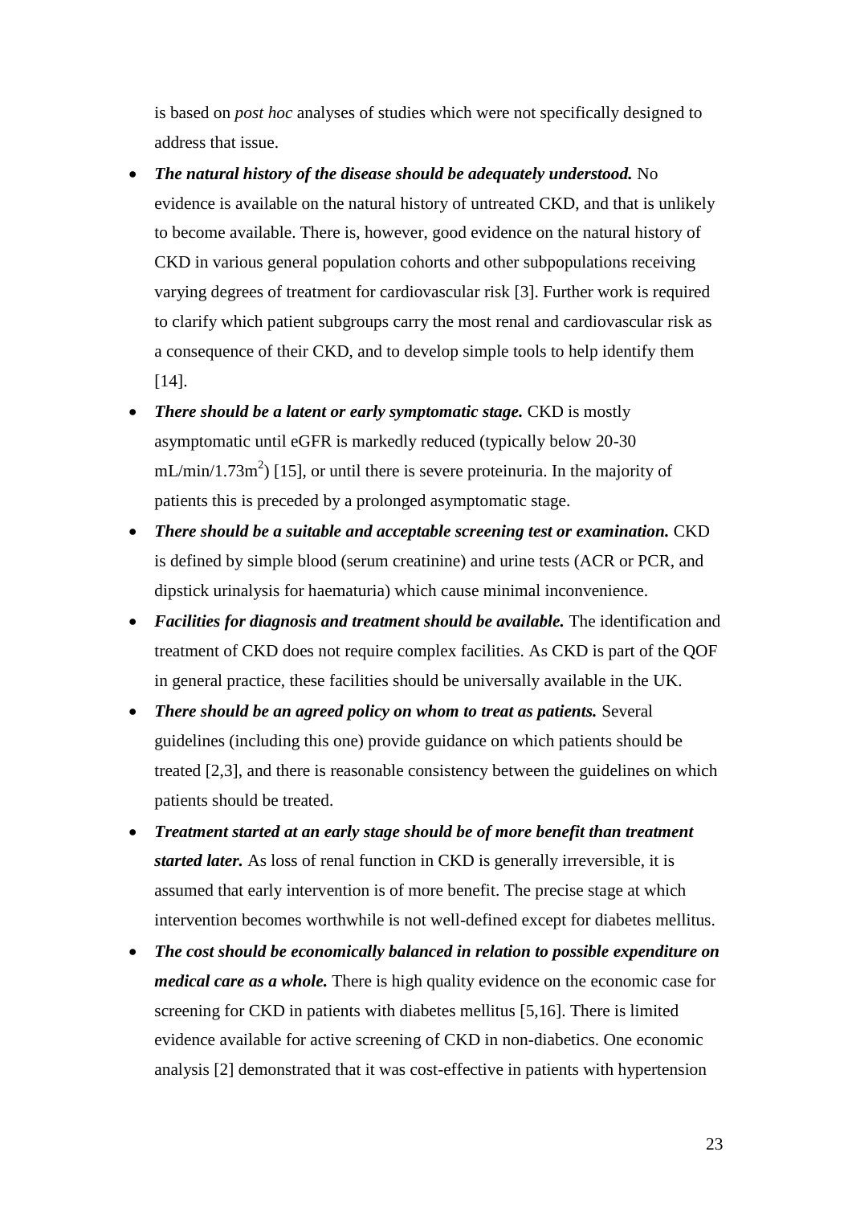is based on *post hoc* analyses of studies which were not specifically designed to address that issue.

- ***The natural history of the disease should be adequately understood.*** No evidence is available on the natural history of untreated CKD, and that is unlikely to become available. There is, however, good evidence on the natural history of CKD in various general population cohorts and other subpopulations receiving varying degrees of treatment for cardiovascular risk [3]. Further work is required to clarify which patient subgroups carry the most renal and cardiovascular risk as a consequence of their CKD, and to develop simple tools to help identify them [14].
- ***There should be a latent or early symptomatic stage.*** CKD is mostly asymptomatic until eGFR is markedly reduced (typically below 20-30 mL/min/1.73m$^2$) [15], or until there is severe proteinuria. In the majority of patients this is preceded by a prolonged asymptomatic stage.
- ***There should be a suitable and acceptable screening test or examination.*** CKD is defined by simple blood (serum creatinine) and urine tests (ACR or PCR, and dipstick urinalysis for haematuria) which cause minimal inconvenience.
- ***Facilities for diagnosis and treatment should be available.*** The identification and treatment of CKD does not require complex facilities. As CKD is part of the QOF in general practice, these facilities should be universally available in the UK.
- ***There should be an agreed policy on whom to treat as patients.*** Several guidelines (including this one) provide guidance on which patients should be treated [2,3], and there is reasonable consistency between the guidelines on which patients should be treated.
- ***Treatment started at an early stage should be of more benefit than treatment started later.*** As loss of renal function in CKD is generally irreversible, it is assumed that early intervention is of more benefit. The precise stage at which intervention becomes worthwhile is not well-defined except for diabetes mellitus.
- ***The cost should be economically balanced in relation to possible expenditure on medical care as a whole.*** There is high quality evidence on the economic case for screening for CKD in patients with diabetes mellitus [5,16]. There is limited evidence available for active screening of CKD in non-diabetics. One economic analysis [2] demonstrated that it was cost-effective in patients with hypertension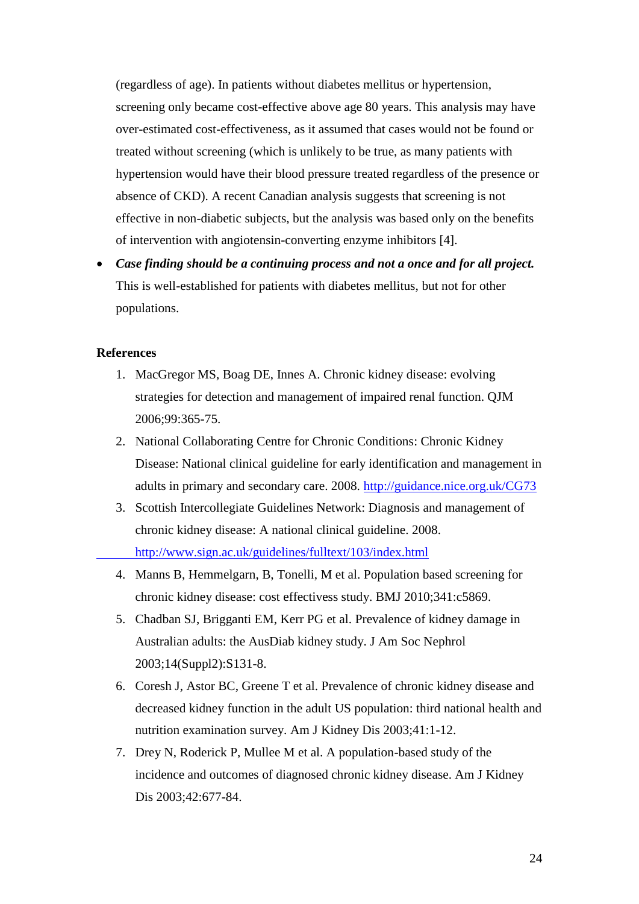(regardless of age). In patients without diabetes mellitus or hypertension, screening only became cost-effective above age 80 years. This analysis may have over-estimated cost-effectiveness, as it assumed that cases would not be found or treated without screening (which is unlikely to be true, as many patients with hypertension would have their blood pressure treated regardless of the presence or absence of CKD). A recent Canadian analysis suggests that screening is not effective in non-diabetic subjects, but the analysis was based only on the benefits of intervention with angiotensin-converting enzyme inhibitors [4].

- ***Case finding should be a continuing process and not a once and for all project.*** This is well-established for patients with diabetes mellitus, but not for other populations.

**References**

1. MacGregor MS, Boag DE, Innes A. Chronic kidney disease: evolving strategies for detection and management of impaired renal function. QJM 2006;99:365-75.
2. National Collaborating Centre for Chronic Conditions: Chronic Kidney Disease: National clinical guideline for early identification and management in adults in primary and secondary care. 2008. http://guidance.nice.org.uk/CG73
3. Scottish Intercollegiate Guidelines Network: Diagnosis and management of chronic kidney disease: A national clinical guideline. 2008. http://www.sign.ac.uk/guidelines/fulltext/103/index.html
4. Manns B, Hemmelgarn, B, Tonelli, M et al. Population based screening for chronic kidney disease: cost effectivess study. BMJ 2010;341:c5869.
5. Chadban SJ, Brigganti EM, Kerr PG et al. Prevalence of kidney damage in Australian adults: the AusDiab kidney study. J Am Soc Nephrol 2003;14(Suppl2):S131-8.
6. Coresh J, Astor BC, Greene T et al. Prevalence of chronic kidney disease and decreased kidney function in the adult US population: third national health and nutrition examination survey. Am J Kidney Dis 2003;41:1-12.
7. Drey N, Roderick P, Mullee M et al. A population-based study of the incidence and outcomes of diagnosed chronic kidney disease. Am J Kidney Dis 2003;42:677-84.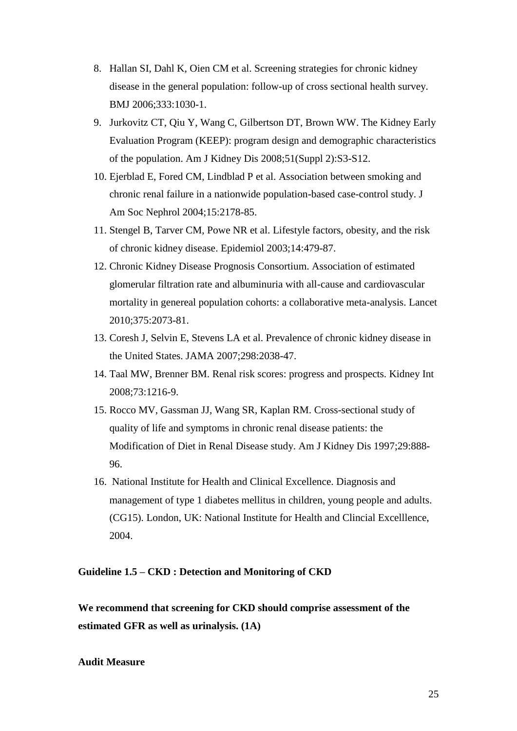8. Hallan SI, Dahl K, Oien CM et al. Screening strategies for chronic kidney disease in the general population: follow-up of cross sectional health survey. BMJ 2006;333:1030-1.
9. Jurkovitz CT, Qiu Y, Wang C, Gilbertson DT, Brown WW. The Kidney Early Evaluation Program (KEEP): program design and demographic characteristics of the population. Am J Kidney Dis 2008;51(Suppl 2):S3-S12.
10. Ejerblad E, Fored CM, Lindblad P et al. Association between smoking and chronic renal failure in a nationwide population-based case-control study. J Am Soc Nephrol 2004;15:2178-85.
11. Stengel B, Tarver CM, Powe NR et al. Lifestyle factors, obesity, and the risk of chronic kidney disease. Epidemiol 2003;14:479-87.
12. Chronic Kidney Disease Prognosis Consortium. Association of estimated glomerular filtration rate and albuminuria with all-cause and cardiovascular mortality in genereal population cohorts: a collaborative meta-analysis. Lancet 2010;375:2073-81.
13. Coresh J, Selvin E, Stevens LA et al. Prevalence of chronic kidney disease in the United States. JAMA 2007;298:2038-47.
14. Taal MW, Brenner BM. Renal risk scores: progress and prospects. Kidney Int 2008;73:1216-9.
15. Rocco MV, Gassman JJ, Wang SR, Kaplan RM. Cross-sectional study of quality of life and symptoms in chronic renal disease patients: the Modification of Diet in Renal Disease study. Am J Kidney Dis 1997;29:888-96.
16. National Institute for Health and Clinical Excellence. Diagnosis and management of type 1 diabetes mellitus in children, young people and adults. (CG15). London, UK: National Institute for Health and Clincial Excelllence, 2004.

**Guideline 1.5 – CKD : Detection and Monitoring of CKD**

**We recommend that screening for CKD should comprise assessment of the estimated GFR as well as urinalysis. (1A)**

**Audit Measure**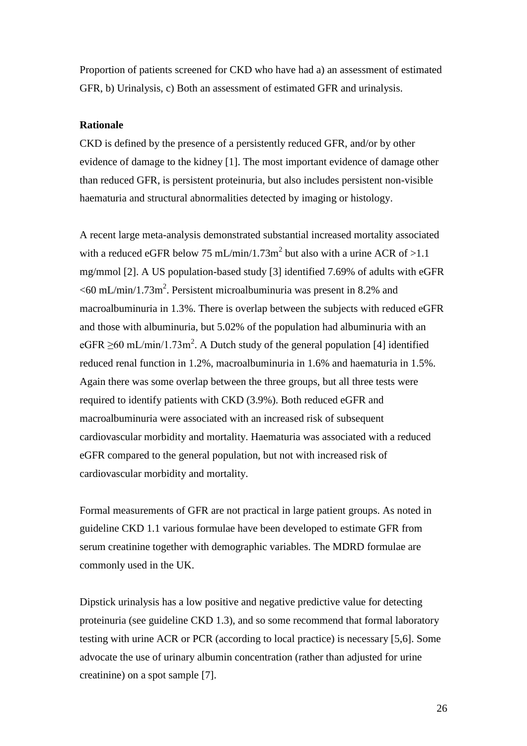Proportion of patients screened for CKD who have had a) an assessment of estimated GFR, b) Urinalysis, c) Both an assessment of estimated GFR and urinalysis.

**Rationale**

CKD is defined by the presence of a persistently reduced GFR, and/or by other evidence of damage to the kidney [1]. The most important evidence of damage other than reduced GFR, is persistent proteinuria, but also includes persistent non-visible haematuria and structural abnormalities detected by imaging or histology.

A recent large meta-analysis demonstrated substantial increased mortality associated with a reduced eGFR below 75 mL/min/1.73m$^2$ but also with a urine ACR of >1.1 mg/mmol [2]. A US population-based study [3] identified 7.69% of adults with eGFR <60 mL/min/1.73m$^2$. Persistent microalbuminuria was present in 8.2% and macroalbuminuria in 1.3%. There is overlap between the subjects with reduced eGFR and those with albuminuria, but 5.02% of the population had albuminuria with an eGFR ≥60 mL/min/1.73m$^2$. A Dutch study of the general population [4] identified reduced renal function in 1.2%, macroalbuminuria in 1.6% and haematuria in 1.5%. Again there was some overlap between the three groups, but all three tests were required to identify patients with CKD (3.9%). Both reduced eGFR and macroalbuminuria were associated with an increased risk of subsequent cardiovascular morbidity and mortality. Haematuria was associated with a reduced eGFR compared to the general population, but not with increased risk of cardiovascular morbidity and mortality.

Formal measurements of GFR are not practical in large patient groups. As noted in guideline CKD 1.1 various formulae have been developed to estimate GFR from serum creatinine together with demographic variables. The MDRD formulae are commonly used in the UK.

Dipstick urinalysis has a low positive and negative predictive value for detecting proteinuria (see guideline CKD 1.3), and so some recommend that formal laboratory testing with urine ACR or PCR (according to local practice) is necessary [5,6]. Some advocate the use of urinary albumin concentration (rather than adjusted for urine creatinine) on a spot sample [7].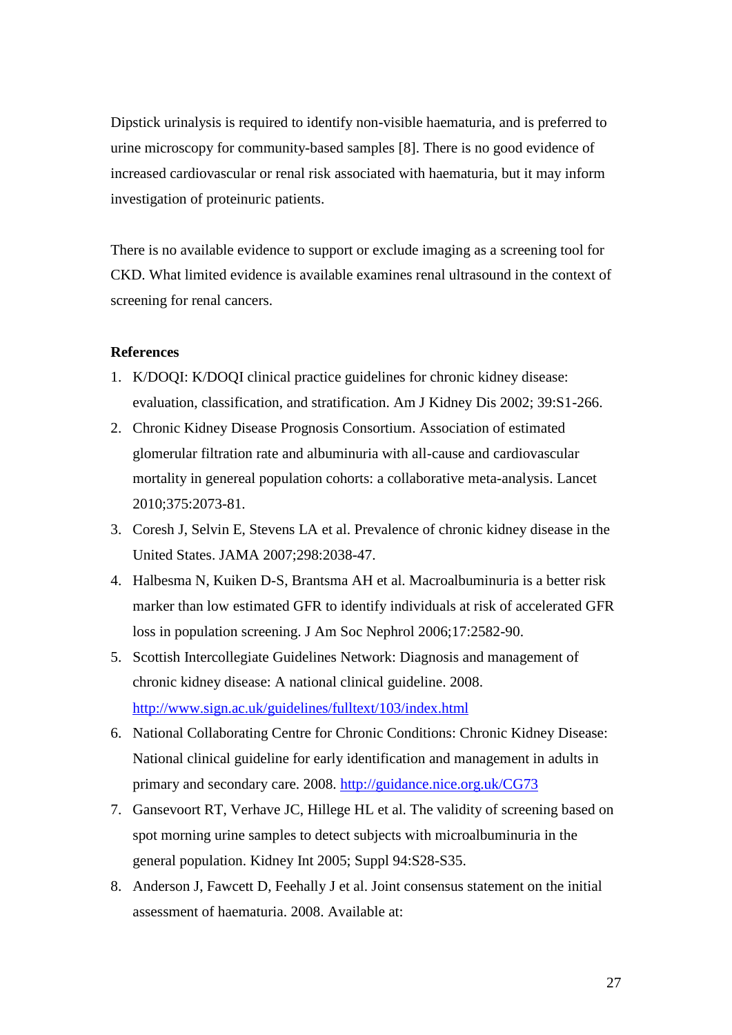Dipstick urinalysis is required to identify non-visible haematuria, and is preferred to urine microscopy for community-based samples [8]. There is no good evidence of increased cardiovascular or renal risk associated with haematuria, but it may inform investigation of proteinuric patients.

There is no available evidence to support or exclude imaging as a screening tool for CKD. What limited evidence is available examines renal ultrasound in the context of screening for renal cancers.

**References**

1. K/DOQI: K/DOQI clinical practice guidelines for chronic kidney disease: evaluation, classification, and stratification. Am J Kidney Dis 2002; 39:S1-266.
2. Chronic Kidney Disease Prognosis Consortium. Association of estimated glomerular filtration rate and albuminuria with all-cause and cardiovascular mortality in genereal population cohorts: a collaborative meta-analysis. Lancet 2010;375:2073-81.
3. Coresh J, Selvin E, Stevens LA et al. Prevalence of chronic kidney disease in the United States. JAMA 2007;298:2038-47.
4. Halbesma N, Kuiken D-S, Brantsma AH et al. Macroalbuminuria is a better risk marker than low estimated GFR to identify individuals at risk of accelerated GFR loss in population screening. J Am Soc Nephrol 2006;17:2582-90.
5. Scottish Intercollegiate Guidelines Network: Diagnosis and management of chronic kidney disease: A national clinical guideline. 2008. http://www.sign.ac.uk/guidelines/fulltext/103/index.html
6. National Collaborating Centre for Chronic Conditions: Chronic Kidney Disease: National clinical guideline for early identification and management in adults in primary and secondary care. 2008. http://guidance.nice.org.uk/CG73
7. Gansevoort RT, Verhave JC, Hillege HL et al. The validity of screening based on spot morning urine samples to detect subjects with microalbuminuria in the general population. Kidney Int 2005; Suppl 94:S28-S35.
8. Anderson J, Fawcett D, Feehally J et al. Joint consensus statement on the initial assessment of haematuria. 2008. Available at: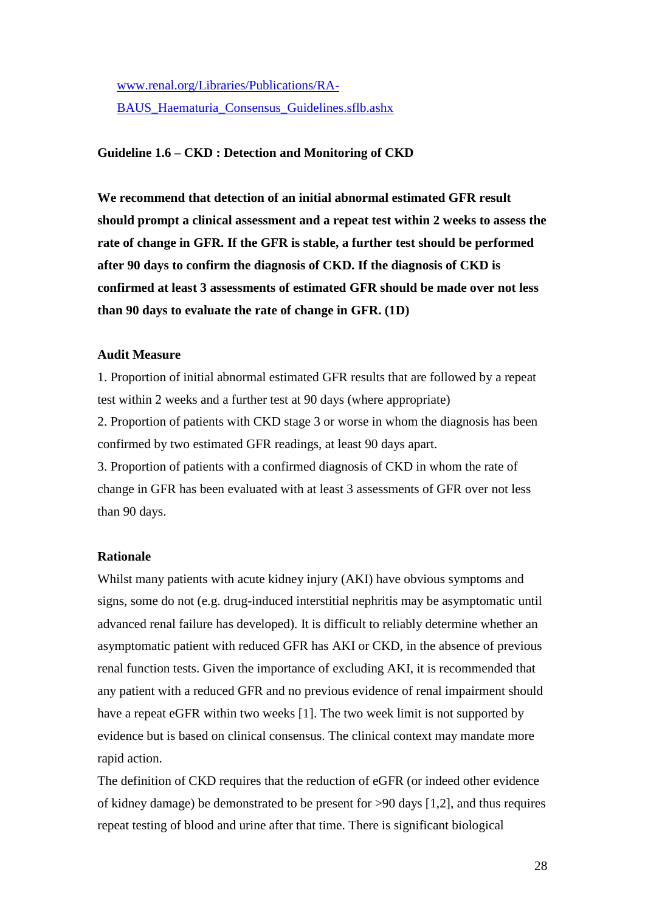www.renal.org/Libraries/Publications/RA-BAUS_Haematuria_Consensus_Guidelines.sflb.ashx

### Guideline 1.6 – CKD : Detection and Monitoring of CKD

**We recommend that detection of an initial abnormal estimated GFR result should prompt a clinical assessment and a repeat test within 2 weeks to assess the rate of change in GFR. If the GFR is stable, a further test should be performed after 90 days to confirm the diagnosis of CKD. If the diagnosis of CKD is confirmed at least 3 assessments of estimated GFR should be made over not less than 90 days to evaluate the rate of change in GFR. (1D)**

#### Audit Measure

1. Proportion of initial abnormal estimated GFR results that are followed by a repeat test within 2 weeks and a further test at 90 days (where appropriate)
2. Proportion of patients with CKD stage 3 or worse in whom the diagnosis has been confirmed by two estimated GFR readings, at least 90 days apart.
3. Proportion of patients with a confirmed diagnosis of CKD in whom the rate of change in GFR has been evaluated with at least 3 assessments of GFR over not less than 90 days.

#### Rationale

Whilst many patients with acute kidney injury (AKI) have obvious symptoms and signs, some do not (e.g. drug-induced interstitial nephritis may be asymptomatic until advanced renal failure has developed). It is difficult to reliably determine whether an asymptomatic patient with reduced GFR has AKI or CKD, in the absence of previous renal function tests. Given the importance of excluding AKI, it is recommended that any patient with a reduced GFR and no previous evidence of renal impairment should have a repeat eGFR within two weeks [1]. The two week limit is not supported by evidence but is based on clinical consensus. The clinical context may mandate more rapid action.

The definition of CKD requires that the reduction of eGFR (or indeed other evidence of kidney damage) be demonstrated to be present for >90 days [1,2], and thus requires repeat testing of blood and urine after that time. There is significant biological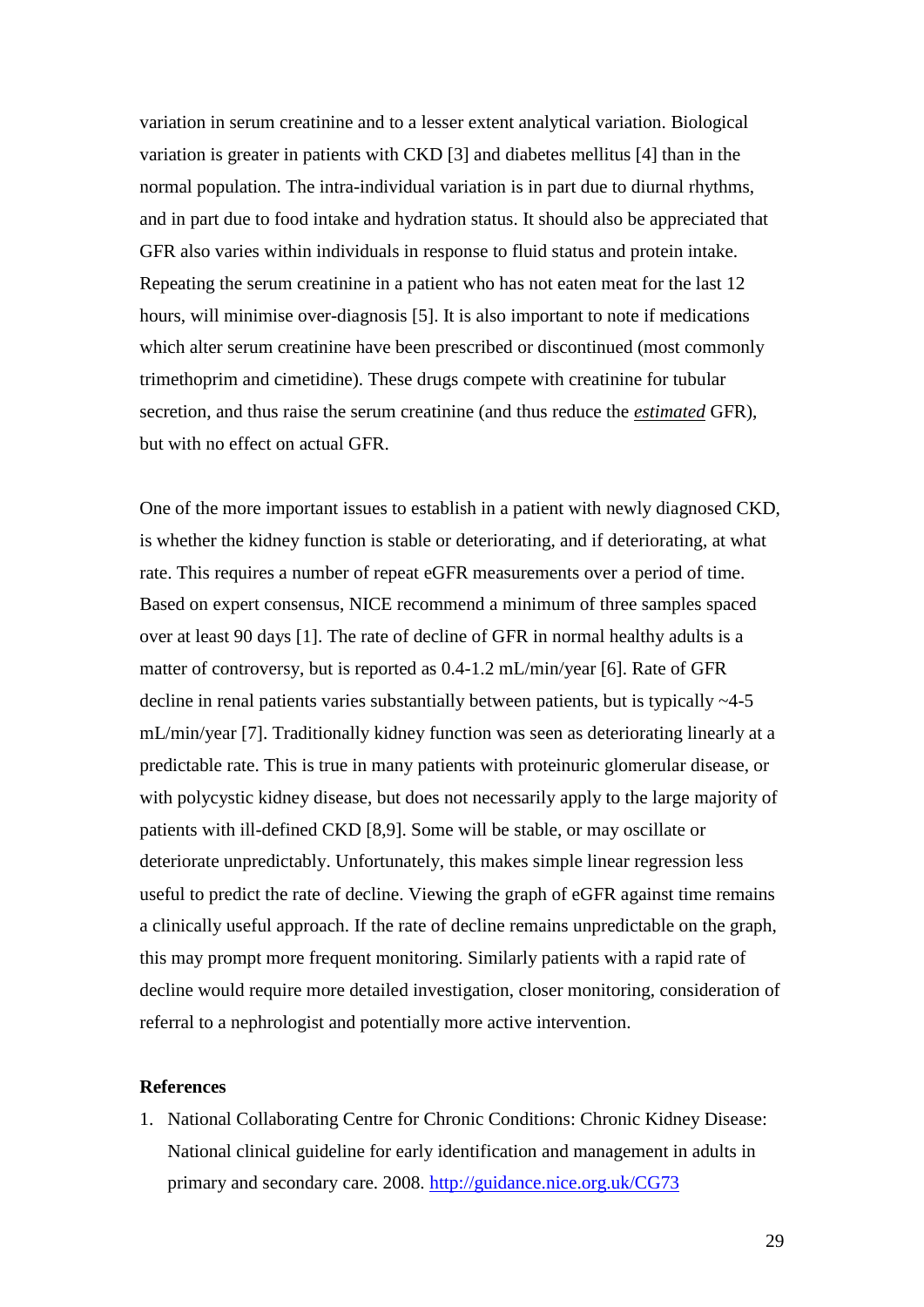variation in serum creatinine and to a lesser extent analytical variation. Biological variation is greater in patients with CKD [3] and diabetes mellitus [4] than in the normal population. The intra-individual variation is in part due to diurnal rhythms, and in part due to food intake and hydration status. It should also be appreciated that GFR also varies within individuals in response to fluid status and protein intake. Repeating the serum creatinine in a patient who has not eaten meat for the last 12 hours, will minimise over-diagnosis [5]. It is also important to note if medications which alter serum creatinine have been prescribed or discontinued (most commonly trimethoprim and cimetidine). These drugs compete with creatinine for tubular secretion, and thus raise the serum creatinine (and thus reduce the ***estimated*** GFR), but with no effect on actual GFR.

One of the more important issues to establish in a patient with newly diagnosed CKD, is whether the kidney function is stable or deteriorating, and if deteriorating, at what rate. This requires a number of repeat eGFR measurements over a period of time. Based on expert consensus, NICE recommend a minimum of three samples spaced over at least 90 days [1]. The rate of decline of GFR in normal healthy adults is a matter of controversy, but is reported as 0.4-1.2 mL/min/year [6]. Rate of GFR decline in renal patients varies substantially between patients, but is typically ~4-5 mL/min/year [7]. Traditionally kidney function was seen as deteriorating linearly at a predictable rate. This is true in many patients with proteinuric glomerular disease, or with polycystic kidney disease, but does not necessarily apply to the large majority of patients with ill-defined CKD [8,9]. Some will be stable, or may oscillate or deteriorate unpredictably. Unfortunately, this makes simple linear regression less useful to predict the rate of decline. Viewing the graph of eGFR against time remains a clinically useful approach. If the rate of decline remains unpredictable on the graph, this may prompt more frequent monitoring. Similarly patients with a rapid rate of decline would require more detailed investigation, closer monitoring, consideration of referral to a nephrologist and potentially more active intervention.

**References**

1. National Collaborating Centre for Chronic Conditions: Chronic Kidney Disease: National clinical guideline for early identification and management in adults in primary and secondary care. 2008. http://guidance.nice.org.uk/CG73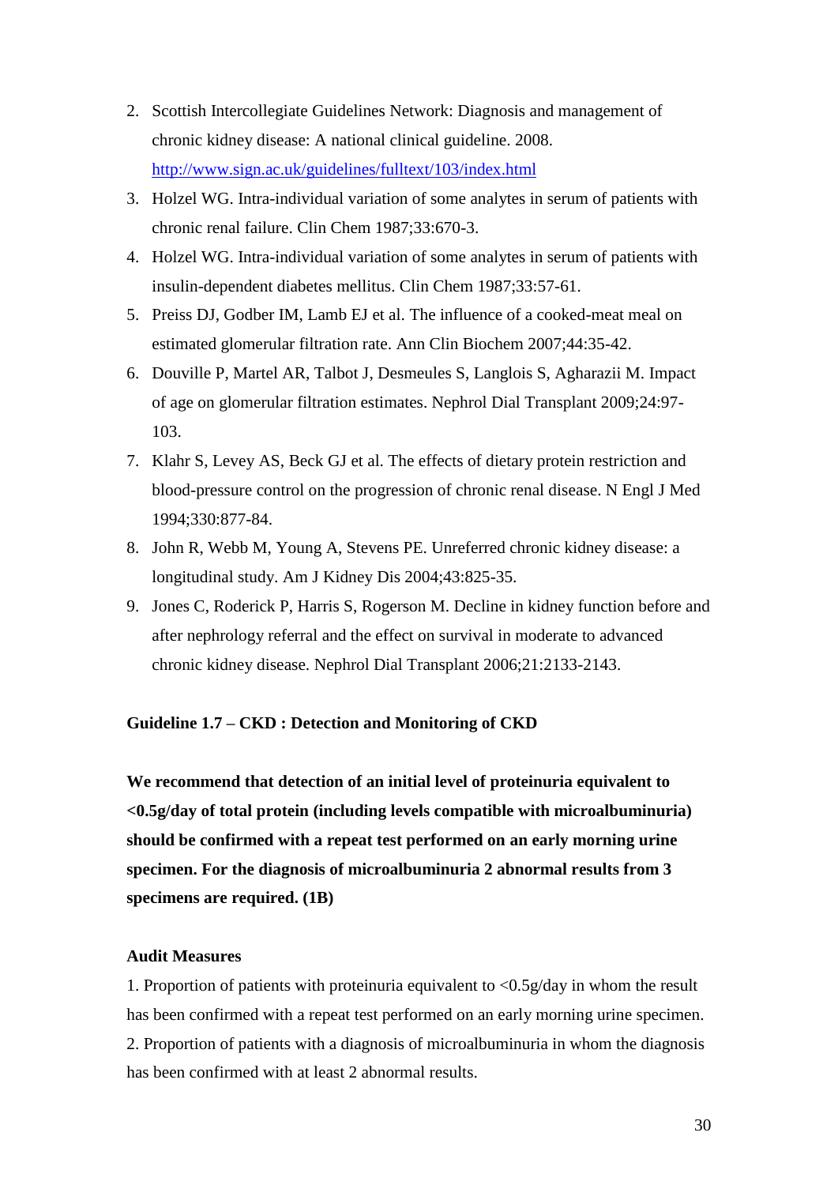2. Scottish Intercollegiate Guidelines Network: Diagnosis and management of chronic kidney disease: A national clinical guideline. 2008. http://www.sign.ac.uk/guidelines/fulltext/103/index.html
3. Holzel WG. Intra-individual variation of some analytes in serum of patients with chronic renal failure. Clin Chem 1987;33:670-3.
4. Holzel WG. Intra-individual variation of some analytes in serum of patients with insulin-dependent diabetes mellitus. Clin Chem 1987;33:57-61.
5. Preiss DJ, Godber IM, Lamb EJ et al. The influence of a cooked-meat meal on estimated glomerular filtration rate. Ann Clin Biochem 2007;44:35-42.
6. Douville P, Martel AR, Talbot J, Desmeules S, Langlois S, Agharazii M. Impact of age on glomerular filtration estimates. Nephrol Dial Transplant 2009;24:97-103.
7. Klahr S, Levey AS, Beck GJ et al. The effects of dietary protein restriction and blood-pressure control on the progression of chronic renal disease. N Engl J Med 1994;330:877-84.
8. John R, Webb M, Young A, Stevens PE. Unreferred chronic kidney disease: a longitudinal study. Am J Kidney Dis 2004;43:825-35.
9. Jones C, Roderick P, Harris S, Rogerson M. Decline in kidney function before and after nephrology referral and the effect on survival in moderate to advanced chronic kidney disease. Nephrol Dial Transplant 2006;21:2133-2143.

## Guideline 1.7 – CKD : Detection and Monitoring of CKD

**We recommend that detection of an initial level of proteinuria equivalent to <0.5g/day of total protein (including levels compatible with microalbuminuria) should be confirmed with a repeat test performed on an early morning urine specimen. For the diagnosis of microalbuminuria 2 abnormal results from 3 specimens are required. (1B)**

### Audit Measures

1. Proportion of patients with proteinuria equivalent to <0.5g/day in whom the result has been confirmed with a repeat test performed on an early morning urine specimen.
2. Proportion of patients with a diagnosis of microalbuminuria in whom the diagnosis has been confirmed with at least 2 abnormal results.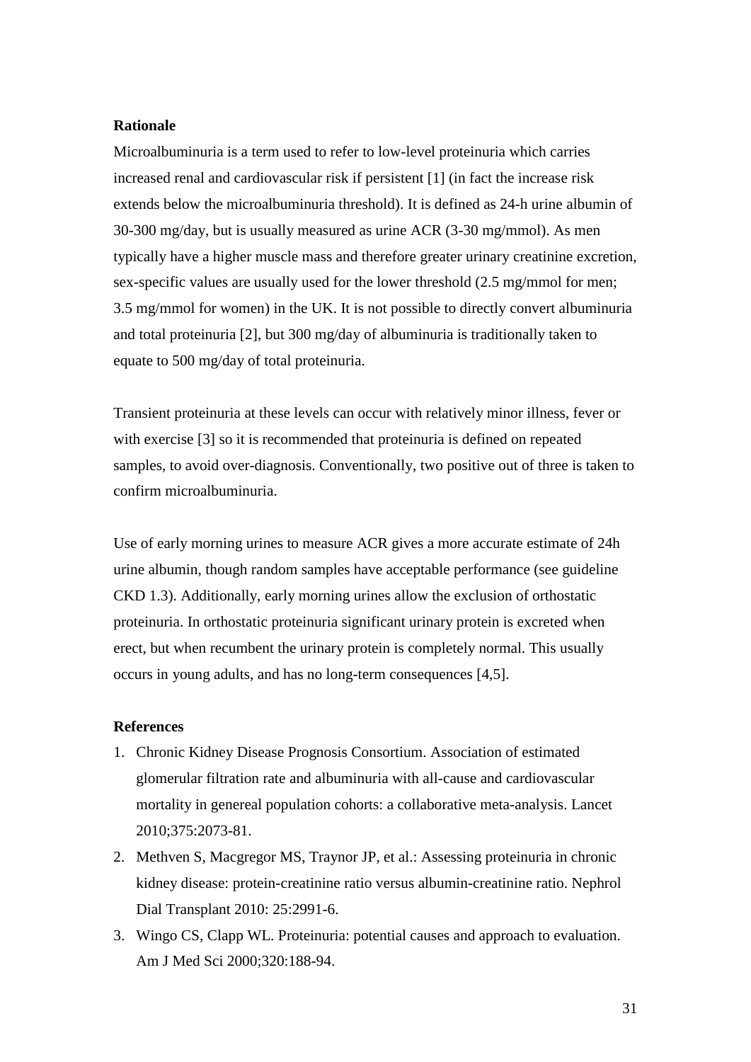**Rationale**

Microalbuminuria is a term used to refer to low-level proteinuria which carries increased renal and cardiovascular risk if persistent [1] (in fact the increase risk extends below the microalbuminuria threshold). It is defined as 24-h urine albumin of 30-300 mg/day, but is usually measured as urine ACR (3-30 mg/mmol). As men typically have a higher muscle mass and therefore greater urinary creatinine excretion, sex-specific values are usually used for the lower threshold (2.5 mg/mmol for men; 3.5 mg/mmol for women) in the UK. It is not possible to directly convert albuminuria and total proteinuria [2], but 300 mg/day of albuminuria is traditionally taken to equate to 500 mg/day of total proteinuria.

Transient proteinuria at these levels can occur with relatively minor illness, fever or with exercise [3] so it is recommended that proteinuria is defined on repeated samples, to avoid over-diagnosis. Conventionally, two positive out of three is taken to confirm microalbuminuria.

Use of early morning urines to measure ACR gives a more accurate estimate of 24h urine albumin, though random samples have acceptable performance (see guideline CKD 1.3). Additionally, early morning urines allow the exclusion of orthostatic proteinuria. In orthostatic proteinuria significant urinary protein is excreted when erect, but when recumbent the urinary protein is completely normal. This usually occurs in young adults, and has no long-term consequences [4,5].

**References**

1. Chronic Kidney Disease Prognosis Consortium. Association of estimated glomerular filtration rate and albuminuria with all-cause and cardiovascular mortality in genereal population cohorts: a collaborative meta-analysis. Lancet 2010;375:2073-81.
2. Methven S, Macgregor MS, Traynor JP, et al.: Assessing proteinuria in chronic kidney disease: protein-creatinine ratio versus albumin-creatinine ratio. Nephrol Dial Transplant 2010: 25:2991-6.
3. Wingo CS, Clapp WL. Proteinuria: potential causes and approach to evaluation. Am J Med Sci 2000;320:188-94.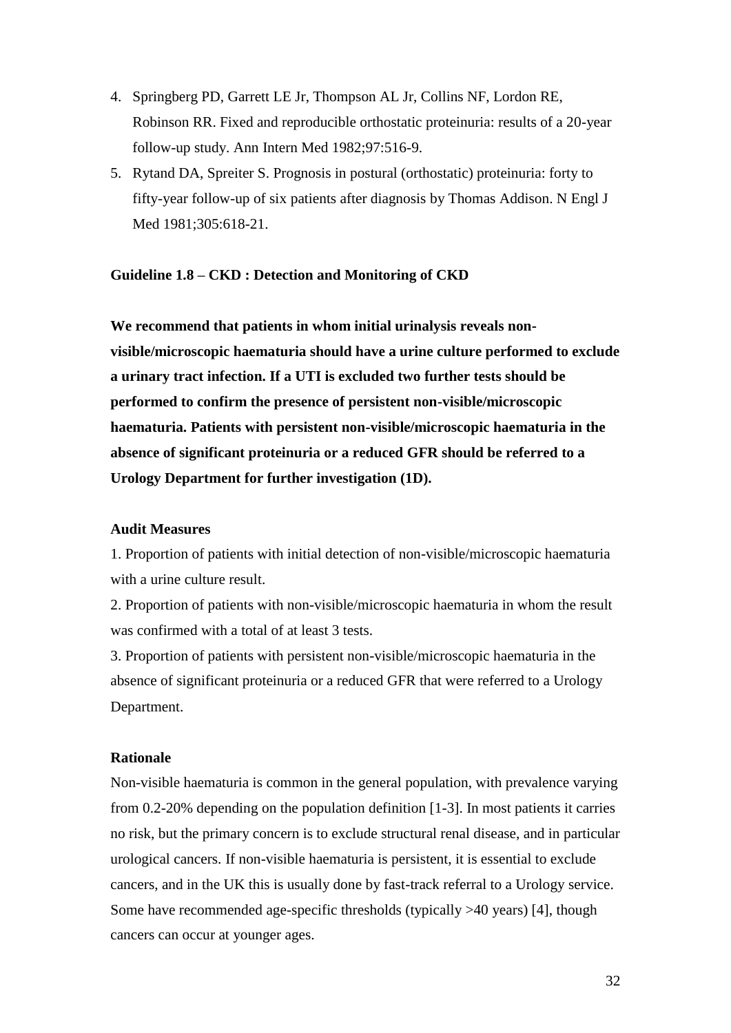4. Springberg PD, Garrett LE Jr, Thompson AL Jr, Collins NF, Lordon RE, Robinson RR. Fixed and reproducible orthostatic proteinuria: results of a 20-year follow-up study. Ann Intern Med 1982;97:516-9.
5. Rytand DA, Spreiter S. Prognosis in postural (orthostatic) proteinuria: forty to fifty-year follow-up of six patients after diagnosis by Thomas Addison. N Engl J Med 1981;305:618-21.

### Guideline 1.8 – CKD : Detection and Monitoring of CKD

**We recommend that patients in whom initial urinalysis reveals non-visible/microscopic haematuria should have a urine culture performed to exclude a urinary tract infection. If a UTI is excluded two further tests should be performed to confirm the presence of persistent non-visible/microscopic haematuria. Patients with persistent non-visible/microscopic haematuria in the absence of significant proteinuria or a reduced GFR should be referred to a Urology Department for further investigation (1D).**

#### Audit Measures

1. Proportion of patients with initial detection of non-visible/microscopic haematuria with a urine culture result.
2. Proportion of patients with non-visible/microscopic haematuria in whom the result was confirmed with a total of at least 3 tests.
3. Proportion of patients with persistent non-visible/microscopic haematuria in the absence of significant proteinuria or a reduced GFR that were referred to a Urology Department.

#### Rationale

Non-visible haematuria is common in the general population, with prevalence varying from 0.2-20% depending on the population definition [1-3]. In most patients it carries no risk, but the primary concern is to exclude structural renal disease, and in particular urological cancers. If non-visible haematuria is persistent, it is essential to exclude cancers, and in the UK this is usually done by fast-track referral to a Urology service. Some have recommended age-specific thresholds (typically >40 years) [4], though cancers can occur at younger ages.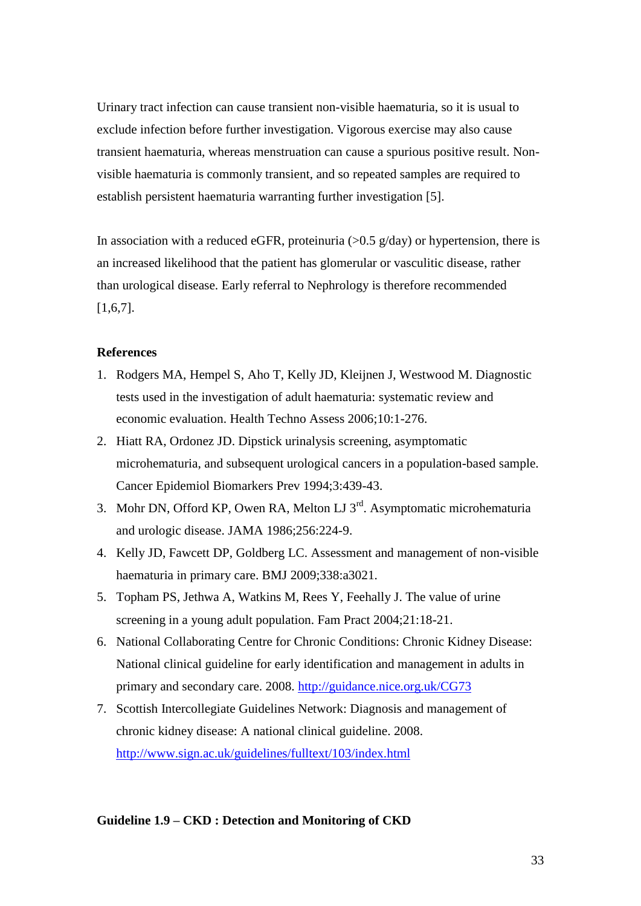Urinary tract infection can cause transient non-visible haematuria, so it is usual to exclude infection before further investigation. Vigorous exercise may also cause transient haematuria, whereas menstruation can cause a spurious positive result. Non-visible haematuria is commonly transient, and so repeated samples are required to establish persistent haematuria warranting further investigation [5].

In association with a reduced eGFR, proteinuria (>0.5 g/day) or hypertension, there is an increased likelihood that the patient has glomerular or vasculitic disease, rather than urological disease. Early referral to Nephrology is therefore recommended [1,6,7].

**References**

1. Rodgers MA, Hempel S, Aho T, Kelly JD, Kleijnen J, Westwood M. Diagnostic tests used in the investigation of adult haematuria: systematic review and economic evaluation. Health Techno Assess 2006;10:1-276.
2. Hiatt RA, Ordonez JD. Dipstick urinalysis screening, asymptomatic microhematuria, and subsequent urological cancers in a population-based sample. Cancer Epidemiol Biomarkers Prev 1994;3:439-43.
3. Mohr DN, Offord KP, Owen RA, Melton LJ 3rd. Asymptomatic microhematuria and urologic disease. JAMA 1986;256:224-9.
4. Kelly JD, Fawcett DP, Goldberg LC. Assessment and management of non-visible haematuria in primary care. BMJ 2009;338:a3021.
5. Topham PS, Jethwa A, Watkins M, Rees Y, Feehally J. The value of urine screening in a young adult population. Fam Pract 2004;21:18-21.
6. National Collaborating Centre for Chronic Conditions: Chronic Kidney Disease: National clinical guideline for early identification and management in adults in primary and secondary care. 2008. http://guidance.nice.org.uk/CG73
7. Scottish Intercollegiate Guidelines Network: Diagnosis and management of chronic kidney disease: A national clinical guideline. 2008. http://www.sign.ac.uk/guidelines/fulltext/103/index.html

**Guideline 1.9 – CKD : Detection and Monitoring of CKD**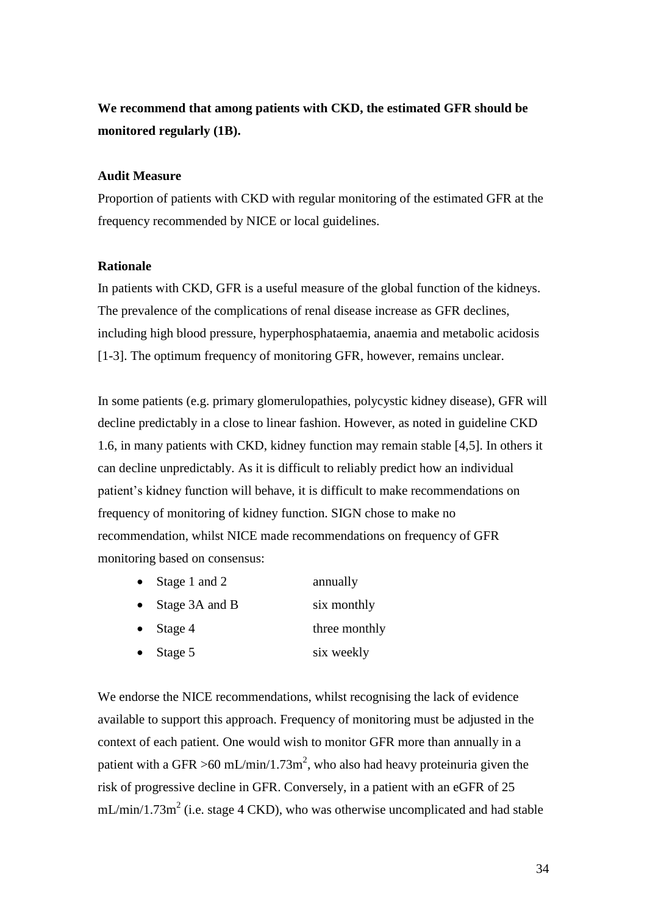**We recommend that among patients with CKD, the estimated GFR should be monitored regularly (1B).**

**Audit Measure**

Proportion of patients with CKD with regular monitoring of the estimated GFR at the frequency recommended by NICE or local guidelines.

**Rationale**

In patients with CKD, GFR is a useful measure of the global function of the kidneys. The prevalence of the complications of renal disease increase as GFR declines, including high blood pressure, hyperphosphataemia, anaemia and metabolic acidosis [1-3]. The optimum frequency of monitoring GFR, however, remains unclear.

In some patients (e.g. primary glomerulopathies, polycystic kidney disease), GFR will decline predictably in a close to linear fashion. However, as noted in guideline CKD 1.6, in many patients with CKD, kidney function may remain stable [4,5]. In others it can decline unpredictably. As it is difficult to reliably predict how an individual patient's kidney function will behave, it is difficult to make recommendations on frequency of monitoring of kidney function. SIGN chose to make no recommendation, whilst NICE made recommendations on frequency of GFR monitoring based on consensus:

- Stage 1 and 2 — annually
- Stage 3A and B — six monthly
- Stage 4 — three monthly
- Stage 5 — six weekly

We endorse the NICE recommendations, whilst recognising the lack of evidence available to support this approach. Frequency of monitoring must be adjusted in the context of each patient. One would wish to monitor GFR more than annually in a patient with a GFR >60 mL/min/1.73m$^2$, who also had heavy proteinuria given the risk of progressive decline in GFR. Conversely, in a patient with an eGFR of 25 mL/min/1.73m$^2$ (i.e. stage 4 CKD), who was otherwise uncomplicated and had stable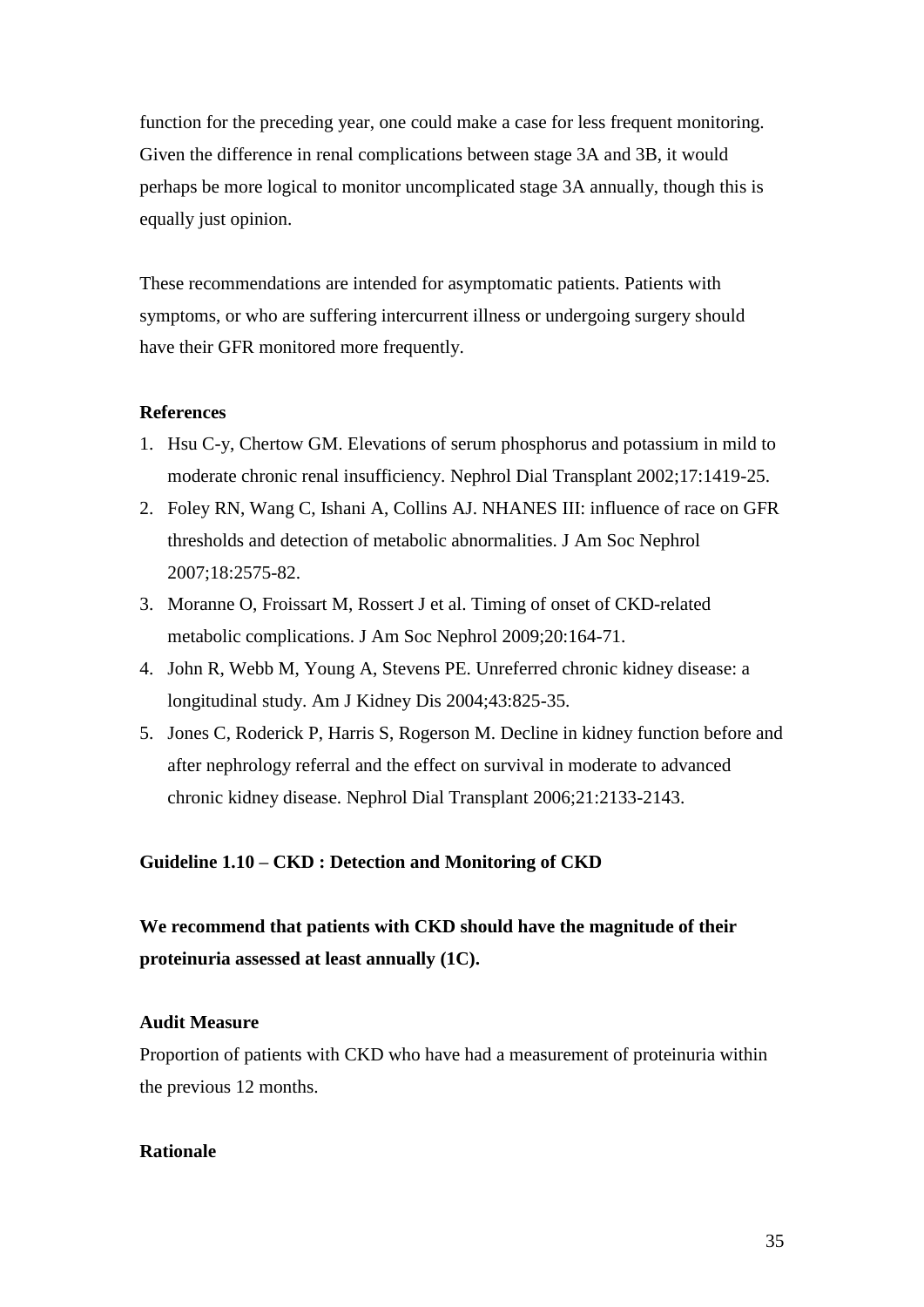function for the preceding year, one could make a case for less frequent monitoring. Given the difference in renal complications between stage 3A and 3B, it would perhaps be more logical to monitor uncomplicated stage 3A annually, though this is equally just opinion.

These recommendations are intended for asymptomatic patients. Patients with symptoms, or who are suffering intercurrent illness or undergoing surgery should have their GFR monitored more frequently.

**References**

1. Hsu C-y, Chertow GM. Elevations of serum phosphorus and potassium in mild to moderate chronic renal insufficiency. Nephrol Dial Transplant 2002;17:1419-25.
2. Foley RN, Wang C, Ishani A, Collins AJ. NHANES III: influence of race on GFR thresholds and detection of metabolic abnormalities. J Am Soc Nephrol 2007;18:2575-82.
3. Moranne O, Froissart M, Rossert J et al. Timing of onset of CKD-related metabolic complications. J Am Soc Nephrol 2009;20:164-71.
4. John R, Webb M, Young A, Stevens PE. Unreferred chronic kidney disease: a longitudinal study. Am J Kidney Dis 2004;43:825-35.
5. Jones C, Roderick P, Harris S, Rogerson M. Decline in kidney function before and after nephrology referral and the effect on survival in moderate to advanced chronic kidney disease. Nephrol Dial Transplant 2006;21:2133-2143.

**Guideline 1.10 – CKD : Detection and Monitoring of CKD**

**We recommend that patients with CKD should have the magnitude of their proteinuria assessed at least annually (1C).**

**Audit Measure**

Proportion of patients with CKD who have had a measurement of proteinuria within the previous 12 months.

**Rationale**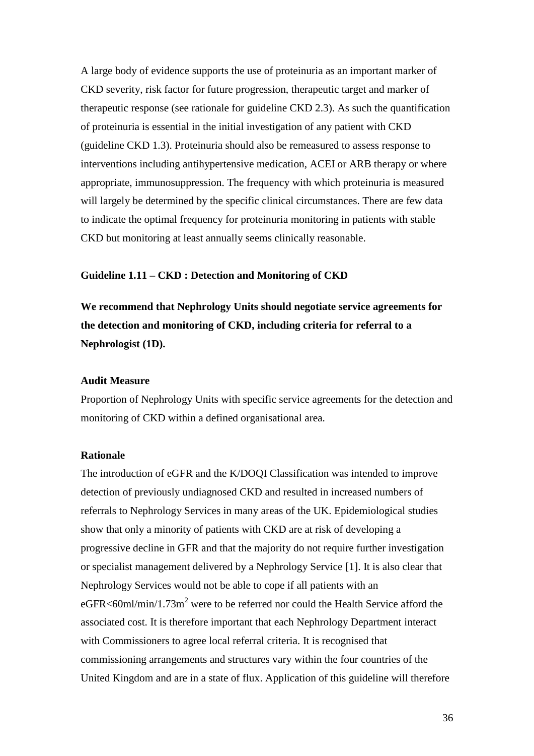A large body of evidence supports the use of proteinuria as an important marker of CKD severity, risk factor for future progression, therapeutic target and marker of therapeutic response (see rationale for guideline CKD 2.3). As such the quantification of proteinuria is essential in the initial investigation of any patient with CKD (guideline CKD 1.3). Proteinuria should also be remeasured to assess response to interventions including antihypertensive medication, ACEI or ARB therapy or where appropriate, immunosuppression. The frequency with which proteinuria is measured will largely be determined by the specific clinical circumstances. There are few data to indicate the optimal frequency for proteinuria monitoring in patients with stable CKD but monitoring at least annually seems clinically reasonable.

### Guideline 1.11 – CKD : Detection and Monitoring of CKD

**We recommend that Nephrology Units should negotiate service agreements for the detection and monitoring of CKD, including criteria for referral to a Nephrologist (1D).**

**Audit Measure**

Proportion of Nephrology Units with specific service agreements for the detection and monitoring of CKD within a defined organisational area.

**Rationale**

The introduction of eGFR and the K/DOQI Classification was intended to improve detection of previously undiagnosed CKD and resulted in increased numbers of referrals to Nephrology Services in many areas of the UK. Epidemiological studies show that only a minority of patients with CKD are at risk of developing a progressive decline in GFR and that the majority do not require further investigation or specialist management delivered by a Nephrology Service [1]. It is also clear that Nephrology Services would not be able to cope if all patients with an eGFR<60ml/min/1.73m$^2$ were to be referred nor could the Health Service afford the associated cost. It is therefore important that each Nephrology Department interact with Commissioners to agree local referral criteria. It is recognised that commissioning arrangements and structures vary within the four countries of the United Kingdom and are in a state of flux. Application of this guideline will therefore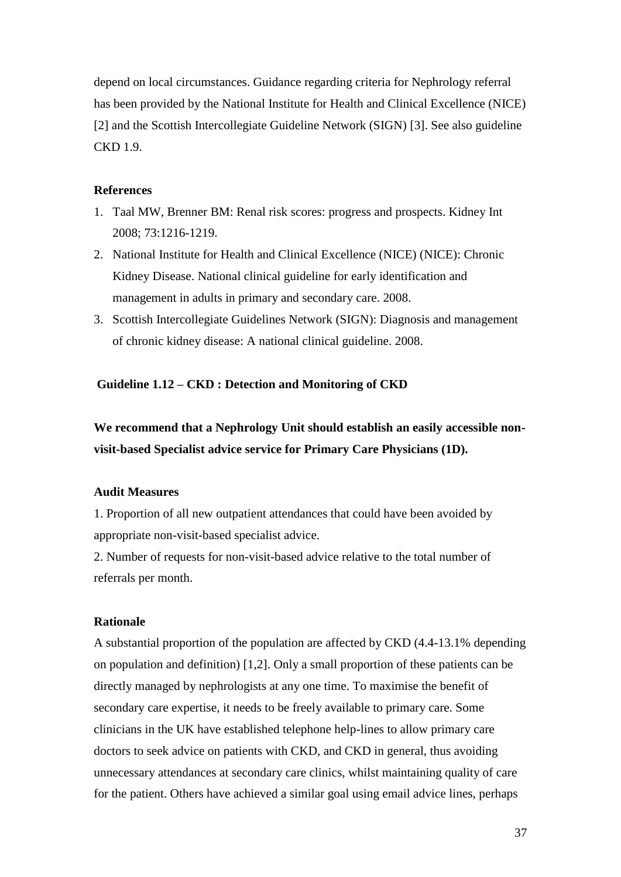depend on local circumstances. Guidance regarding criteria for Nephrology referral has been provided by the National Institute for Health and Clinical Excellence (NICE) [2] and the Scottish Intercollegiate Guideline Network (SIGN) [3]. See also guideline CKD 1.9.

**References**

1. Taal MW, Brenner BM: Renal risk scores: progress and prospects. Kidney Int 2008; 73:1216-1219.
2. National Institute for Health and Clinical Excellence (NICE) (NICE): Chronic Kidney Disease. National clinical guideline for early identification and management in adults in primary and secondary care. 2008.
3. Scottish Intercollegiate Guidelines Network (SIGN): Diagnosis and management of chronic kidney disease: A national clinical guideline. 2008.

### Guideline 1.12 – CKD : Detection and Monitoring of CKD

**We recommend that a Nephrology Unit should establish an easily accessible non-visit-based Specialist advice service for Primary Care Physicians (1D).**

**Audit Measures**

1. Proportion of all new outpatient attendances that could have been avoided by appropriate non-visit-based specialist advice.
2. Number of requests for non-visit-based advice relative to the total number of referrals per month.

**Rationale**

A substantial proportion of the population are affected by CKD (4.4-13.1% depending on population and definition) [1,2]. Only a small proportion of these patients can be directly managed by nephrologists at any one time. To maximise the benefit of secondary care expertise, it needs to be freely available to primary care. Some clinicians in the UK have established telephone help-lines to allow primary care doctors to seek advice on patients with CKD, and CKD in general, thus avoiding unnecessary attendances at secondary care clinics, whilst maintaining quality of care for the patient. Others have achieved a similar goal using email advice lines, perhaps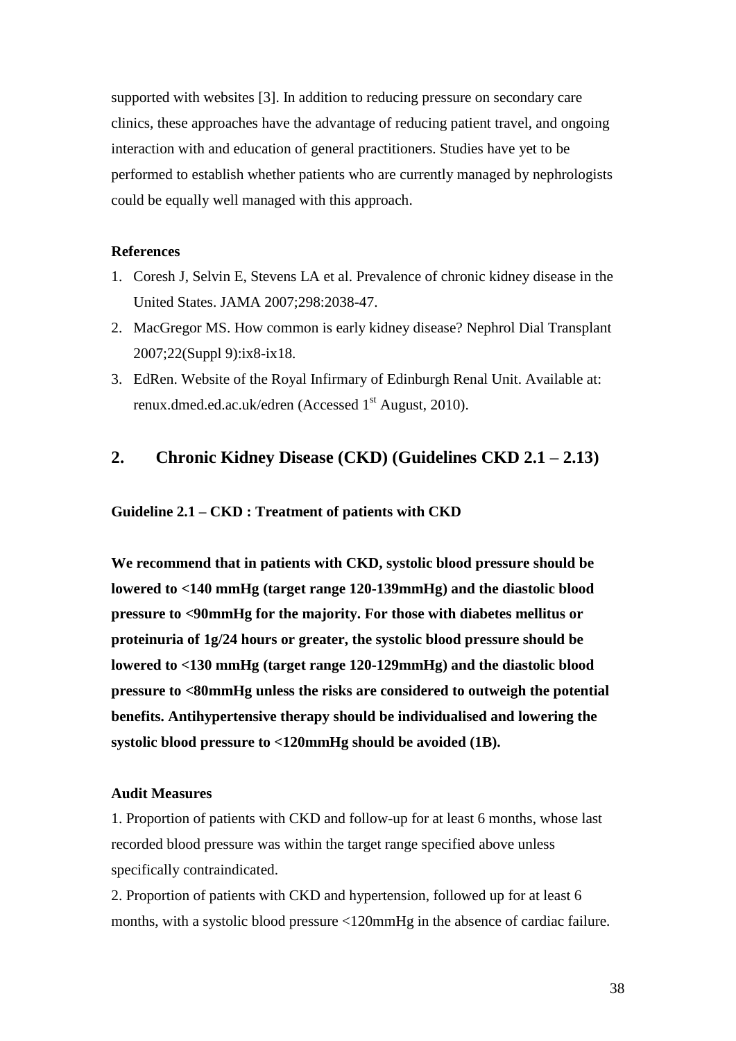supported with websites [3]. In addition to reducing pressure on secondary care clinics, these approaches have the advantage of reducing patient travel, and ongoing interaction with and education of general practitioners. Studies have yet to be performed to establish whether patients who are currently managed by nephrologists could be equally well managed with this approach.

**References**

1. Coresh J, Selvin E, Stevens LA et al. Prevalence of chronic kidney disease in the United States. JAMA 2007;298:2038-47.
2. MacGregor MS. How common is early kidney disease? Nephrol Dial Transplant 2007;22(Suppl 9):ix8-ix18.
3. EdRen. Website of the Royal Infirmary of Edinburgh Renal Unit. Available at: renux.dmed.ed.ac.uk/edren (Accessed 1st August, 2010).

## 2. Chronic Kidney Disease (CKD) (Guidelines CKD 2.1 – 2.13)

**Guideline 2.1 – CKD : Treatment of patients with CKD**

**We recommend that in patients with CKD, systolic blood pressure should be lowered to <140 mmHg (target range 120-139mmHg) and the diastolic blood pressure to <90mmHg for the majority. For those with diabetes mellitus or proteinuria of 1g/24 hours or greater, the systolic blood pressure should be lowered to <130 mmHg (target range 120-129mmHg) and the diastolic blood pressure to <80mmHg unless the risks are considered to outweigh the potential benefits. Antihypertensive therapy should be individualised and lowering the systolic blood pressure to <120mmHg should be avoided (1B).**

**Audit Measures**

1. Proportion of patients with CKD and follow-up for at least 6 months, whose last recorded blood pressure was within the target range specified above unless specifically contraindicated.
2. Proportion of patients with CKD and hypertension, followed up for at least 6 months, with a systolic blood pressure <120mmHg in the absence of cardiac failure.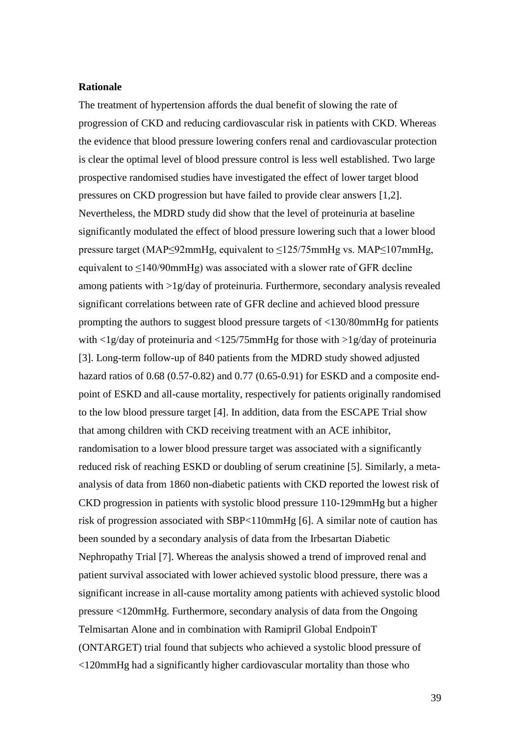**Rationale**

The treatment of hypertension affords the dual benefit of slowing the rate of progression of CKD and reducing cardiovascular risk in patients with CKD. Whereas the evidence that blood pressure lowering confers renal and cardiovascular protection is clear the optimal level of blood pressure control is less well established. Two large prospective randomised studies have investigated the effect of lower target blood pressures on CKD progression but have failed to provide clear answers [1,2]. Nevertheless, the MDRD study did show that the level of proteinuria at baseline significantly modulated the effect of blood pressure lowering such that a lower blood pressure target (MAP≤92mmHg, equivalent to ≤125/75mmHg vs. MAP≤107mmHg, equivalent to ≤140/90mmHg) was associated with a slower rate of GFR decline among patients with >1g/day of proteinuria. Furthermore, secondary analysis revealed significant correlations between rate of GFR decline and achieved blood pressure prompting the authors to suggest blood pressure targets of <130/80mmHg for patients with <1g/day of proteinuria and <125/75mmHg for those with >1g/day of proteinuria [3]. Long-term follow-up of 840 patients from the MDRD study showed adjusted hazard ratios of 0.68 (0.57-0.82) and 0.77 (0.65-0.91) for ESKD and a composite end-point of ESKD and all-cause mortality, respectively for patients originally randomised to the low blood pressure target [4]. In addition, data from the ESCAPE Trial show that among children with CKD receiving treatment with an ACE inhibitor, randomisation to a lower blood pressure target was associated with a significantly reduced risk of reaching ESKD or doubling of serum creatinine [5]. Similarly, a meta-analysis of data from 1860 non-diabetic patients with CKD reported the lowest risk of CKD progression in patients with systolic blood pressure 110-129mmHg but a higher risk of progression associated with SBP<110mmHg [6]. A similar note of caution has been sounded by a secondary analysis of data from the Irbesartan Diabetic Nephropathy Trial [7]. Whereas the analysis showed a trend of improved renal and patient survival associated with lower achieved systolic blood pressure, there was a significant increase in all-cause mortality among patients with achieved systolic blood pressure <120mmHg. Furthermore, secondary analysis of data from the Ongoing Telmisartan Alone and in combination with Ramipril Global EndpoinT (ONTARGET) trial found that subjects who achieved a systolic blood pressure of <120mmHg had a significantly higher cardiovascular mortality than those who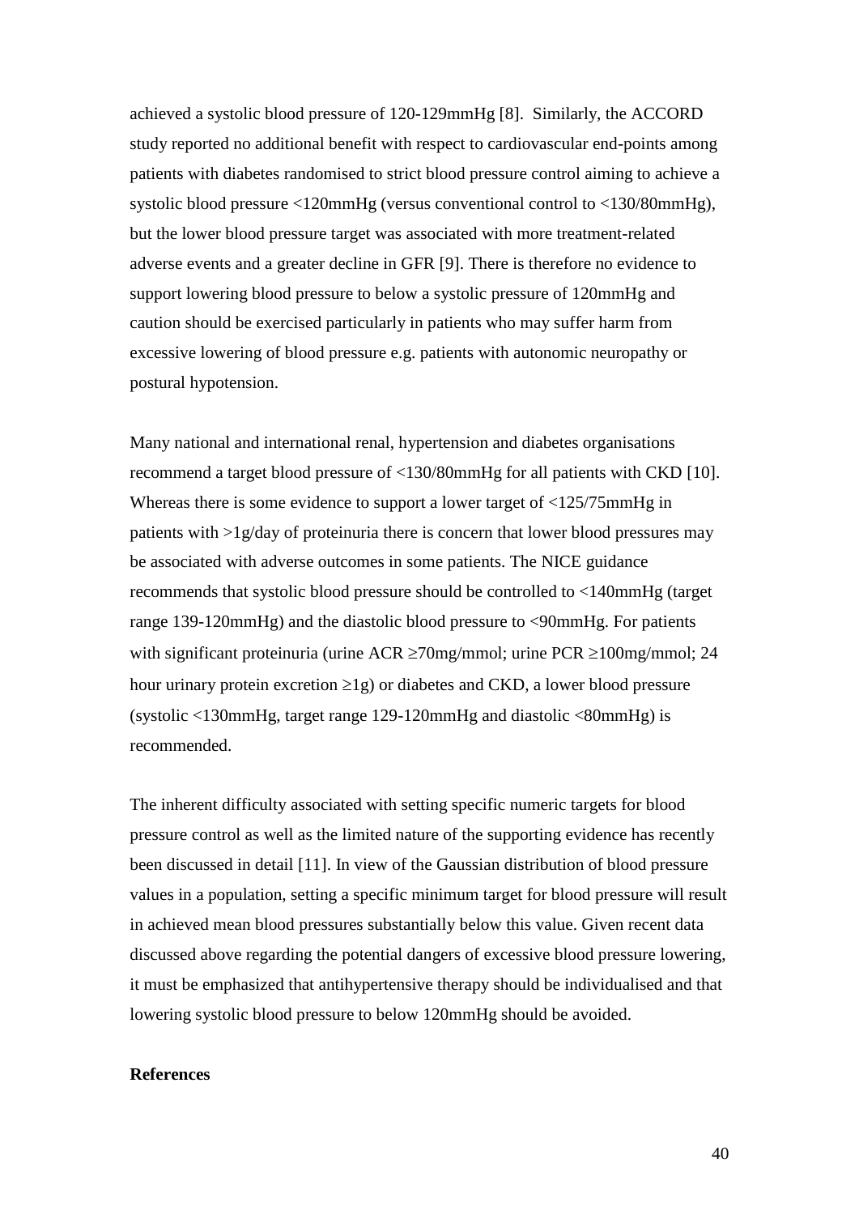achieved a systolic blood pressure of 120-129mmHg [8]. Similarly, the ACCORD study reported no additional benefit with respect to cardiovascular end-points among patients with diabetes randomised to strict blood pressure control aiming to achieve a systolic blood pressure <120mmHg (versus conventional control to <130/80mmHg), but the lower blood pressure target was associated with more treatment-related adverse events and a greater decline in GFR [9]. There is therefore no evidence to support lowering blood pressure to below a systolic pressure of 120mmHg and caution should be exercised particularly in patients who may suffer harm from excessive lowering of blood pressure e.g. patients with autonomic neuropathy or postural hypotension.

Many national and international renal, hypertension and diabetes organisations recommend a target blood pressure of <130/80mmHg for all patients with CKD [10]. Whereas there is some evidence to support a lower target of <125/75mmHg in patients with >1g/day of proteinuria there is concern that lower blood pressures may be associated with adverse outcomes in some patients. The NICE guidance recommends that systolic blood pressure should be controlled to <140mmHg (target range 139-120mmHg) and the diastolic blood pressure to <90mmHg. For patients with significant proteinuria (urine ACR ≥70mg/mmol; urine PCR ≥100mg/mmol; 24 hour urinary protein excretion ≥1g) or diabetes and CKD, a lower blood pressure (systolic <130mmHg, target range 129-120mmHg and diastolic <80mmHg) is recommended.

The inherent difficulty associated with setting specific numeric targets for blood pressure control as well as the limited nature of the supporting evidence has recently been discussed in detail [11]. In view of the Gaussian distribution of blood pressure values in a population, setting a specific minimum target for blood pressure will result in achieved mean blood pressures substantially below this value. Given recent data discussed above regarding the potential dangers of excessive blood pressure lowering, it must be emphasized that antihypertensive therapy should be individualised and that lowering systolic blood pressure to below 120mmHg should be avoided.

**References**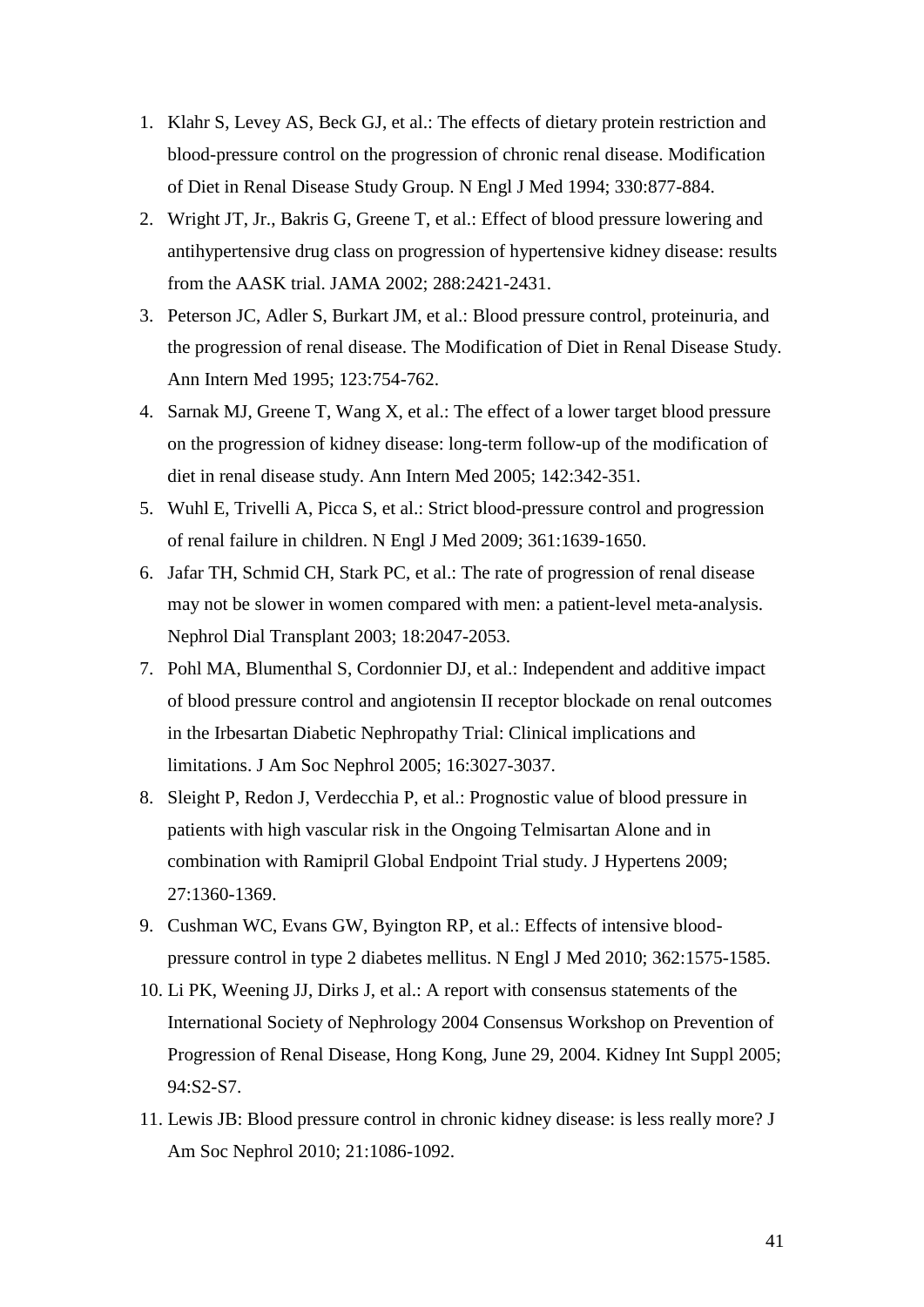1. Klahr S, Levey AS, Beck GJ, et al.: The effects of dietary protein restriction and blood-pressure control on the progression of chronic renal disease. Modification of Diet in Renal Disease Study Group. N Engl J Med 1994; 330:877-884.
2. Wright JT, Jr., Bakris G, Greene T, et al.: Effect of blood pressure lowering and antihypertensive drug class on progression of hypertensive kidney disease: results from the AASK trial. JAMA 2002; 288:2421-2431.
3. Peterson JC, Adler S, Burkart JM, et al.: Blood pressure control, proteinuria, and the progression of renal disease. The Modification of Diet in Renal Disease Study. Ann Intern Med 1995; 123:754-762.
4. Sarnak MJ, Greene T, Wang X, et al.: The effect of a lower target blood pressure on the progression of kidney disease: long-term follow-up of the modification of diet in renal disease study. Ann Intern Med 2005; 142:342-351.
5. Wuhl E, Trivelli A, Picca S, et al.: Strict blood-pressure control and progression of renal failure in children. N Engl J Med 2009; 361:1639-1650.
6. Jafar TH, Schmid CH, Stark PC, et al.: The rate of progression of renal disease may not be slower in women compared with men: a patient-level meta-analysis. Nephrol Dial Transplant 2003; 18:2047-2053.
7. Pohl MA, Blumenthal S, Cordonnier DJ, et al.: Independent and additive impact of blood pressure control and angiotensin II receptor blockade on renal outcomes in the Irbesartan Diabetic Nephropathy Trial: Clinical implications and limitations. J Am Soc Nephrol 2005; 16:3027-3037.
8. Sleight P, Redon J, Verdecchia P, et al.: Prognostic value of blood pressure in patients with high vascular risk in the Ongoing Telmisartan Alone and in combination with Ramipril Global Endpoint Trial study. J Hypertens 2009; 27:1360-1369.
9. Cushman WC, Evans GW, Byington RP, et al.: Effects of intensive blood-pressure control in type 2 diabetes mellitus. N Engl J Med 2010; 362:1575-1585.
10. Li PK, Weening JJ, Dirks J, et al.: A report with consensus statements of the International Society of Nephrology 2004 Consensus Workshop on Prevention of Progression of Renal Disease, Hong Kong, June 29, 2004. Kidney Int Suppl 2005; 94:S2-S7.
11. Lewis JB: Blood pressure control in chronic kidney disease: is less really more? J Am Soc Nephrol 2010; 21:1086-1092.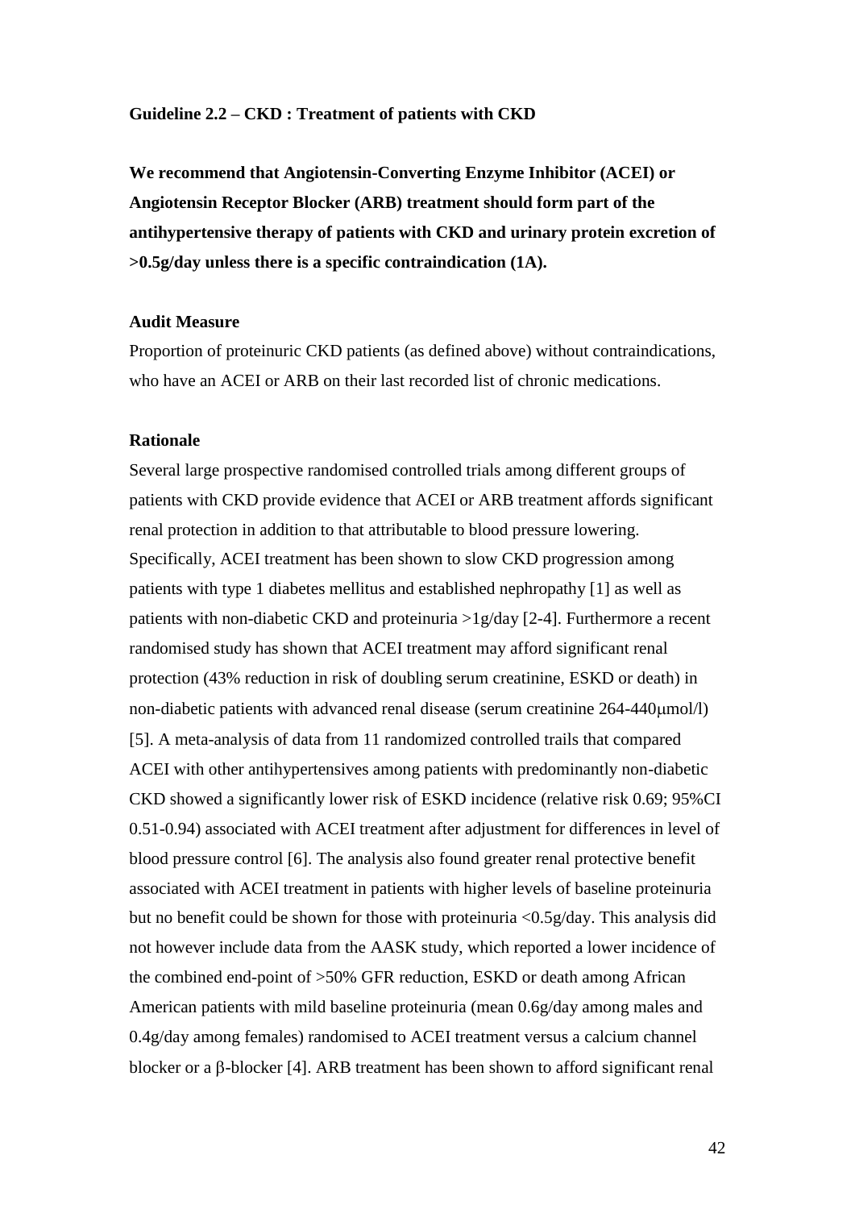**Guideline 2.2 – CKD : Treatment of patients with CKD**

**We recommend that Angiotensin-Converting Enzyme Inhibitor (ACEI) or Angiotensin Receptor Blocker (ARB) treatment should form part of the antihypertensive therapy of patients with CKD and urinary protein excretion of >0.5g/day unless there is a specific contraindication (1A).**

**Audit Measure**

Proportion of proteinuric CKD patients (as defined above) without contraindications, who have an ACEI or ARB on their last recorded list of chronic medications.

**Rationale**

Several large prospective randomised controlled trials among different groups of patients with CKD provide evidence that ACEI or ARB treatment affords significant renal protection in addition to that attributable to blood pressure lowering. Specifically, ACEI treatment has been shown to slow CKD progression among patients with type 1 diabetes mellitus and established nephropathy [1] as well as patients with non-diabetic CKD and proteinuria >1g/day [2-4]. Furthermore a recent randomised study has shown that ACEI treatment may afford significant renal protection (43% reduction in risk of doubling serum creatinine, ESKD or death) in non-diabetic patients with advanced renal disease (serum creatinine 264-440μmol/l) [5]. A meta-analysis of data from 11 randomized controlled trails that compared ACEI with other antihypertensives among patients with predominantly non-diabetic CKD showed a significantly lower risk of ESKD incidence (relative risk 0.69; 95%CI 0.51-0.94) associated with ACEI treatment after adjustment for differences in level of blood pressure control [6]. The analysis also found greater renal protective benefit associated with ACEI treatment in patients with higher levels of baseline proteinuria but no benefit could be shown for those with proteinuria <0.5g/day. This analysis did not however include data from the AASK study, which reported a lower incidence of the combined end-point of >50% GFR reduction, ESKD or death among African American patients with mild baseline proteinuria (mean 0.6g/day among males and 0.4g/day among females) randomised to ACEI treatment versus a calcium channel blocker or a β-blocker [4]. ARB treatment has been shown to afford significant renal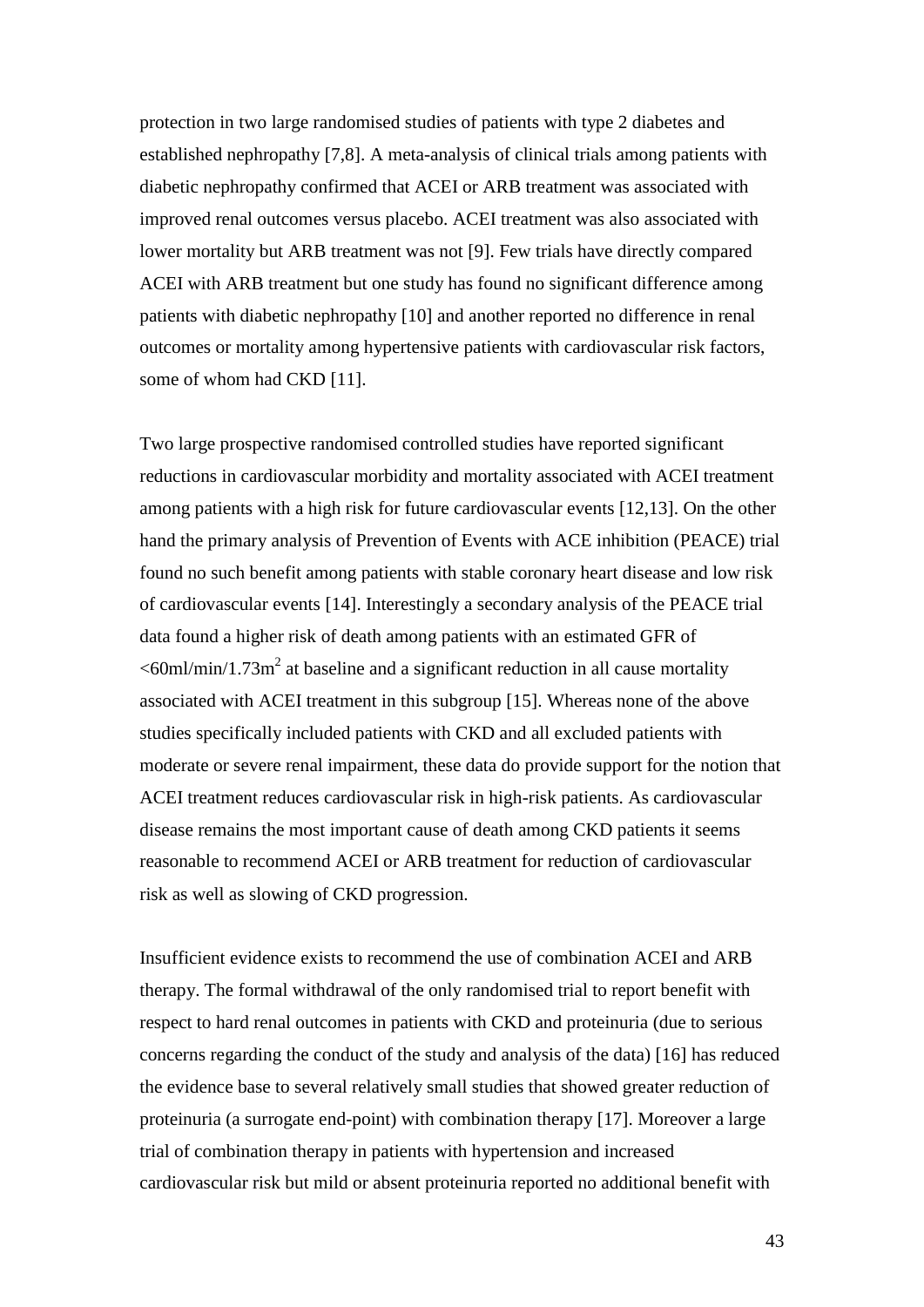protection in two large randomised studies of patients with type 2 diabetes and established nephropathy [7,8]. A meta-analysis of clinical trials among patients with diabetic nephropathy confirmed that ACEI or ARB treatment was associated with improved renal outcomes versus placebo. ACEI treatment was also associated with lower mortality but ARB treatment was not [9]. Few trials have directly compared ACEI with ARB treatment but one study has found no significant difference among patients with diabetic nephropathy [10] and another reported no difference in renal outcomes or mortality among hypertensive patients with cardiovascular risk factors, some of whom had CKD [11].

Two large prospective randomised controlled studies have reported significant reductions in cardiovascular morbidity and mortality associated with ACEI treatment among patients with a high risk for future cardiovascular events [12,13]. On the other hand the primary analysis of Prevention of Events with ACE inhibition (PEACE) trial found no such benefit among patients with stable coronary heart disease and low risk of cardiovascular events [14]. Interestingly a secondary analysis of the PEACE trial data found a higher risk of death among patients with an estimated GFR of <60ml/min/1.73m$^2$ at baseline and a significant reduction in all cause mortality associated with ACEI treatment in this subgroup [15]. Whereas none of the above studies specifically included patients with CKD and all excluded patients with moderate or severe renal impairment, these data do provide support for the notion that ACEI treatment reduces cardiovascular risk in high-risk patients. As cardiovascular disease remains the most important cause of death among CKD patients it seems reasonable to recommend ACEI or ARB treatment for reduction of cardiovascular risk as well as slowing of CKD progression.

Insufficient evidence exists to recommend the use of combination ACEI and ARB therapy. The formal withdrawal of the only randomised trial to report benefit with respect to hard renal outcomes in patients with CKD and proteinuria (due to serious concerns regarding the conduct of the study and analysis of the data) [16] has reduced the evidence base to several relatively small studies that showed greater reduction of proteinuria (a surrogate end-point) with combination therapy [17]. Moreover a large trial of combination therapy in patients with hypertension and increased cardiovascular risk but mild or absent proteinuria reported no additional benefit with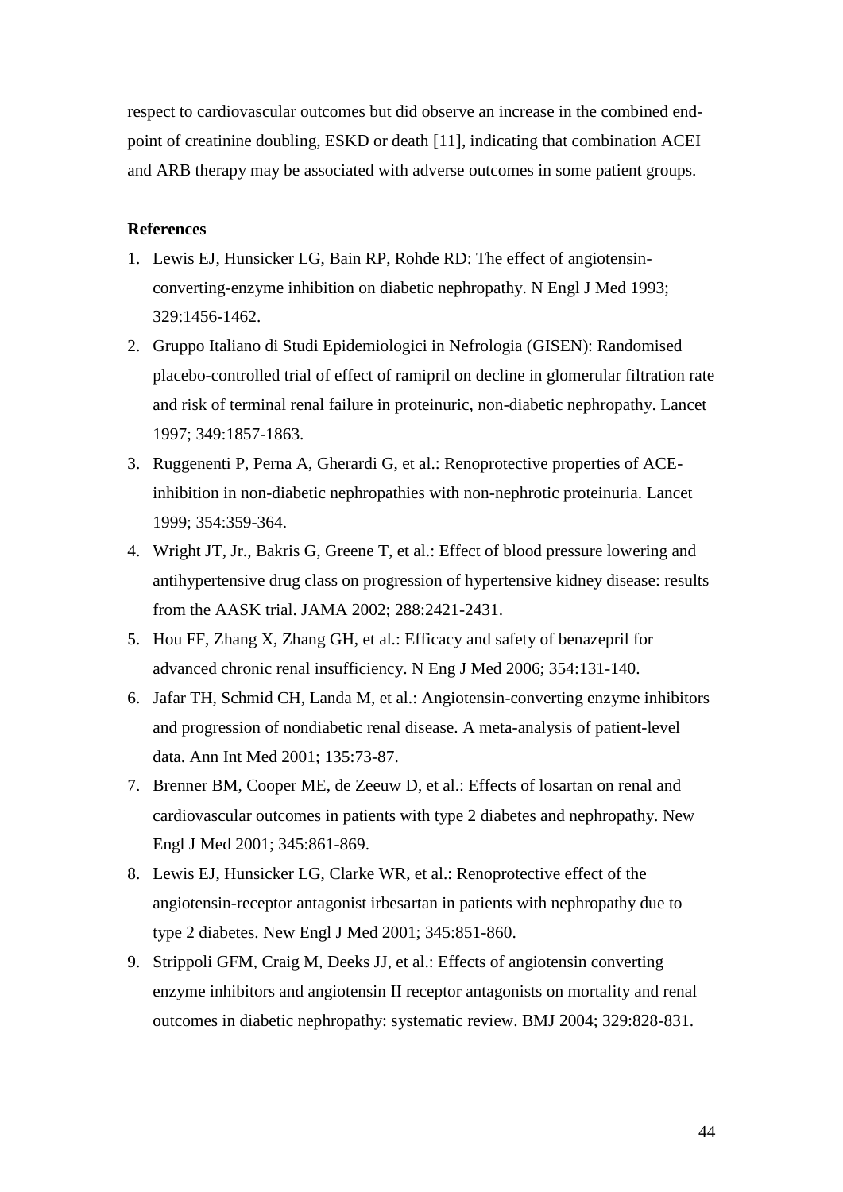respect to cardiovascular outcomes but did observe an increase in the combined end-point of creatinine doubling, ESKD or death [11], indicating that combination ACEI and ARB therapy may be associated with adverse outcomes in some patient groups.

**References**

1. Lewis EJ, Hunsicker LG, Bain RP, Rohde RD: The effect of angiotensin-converting-enzyme inhibition on diabetic nephropathy. N Engl J Med 1993; 329:1456-1462.
2. Gruppo Italiano di Studi Epidemiologici in Nefrologia (GISEN): Randomised placebo-controlled trial of effect of ramipril on decline in glomerular filtration rate and risk of terminal renal failure in proteinuric, non-diabetic nephropathy. Lancet 1997; 349:1857-1863.
3. Ruggenenti P, Perna A, Gherardi G, et al.: Renoprotective properties of ACE-inhibition in non-diabetic nephropathies with non-nephrotic proteinuria. Lancet 1999; 354:359-364.
4. Wright JT, Jr., Bakris G, Greene T, et al.: Effect of blood pressure lowering and antihypertensive drug class on progression of hypertensive kidney disease: results from the AASK trial. JAMA 2002; 288:2421-2431.
5. Hou FF, Zhang X, Zhang GH, et al.: Efficacy and safety of benazepril for advanced chronic renal insufficiency. N Eng J Med 2006; 354:131-140.
6. Jafar TH, Schmid CH, Landa M, et al.: Angiotensin-converting enzyme inhibitors and progression of nondiabetic renal disease. A meta-analysis of patient-level data. Ann Int Med 2001; 135:73-87.
7. Brenner BM, Cooper ME, de Zeeuw D, et al.: Effects of losartan on renal and cardiovascular outcomes in patients with type 2 diabetes and nephropathy. New Engl J Med 2001; 345:861-869.
8. Lewis EJ, Hunsicker LG, Clarke WR, et al.: Renoprotective effect of the angiotensin-receptor antagonist irbesartan in patients with nephropathy due to type 2 diabetes. New Engl J Med 2001; 345:851-860.
9. Strippoli GFM, Craig M, Deeks JJ, et al.: Effects of angiotensin converting enzyme inhibitors and angiotensin II receptor antagonists on mortality and renal outcomes in diabetic nephropathy: systematic review. BMJ 2004; 329:828-831.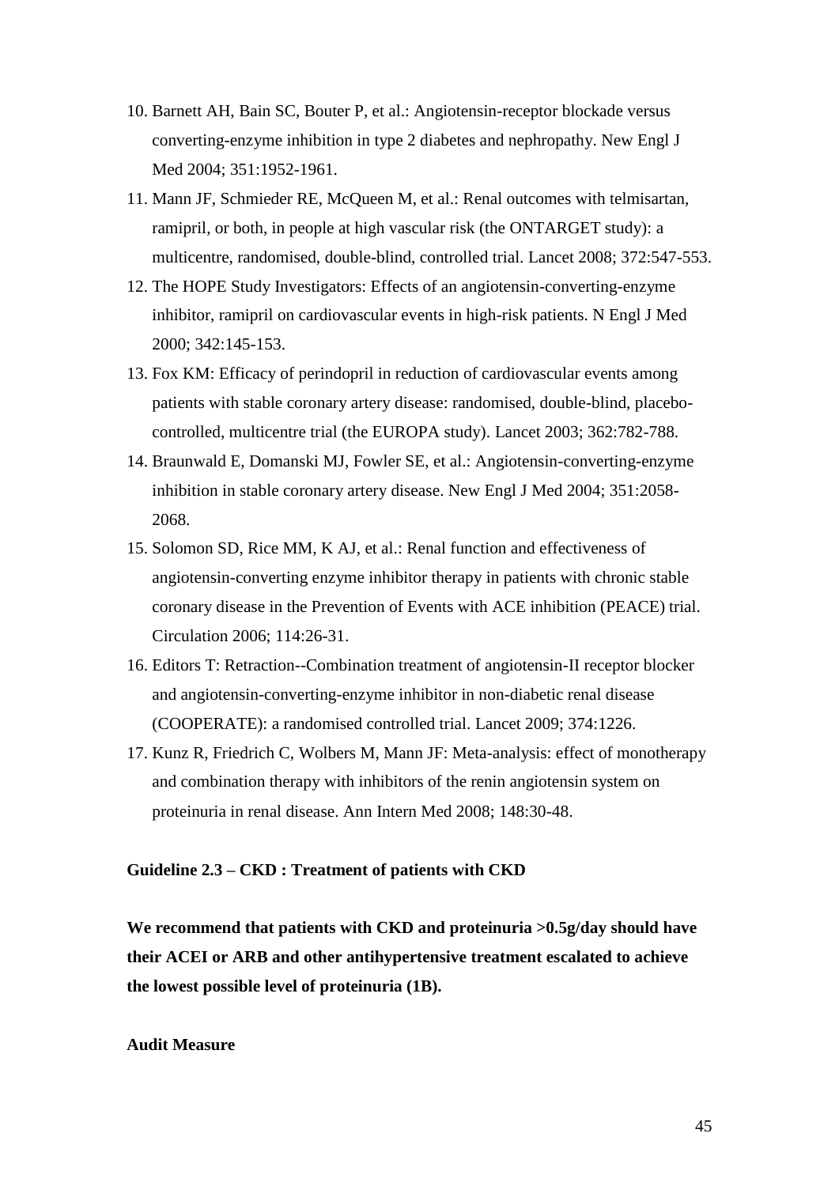10. Barnett AH, Bain SC, Bouter P, et al.: Angiotensin-receptor blockade versus converting-enzyme inhibition in type 2 diabetes and nephropathy. New Engl J Med 2004; 351:1952-1961.
11. Mann JF, Schmieder RE, McQueen M, et al.: Renal outcomes with telmisartan, ramipril, or both, in people at high vascular risk (the ONTARGET study): a multicentre, randomised, double-blind, controlled trial. Lancet 2008; 372:547-553.
12. The HOPE Study Investigators: Effects of an angiotensin-converting-enzyme inhibitor, ramipril on cardiovascular events in high-risk patients. N Engl J Med 2000; 342:145-153.
13. Fox KM: Efficacy of perindopril in reduction of cardiovascular events among patients with stable coronary artery disease: randomised, double-blind, placebo-controlled, multicentre trial (the EUROPA study). Lancet 2003; 362:782-788.
14. Braunwald E, Domanski MJ, Fowler SE, et al.: Angiotensin-converting-enzyme inhibition in stable coronary artery disease. New Engl J Med 2004; 351:2058-2068.
15. Solomon SD, Rice MM, K AJ, et al.: Renal function and effectiveness of angiotensin-converting enzyme inhibitor therapy in patients with chronic stable coronary disease in the Prevention of Events with ACE inhibition (PEACE) trial. Circulation 2006; 114:26-31.
16. Editors T: Retraction--Combination treatment of angiotensin-II receptor blocker and angiotensin-converting-enzyme inhibitor in non-diabetic renal disease (COOPERATE): a randomised controlled trial. Lancet 2009; 374:1226.
17. Kunz R, Friedrich C, Wolbers M, Mann JF: Meta-analysis: effect of monotherapy and combination therapy with inhibitors of the renin angiotensin system on proteinuria in renal disease. Ann Intern Med 2008; 148:30-48.

**Guideline 2.3 – CKD : Treatment of patients with CKD**

**We recommend that patients with CKD and proteinuria >0.5g/day should have their ACEI or ARB and other antihypertensive treatment escalated to achieve the lowest possible level of proteinuria (1B).**

**Audit Measure**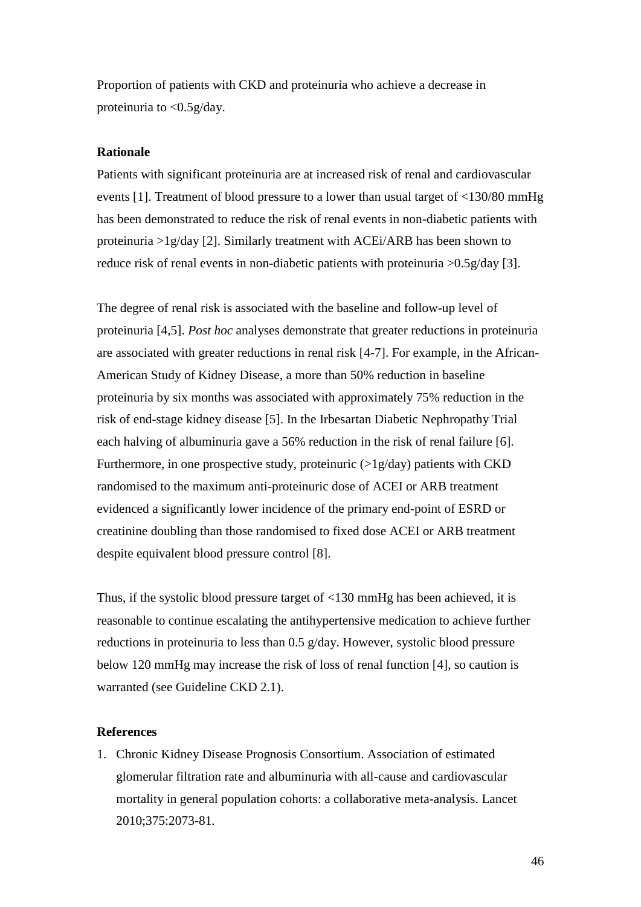Proportion of patients with CKD and proteinuria who achieve a decrease in proteinuria to <0.5g/day.

**Rationale**

Patients with significant proteinuria are at increased risk of renal and cardiovascular events [1]. Treatment of blood pressure to a lower than usual target of <130/80 mmHg has been demonstrated to reduce the risk of renal events in non-diabetic patients with proteinuria >1g/day [2]. Similarly treatment with ACEi/ARB has been shown to reduce risk of renal events in non-diabetic patients with proteinuria >0.5g/day [3].

The degree of renal risk is associated with the baseline and follow-up level of proteinuria [4,5]. *Post hoc* analyses demonstrate that greater reductions in proteinuria are associated with greater reductions in renal risk [4-7]. For example, in the African-American Study of Kidney Disease, a more than 50% reduction in baseline proteinuria by six months was associated with approximately 75% reduction in the risk of end-stage kidney disease [5]. In the Irbesartan Diabetic Nephropathy Trial each halving of albuminuria gave a 56% reduction in the risk of renal failure [6]. Furthermore, in one prospective study, proteinuric (>1g/day) patients with CKD randomised to the maximum anti-proteinuric dose of ACEI or ARB treatment evidenced a significantly lower incidence of the primary end-point of ESRD or creatinine doubling than those randomised to fixed dose ACEI or ARB treatment despite equivalent blood pressure control [8].

Thus, if the systolic blood pressure target of <130 mmHg has been achieved, it is reasonable to continue escalating the antihypertensive medication to achieve further reductions in proteinuria to less than 0.5 g/day. However, systolic blood pressure below 120 mmHg may increase the risk of loss of renal function [4], so caution is warranted (see Guideline CKD 2.1).

**References**

1. Chronic Kidney Disease Prognosis Consortium. Association of estimated glomerular filtration rate and albuminuria with all-cause and cardiovascular mortality in general population cohorts: a collaborative meta-analysis. Lancet 2010;375:2073-81.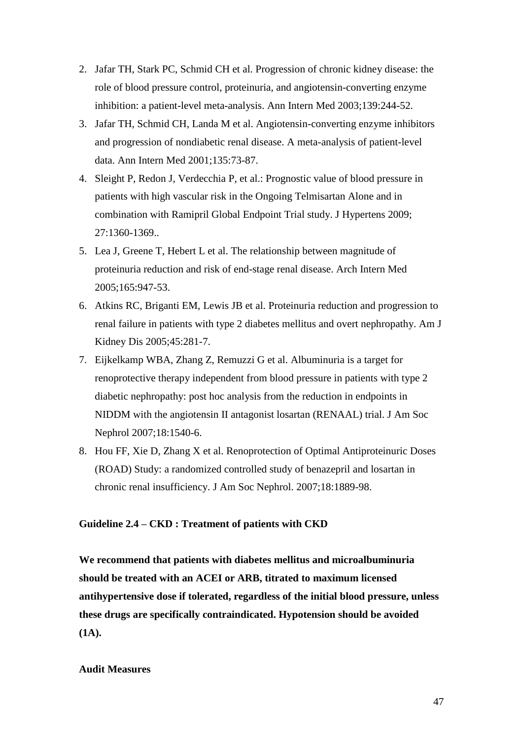2. Jafar TH, Stark PC, Schmid CH et al. Progression of chronic kidney disease: the role of blood pressure control, proteinuria, and angiotensin-converting enzyme inhibition: a patient-level meta-analysis. Ann Intern Med 2003;139:244-52.
3. Jafar TH, Schmid CH, Landa M et al. Angiotensin-converting enzyme inhibitors and progression of nondiabetic renal disease. A meta-analysis of patient-level data. Ann Intern Med 2001;135:73-87.
4. Sleight P, Redon J, Verdecchia P, et al.: Prognostic value of blood pressure in patients with high vascular risk in the Ongoing Telmisartan Alone and in combination with Ramipril Global Endpoint Trial study. J Hypertens 2009; 27:1360-1369..
5. Lea J, Greene T, Hebert L et al. The relationship between magnitude of proteinuria reduction and risk of end-stage renal disease. Arch Intern Med 2005;165:947-53.
6. Atkins RC, Briganti EM, Lewis JB et al. Proteinuria reduction and progression to renal failure in patients with type 2 diabetes mellitus and overt nephropathy. Am J Kidney Dis 2005;45:281-7.
7. Eijkelkamp WBA, Zhang Z, Remuzzi G et al. Albuminuria is a target for renoprotective therapy independent from blood pressure in patients with type 2 diabetic nephropathy: post hoc analysis from the reduction in endpoints in NIDDM with the angiotensin II antagonist losartan (RENAAL) trial. J Am Soc Nephrol 2007;18:1540-6.
8. Hou FF, Xie D, Zhang X et al. Renoprotection of Optimal Antiproteinuric Doses (ROAD) Study: a randomized controlled study of benazepril and losartan in chronic renal insufficiency. J Am Soc Nephrol. 2007;18:1889-98.

**Guideline 2.4 – CKD : Treatment of patients with CKD**

**We recommend that patients with diabetes mellitus and microalbuminuria should be treated with an ACEI or ARB, titrated to maximum licensed antihypertensive dose if tolerated, regardless of the initial blood pressure, unless these drugs are specifically contraindicated. Hypotension should be avoided (1A).**

**Audit Measures**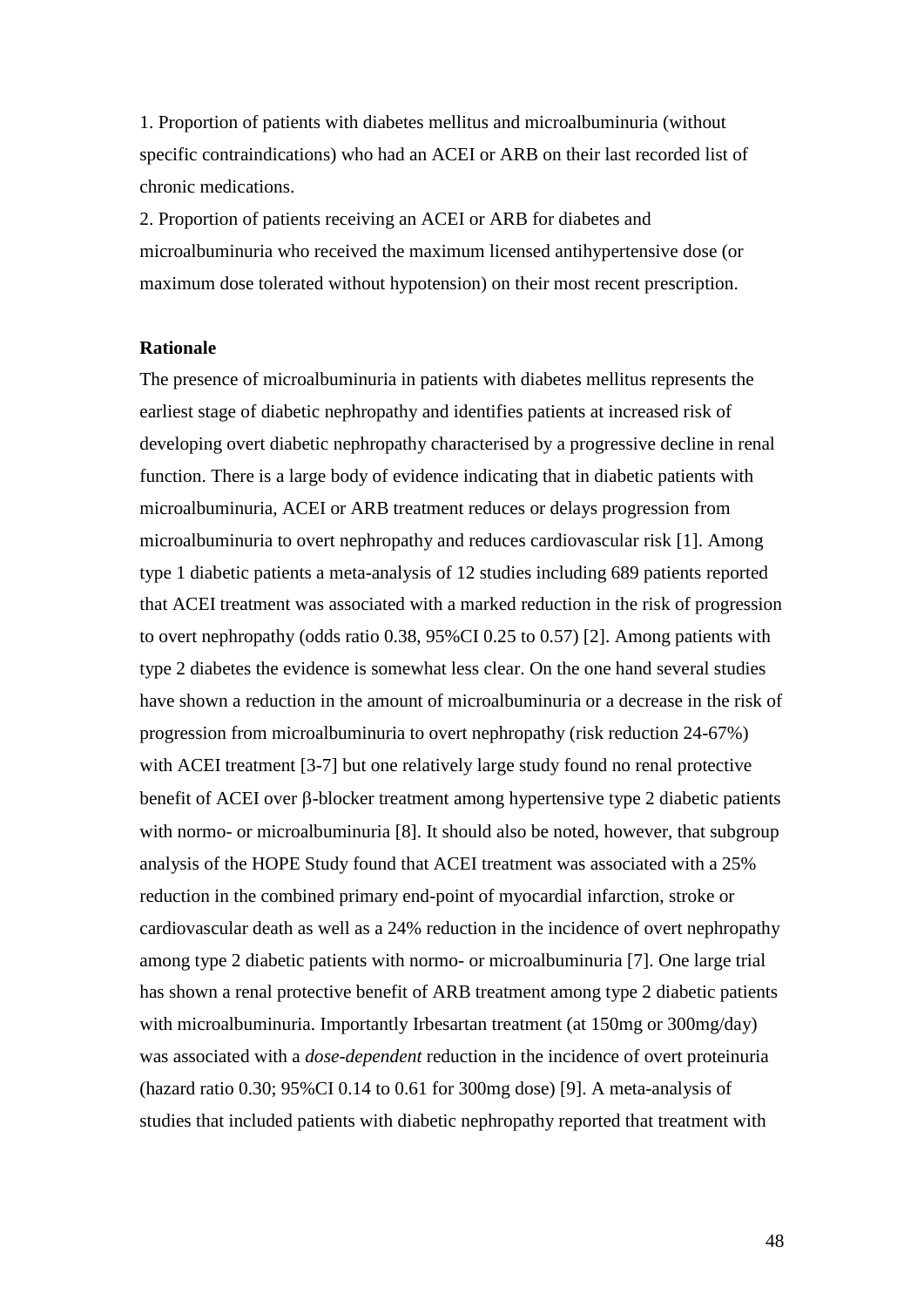1. Proportion of patients with diabetes mellitus and microalbuminuria (without specific contraindications) who had an ACEI or ARB on their last recorded list of chronic medications.
2. Proportion of patients receiving an ACEI or ARB for diabetes and microalbuminuria who received the maximum licensed antihypertensive dose (or maximum dose tolerated without hypotension) on their most recent prescription.

**Rationale**

The presence of microalbuminuria in patients with diabetes mellitus represents the earliest stage of diabetic nephropathy and identifies patients at increased risk of developing overt diabetic nephropathy characterised by a progressive decline in renal function. There is a large body of evidence indicating that in diabetic patients with microalbuminuria, ACEI or ARB treatment reduces or delays progression from microalbuminuria to overt nephropathy and reduces cardiovascular risk [1]. Among type 1 diabetic patients a meta-analysis of 12 studies including 689 patients reported that ACEI treatment was associated with a marked reduction in the risk of progression to overt nephropathy (odds ratio 0.38, 95%CI 0.25 to 0.57) [2]. Among patients with type 2 diabetes the evidence is somewhat less clear. On the one hand several studies have shown a reduction in the amount of microalbuminuria or a decrease in the risk of progression from microalbuminuria to overt nephropathy (risk reduction 24-67%) with ACEI treatment [3-7] but one relatively large study found no renal protective benefit of ACEI over β-blocker treatment among hypertensive type 2 diabetic patients with normo- or microalbuminuria [8]. It should also be noted, however, that subgroup analysis of the HOPE Study found that ACEI treatment was associated with a 25% reduction in the combined primary end-point of myocardial infarction, stroke or cardiovascular death as well as a 24% reduction in the incidence of overt nephropathy among type 2 diabetic patients with normo- or microalbuminuria [7]. One large trial has shown a renal protective benefit of ARB treatment among type 2 diabetic patients with microalbuminuria. Importantly Irbesartan treatment (at 150mg or 300mg/day) was associated with a *dose-dependent* reduction in the incidence of overt proteinuria (hazard ratio 0.30; 95%CI 0.14 to 0.61 for 300mg dose) [9]. A meta-analysis of studies that included patients with diabetic nephropathy reported that treatment with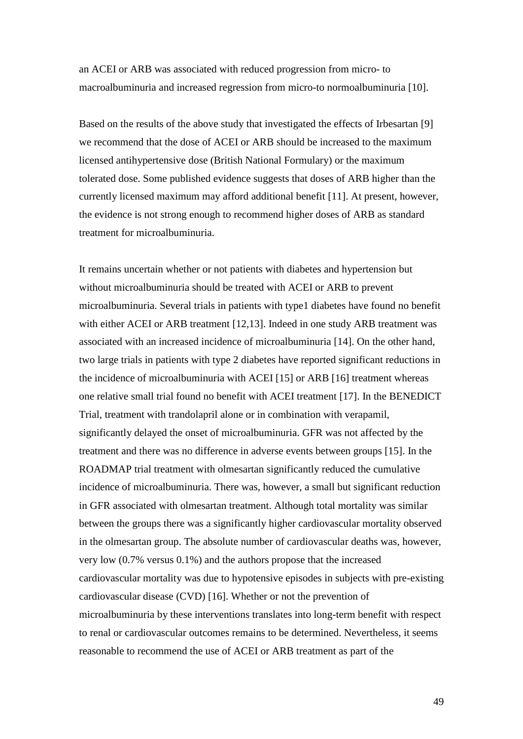an ACEI or ARB was associated with reduced progression from micro- to macroalbuminuria and increased regression from micro-to normoalbuminuria [10].

Based on the results of the above study that investigated the effects of Irbesartan [9] we recommend that the dose of ACEI or ARB should be increased to the maximum licensed antihypertensive dose (British National Formulary) or the maximum tolerated dose. Some published evidence suggests that doses of ARB higher than the currently licensed maximum may afford additional benefit [11]. At present, however, the evidence is not strong enough to recommend higher doses of ARB as standard treatment for microalbuminuria.

It remains uncertain whether or not patients with diabetes and hypertension but without microalbuminuria should be treated with ACEI or ARB to prevent microalbuminuria. Several trials in patients with type1 diabetes have found no benefit with either ACEI or ARB treatment [12,13]. Indeed in one study ARB treatment was associated with an increased incidence of microalbuminuria [14]. On the other hand, two large trials in patients with type 2 diabetes have reported significant reductions in the incidence of microalbuminuria with ACEI [15] or ARB [16] treatment whereas one relative small trial found no benefit with ACEI treatment [17]. In the BENEDICT Trial, treatment with trandolapril alone or in combination with verapamil, significantly delayed the onset of microalbuminuria. GFR was not affected by the treatment and there was no difference in adverse events between groups [15]. In the ROADMAP trial treatment with olmesartan significantly reduced the cumulative incidence of microalbuminuria. There was, however, a small but significant reduction in GFR associated with olmesartan treatment. Although total mortality was similar between the groups there was a significantly higher cardiovascular mortality observed in the olmesartan group. The absolute number of cardiovascular deaths was, however, very low (0.7% versus 0.1%) and the authors propose that the increased cardiovascular mortality was due to hypotensive episodes in subjects with pre-existing cardiovascular disease (CVD) [16]. Whether or not the prevention of microalbuminuria by these interventions translates into long-term benefit with respect to renal or cardiovascular outcomes remains to be determined. Nevertheless, it seems reasonable to recommend the use of ACEI or ARB treatment as part of the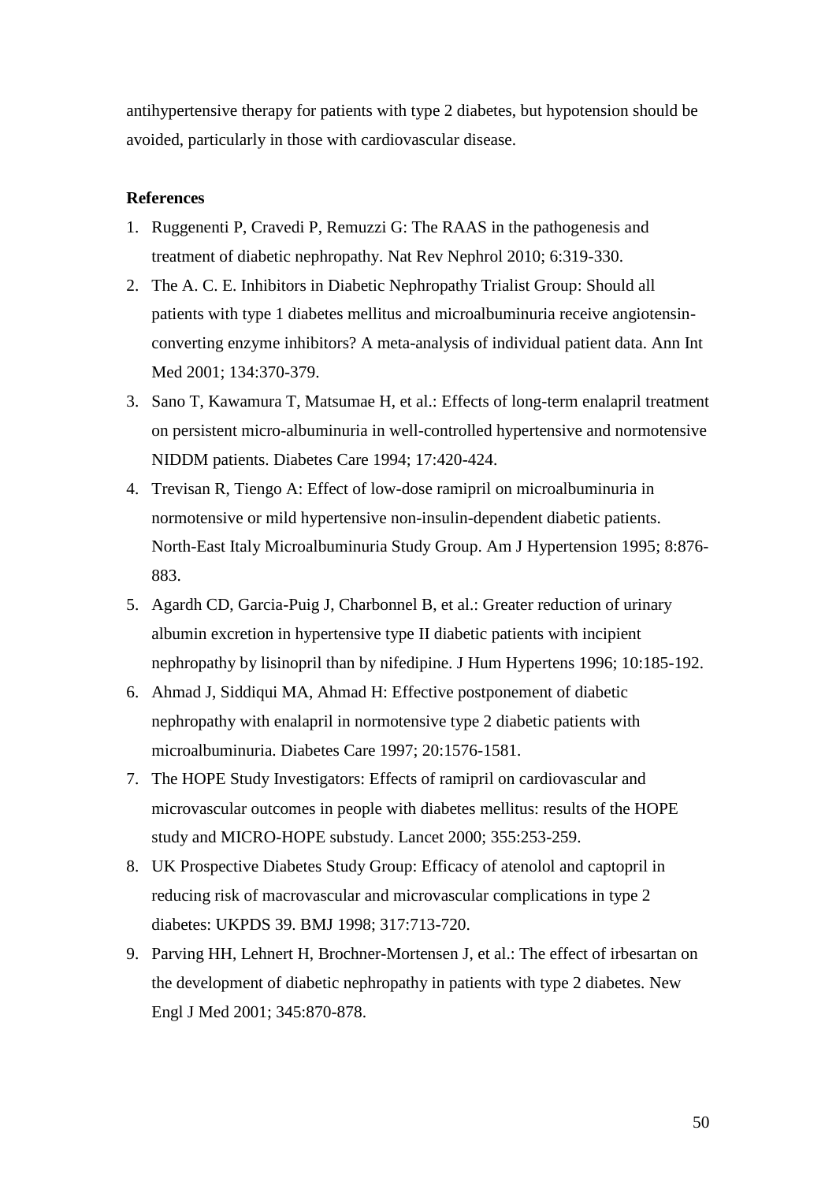antihypertensive therapy for patients with type 2 diabetes, but hypotension should be avoided, particularly in those with cardiovascular disease.

**References**

1. Ruggenenti P, Cravedi P, Remuzzi G: The RAAS in the pathogenesis and treatment of diabetic nephropathy. Nat Rev Nephrol 2010; 6:319-330.
2. The A. C. E. Inhibitors in Diabetic Nephropathy Trialist Group: Should all patients with type 1 diabetes mellitus and microalbuminuria receive angiotensin-converting enzyme inhibitors? A meta-analysis of individual patient data. Ann Int Med 2001; 134:370-379.
3. Sano T, Kawamura T, Matsumae H, et al.: Effects of long-term enalapril treatment on persistent micro-albuminuria in well-controlled hypertensive and normotensive NIDDM patients. Diabetes Care 1994; 17:420-424.
4. Trevisan R, Tiengo A: Effect of low-dose ramipril on microalbuminuria in normotensive or mild hypertensive non-insulin-dependent diabetic patients. North-East Italy Microalbuminuria Study Group. Am J Hypertension 1995; 8:876-883.
5. Agardh CD, Garcia-Puig J, Charbonnel B, et al.: Greater reduction of urinary albumin excretion in hypertensive type II diabetic patients with incipient nephropathy by lisinopril than by nifedipine. J Hum Hypertens 1996; 10:185-192.
6. Ahmad J, Siddiqui MA, Ahmad H: Effective postponement of diabetic nephropathy with enalapril in normotensive type 2 diabetic patients with microalbuminuria. Diabetes Care 1997; 20:1576-1581.
7. The HOPE Study Investigators: Effects of ramipril on cardiovascular and microvascular outcomes in people with diabetes mellitus: results of the HOPE study and MICRO-HOPE substudy. Lancet 2000; 355:253-259.
8. UK Prospective Diabetes Study Group: Efficacy of atenolol and captopril in reducing risk of macrovascular and microvascular complications in type 2 diabetes: UKPDS 39. BMJ 1998; 317:713-720.
9. Parving HH, Lehnert H, Brochner-Mortensen J, et al.: The effect of irbesartan on the development of diabetic nephropathy in patients with type 2 diabetes. New Engl J Med 2001; 345:870-878.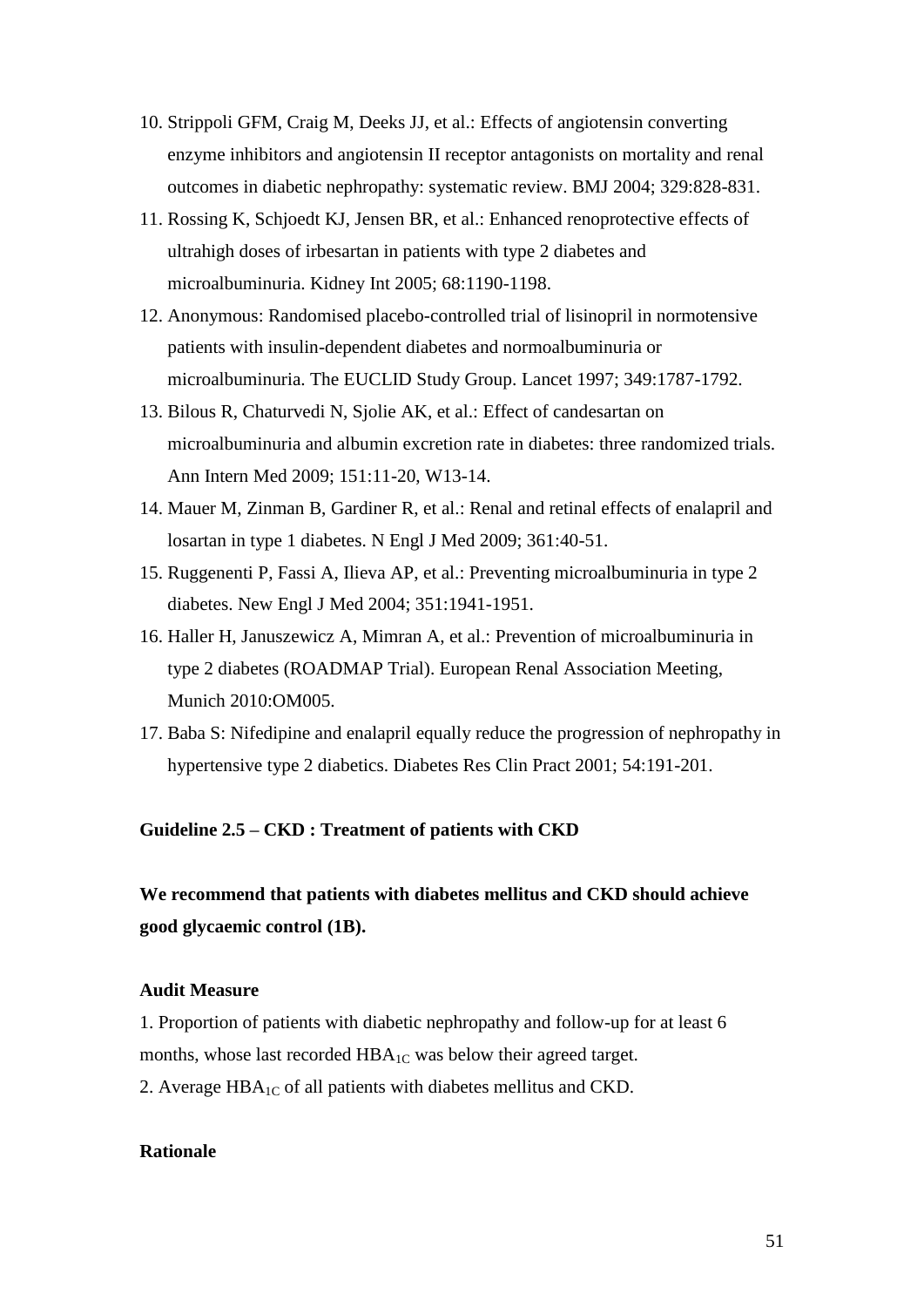10. Strippoli GFM, Craig M, Deeks JJ, et al.: Effects of angiotensin converting enzyme inhibitors and angiotensin II receptor antagonists on mortality and renal outcomes in diabetic nephropathy: systematic review. BMJ 2004; 329:828-831.
11. Rossing K, Schjoedt KJ, Jensen BR, et al.: Enhanced renoprotective effects of ultrahigh doses of irbesartan in patients with type 2 diabetes and microalbuminuria. Kidney Int 2005; 68:1190-1198.
12. Anonymous: Randomised placebo-controlled trial of lisinopril in normotensive patients with insulin-dependent diabetes and normoalbuminuria or microalbuminuria. The EUCLID Study Group. Lancet 1997; 349:1787-1792.
13. Bilous R, Chaturvedi N, Sjolie AK, et al.: Effect of candesartan on microalbuminuria and albumin excretion rate in diabetes: three randomized trials. Ann Intern Med 2009; 151:11-20, W13-14.
14. Mauer M, Zinman B, Gardiner R, et al.: Renal and retinal effects of enalapril and losartan in type 1 diabetes. N Engl J Med 2009; 361:40-51.
15. Ruggenenti P, Fassi A, Ilieva AP, et al.: Preventing microalbuminuria in type 2 diabetes. New Engl J Med 2004; 351:1941-1951.
16. Haller H, Januszewicz A, Mimran A, et al.: Prevention of microalbuminuria in type 2 diabetes (ROADMAP Trial). European Renal Association Meeting, Munich 2010:OM005.
17. Baba S: Nifedipine and enalapril equally reduce the progression of nephropathy in hypertensive type 2 diabetics. Diabetes Res Clin Pract 2001; 54:191-201.

### Guideline 2.5 – CKD : Treatment of patients with CKD

**We recommend that patients with diabetes mellitus and CKD should achieve good glycaemic control (1B).**

**Audit Measure**

1. Proportion of patients with diabetic nephropathy and follow-up for at least 6 months, whose last recorded $HBA_{1C}$ was below their agreed target.
2. Average $HBA_{1C}$ of all patients with diabetes mellitus and CKD.

**Rationale**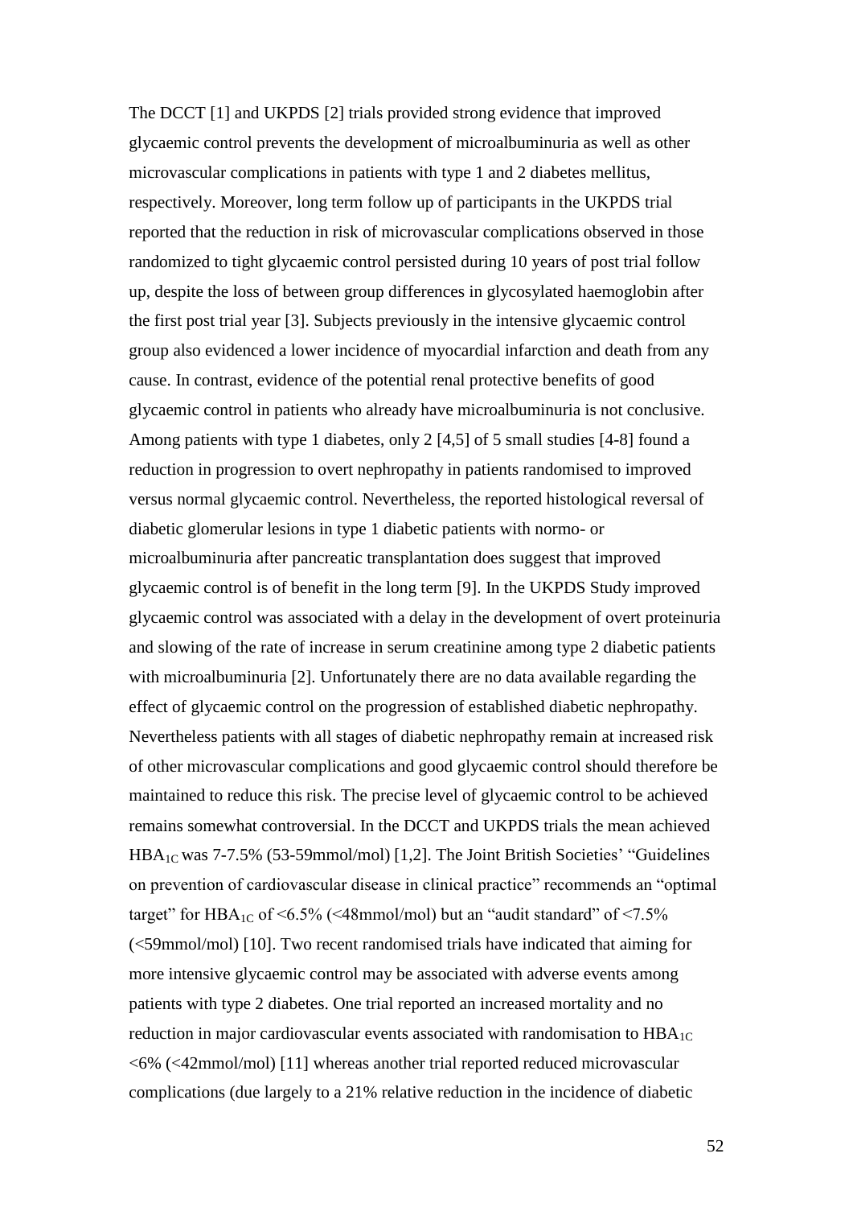The DCCT [1] and UKPDS [2] trials provided strong evidence that improved glycaemic control prevents the development of microalbuminuria as well as other microvascular complications in patients with type 1 and 2 diabetes mellitus, respectively. Moreover, long term follow up of participants in the UKPDS trial reported that the reduction in risk of microvascular complications observed in those randomized to tight glycaemic control persisted during 10 years of post trial follow up, despite the loss of between group differences in glycosylated haemoglobin after the first post trial year [3]. Subjects previously in the intensive glycaemic control group also evidenced a lower incidence of myocardial infarction and death from any cause. In contrast, evidence of the potential renal protective benefits of good glycaemic control in patients who already have microalbuminuria is not conclusive. Among patients with type 1 diabetes, only 2 [4,5] of 5 small studies [4-8] found a reduction in progression to overt nephropathy in patients randomised to improved versus normal glycaemic control. Nevertheless, the reported histological reversal of diabetic glomerular lesions in type 1 diabetic patients with normo- or microalbuminuria after pancreatic transplantation does suggest that improved glycaemic control is of benefit in the long term [9]. In the UKPDS Study improved glycaemic control was associated with a delay in the development of overt proteinuria and slowing of the rate of increase in serum creatinine among type 2 diabetic patients with microalbuminuria [2]. Unfortunately there are no data available regarding the effect of glycaemic control on the progression of established diabetic nephropathy. Nevertheless patients with all stages of diabetic nephropathy remain at increased risk of other microvascular complications and good glycaemic control should therefore be maintained to reduce this risk. The precise level of glycaemic control to be achieved remains somewhat controversial. In the DCCT and UKPDS trials the mean achieved $HBA_{1C}$ was 7-7.5% (53-59mmol/mol) [1,2]. The Joint British Societies' "Guidelines on prevention of cardiovascular disease in clinical practice" recommends an "optimal target" for $HBA_{1C}$ of <6.5% (<48mmol/mol) but an "audit standard" of <7.5% (<59mmol/mol) [10]. Two recent randomised trials have indicated that aiming for more intensive glycaemic control may be associated with adverse events among patients with type 2 diabetes. One trial reported an increased mortality and no reduction in major cardiovascular events associated with randomisation to $HBA_{1C}$ <6% (<42mmol/mol) [11] whereas another trial reported reduced microvascular complications (due largely to a 21% relative reduction in the incidence of diabetic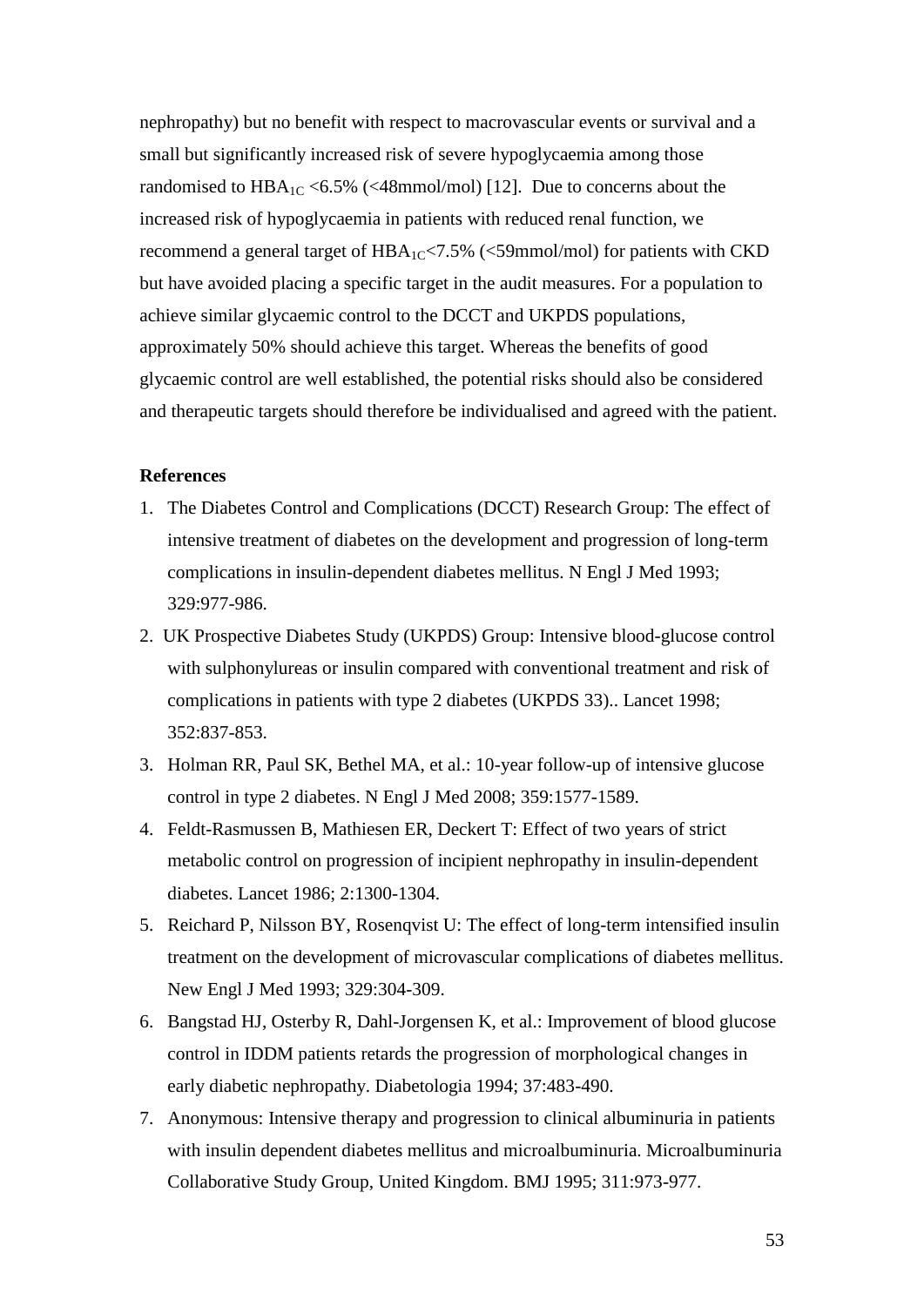nephropathy) but no benefit with respect to macrovascular events or survival and a small but significantly increased risk of severe hypoglycaemia among those randomised to $HBA_{1C}$ <6.5% (<48mmol/mol) [12]. Due to concerns about the increased risk of hypoglycaemia in patients with reduced renal function, we recommend a general target of $HBA_{1C}$<7.5% (<59mmol/mol) for patients with CKD but have avoided placing a specific target in the audit measures. For a population to achieve similar glycaemic control to the DCCT and UKPDS populations, approximately 50% should achieve this target. Whereas the benefits of good glycaemic control are well established, the potential risks should also be considered and therapeutic targets should therefore be individualised and agreed with the patient.

**References**

1. The Diabetes Control and Complications (DCCT) Research Group: The effect of intensive treatment of diabetes on the development and progression of long-term complications in insulin-dependent diabetes mellitus. N Engl J Med 1993; 329:977-986.
2. UK Prospective Diabetes Study (UKPDS) Group: Intensive blood-glucose control with sulphonylureas or insulin compared with conventional treatment and risk of complications in patients with type 2 diabetes (UKPDS 33).. Lancet 1998; 352:837-853.
3. Holman RR, Paul SK, Bethel MA, et al.: 10-year follow-up of intensive glucose control in type 2 diabetes. N Engl J Med 2008; 359:1577-1589.
4. Feldt-Rasmussen B, Mathiesen ER, Deckert T: Effect of two years of strict metabolic control on progression of incipient nephropathy in insulin-dependent diabetes. Lancet 1986; 2:1300-1304.
5. Reichard P, Nilsson BY, Rosenqvist U: The effect of long-term intensified insulin treatment on the development of microvascular complications of diabetes mellitus. New Engl J Med 1993; 329:304-309.
6. Bangstad HJ, Osterby R, Dahl-Jorgensen K, et al.: Improvement of blood glucose control in IDDM patients retards the progression of morphological changes in early diabetic nephropathy. Diabetologia 1994; 37:483-490.
7. Anonymous: Intensive therapy and progression to clinical albuminuria in patients with insulin dependent diabetes mellitus and microalbuminuria. Microalbuminuria Collaborative Study Group, United Kingdom. BMJ 1995; 311:973-977.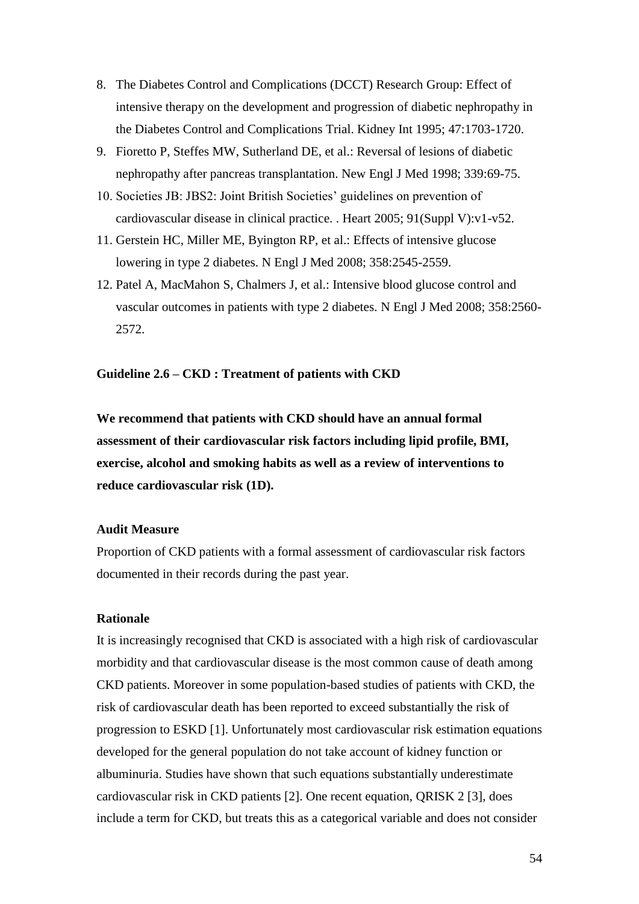8. The Diabetes Control and Complications (DCCT) Research Group: Effect of intensive therapy on the development and progression of diabetic nephropathy in the Diabetes Control and Complications Trial. Kidney Int 1995; 47:1703-1720.
9. Fioretto P, Steffes MW, Sutherland DE, et al.: Reversal of lesions of diabetic nephropathy after pancreas transplantation. New Engl J Med 1998; 339:69-75.
10. Societies JB: JBS2: Joint British Societies' guidelines on prevention of cardiovascular disease in clinical practice. . Heart 2005; 91(Suppl V):v1-v52.
11. Gerstein HC, Miller ME, Byington RP, et al.: Effects of intensive glucose lowering in type 2 diabetes. N Engl J Med 2008; 358:2545-2559.
12. Patel A, MacMahon S, Chalmers J, et al.: Intensive blood glucose control and vascular outcomes in patients with type 2 diabetes. N Engl J Med 2008; 358:2560-2572.

### Guideline 2.6 – CKD : Treatment of patients with CKD

**We recommend that patients with CKD should have an annual formal assessment of their cardiovascular risk factors including lipid profile, BMI, exercise, alcohol and smoking habits as well as a review of interventions to reduce cardiovascular risk (1D).**

#### Audit Measure

Proportion of CKD patients with a formal assessment of cardiovascular risk factors documented in their records during the past year.

#### Rationale

It is increasingly recognised that CKD is associated with a high risk of cardiovascular morbidity and that cardiovascular disease is the most common cause of death among CKD patients. Moreover in some population-based studies of patients with CKD, the risk of cardiovascular death has been reported to exceed substantially the risk of progression to ESKD [1]. Unfortunately most cardiovascular risk estimation equations developed for the general population do not take account of kidney function or albuminuria. Studies have shown that such equations substantially underestimate cardiovascular risk in CKD patients [2]. One recent equation, QRISK 2 [3], does include a term for CKD, but treats this as a categorical variable and does not consider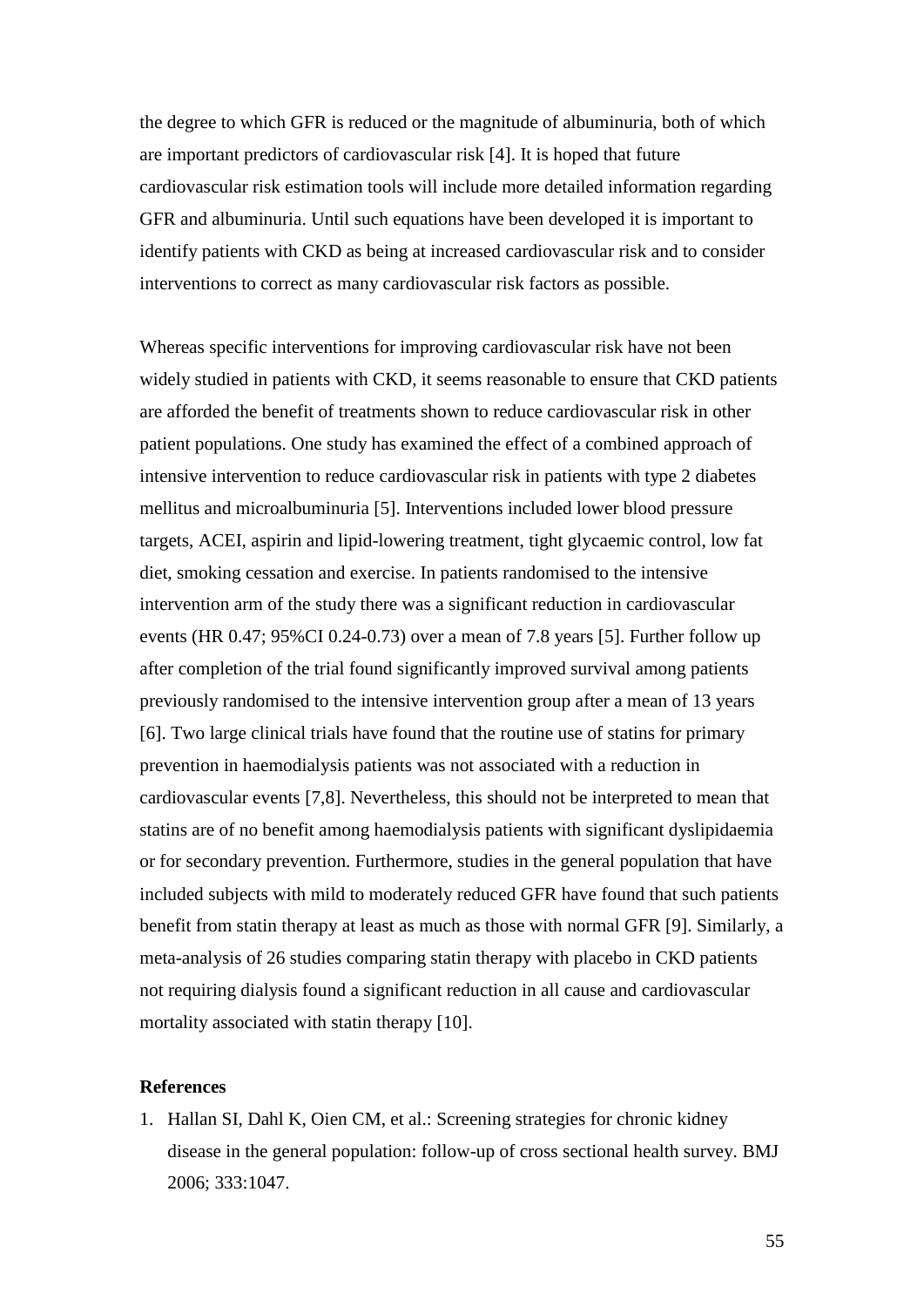the degree to which GFR is reduced or the magnitude of albuminuria, both of which are important predictors of cardiovascular risk [4]. It is hoped that future cardiovascular risk estimation tools will include more detailed information regarding GFR and albuminuria. Until such equations have been developed it is important to identify patients with CKD as being at increased cardiovascular risk and to consider interventions to correct as many cardiovascular risk factors as possible.

Whereas specific interventions for improving cardiovascular risk have not been widely studied in patients with CKD, it seems reasonable to ensure that CKD patients are afforded the benefit of treatments shown to reduce cardiovascular risk in other patient populations. One study has examined the effect of a combined approach of intensive intervention to reduce cardiovascular risk in patients with type 2 diabetes mellitus and microalbuminuria [5]. Interventions included lower blood pressure targets, ACEI, aspirin and lipid-lowering treatment, tight glycaemic control, low fat diet, smoking cessation and exercise. In patients randomised to the intensive intervention arm of the study there was a significant reduction in cardiovascular events (HR 0.47; 95%CI 0.24-0.73) over a mean of 7.8 years [5]. Further follow up after completion of the trial found significantly improved survival among patients previously randomised to the intensive intervention group after a mean of 13 years [6]. Two large clinical trials have found that the routine use of statins for primary prevention in haemodialysis patients was not associated with a reduction in cardiovascular events [7,8]. Nevertheless, this should not be interpreted to mean that statins are of no benefit among haemodialysis patients with significant dyslipidaemia or for secondary prevention. Furthermore, studies in the general population that have included subjects with mild to moderately reduced GFR have found that such patients benefit from statin therapy at least as much as those with normal GFR [9]. Similarly, a meta-analysis of 26 studies comparing statin therapy with placebo in CKD patients not requiring dialysis found a significant reduction in all cause and cardiovascular mortality associated with statin therapy [10].

**References**

1. Hallan SI, Dahl K, Oien CM, et al.: Screening strategies for chronic kidney disease in the general population: follow-up of cross sectional health survey. BMJ 2006; 333:1047.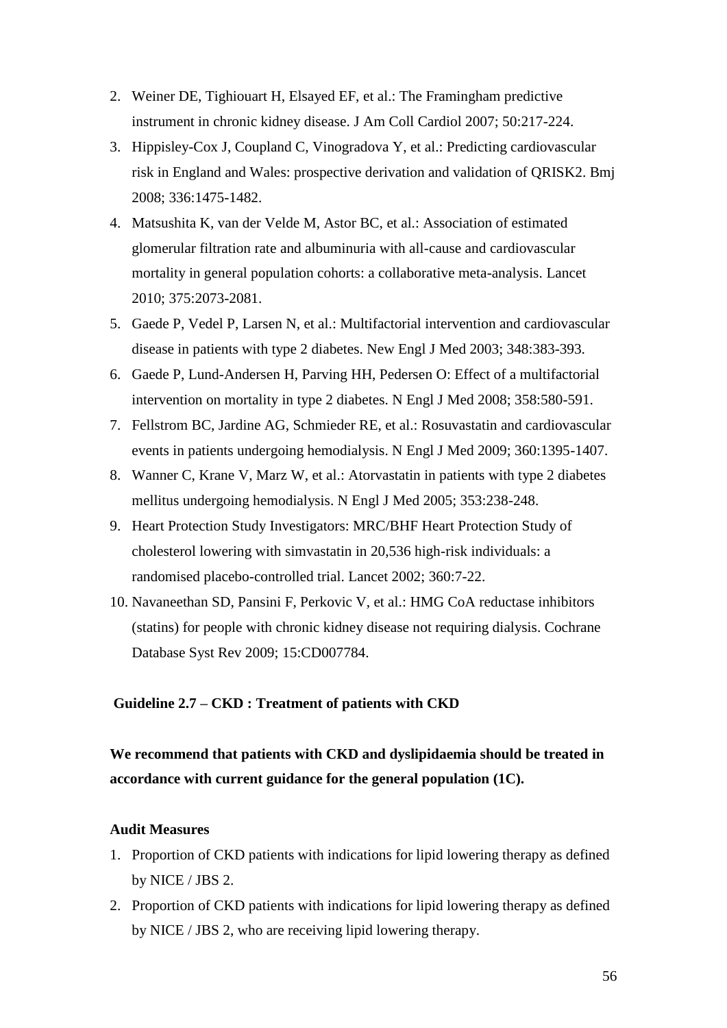2. Weiner DE, Tighiouart H, Elsayed EF, et al.: The Framingham predictive instrument in chronic kidney disease. J Am Coll Cardiol 2007; 50:217-224.
3. Hippisley-Cox J, Coupland C, Vinogradova Y, et al.: Predicting cardiovascular risk in England and Wales: prospective derivation and validation of QRISK2. Bmj 2008; 336:1475-1482.
4. Matsushita K, van der Velde M, Astor BC, et al.: Association of estimated glomerular filtration rate and albuminuria with all-cause and cardiovascular mortality in general population cohorts: a collaborative meta-analysis. Lancet 2010; 375:2073-2081.
5. Gaede P, Vedel P, Larsen N, et al.: Multifactorial intervention and cardiovascular disease in patients with type 2 diabetes. New Engl J Med 2003; 348:383-393.
6. Gaede P, Lund-Andersen H, Parving HH, Pedersen O: Effect of a multifactorial intervention on mortality in type 2 diabetes. N Engl J Med 2008; 358:580-591.
7. Fellstrom BC, Jardine AG, Schmieder RE, et al.: Rosuvastatin and cardiovascular events in patients undergoing hemodialysis. N Engl J Med 2009; 360:1395-1407.
8. Wanner C, Krane V, Marz W, et al.: Atorvastatin in patients with type 2 diabetes mellitus undergoing hemodialysis. N Engl J Med 2005; 353:238-248.
9. Heart Protection Study Investigators: MRC/BHF Heart Protection Study of cholesterol lowering with simvastatin in 20,536 high-risk individuals: a randomised placebo-controlled trial. Lancet 2002; 360:7-22.
10. Navaneethan SD, Pansini F, Perkovic V, et al.: HMG CoA reductase inhibitors (statins) for people with chronic kidney disease not requiring dialysis. Cochrane Database Syst Rev 2009; 15:CD007784.

### Guideline 2.7 – CKD : Treatment of patients with CKD

**We recommend that patients with CKD and dyslipidaemia should be treated in accordance with current guidance for the general population (1C).**

**Audit Measures**

1. Proportion of CKD patients with indications for lipid lowering therapy as defined by NICE / JBS 2.
2. Proportion of CKD patients with indications for lipid lowering therapy as defined by NICE / JBS 2, who are receiving lipid lowering therapy.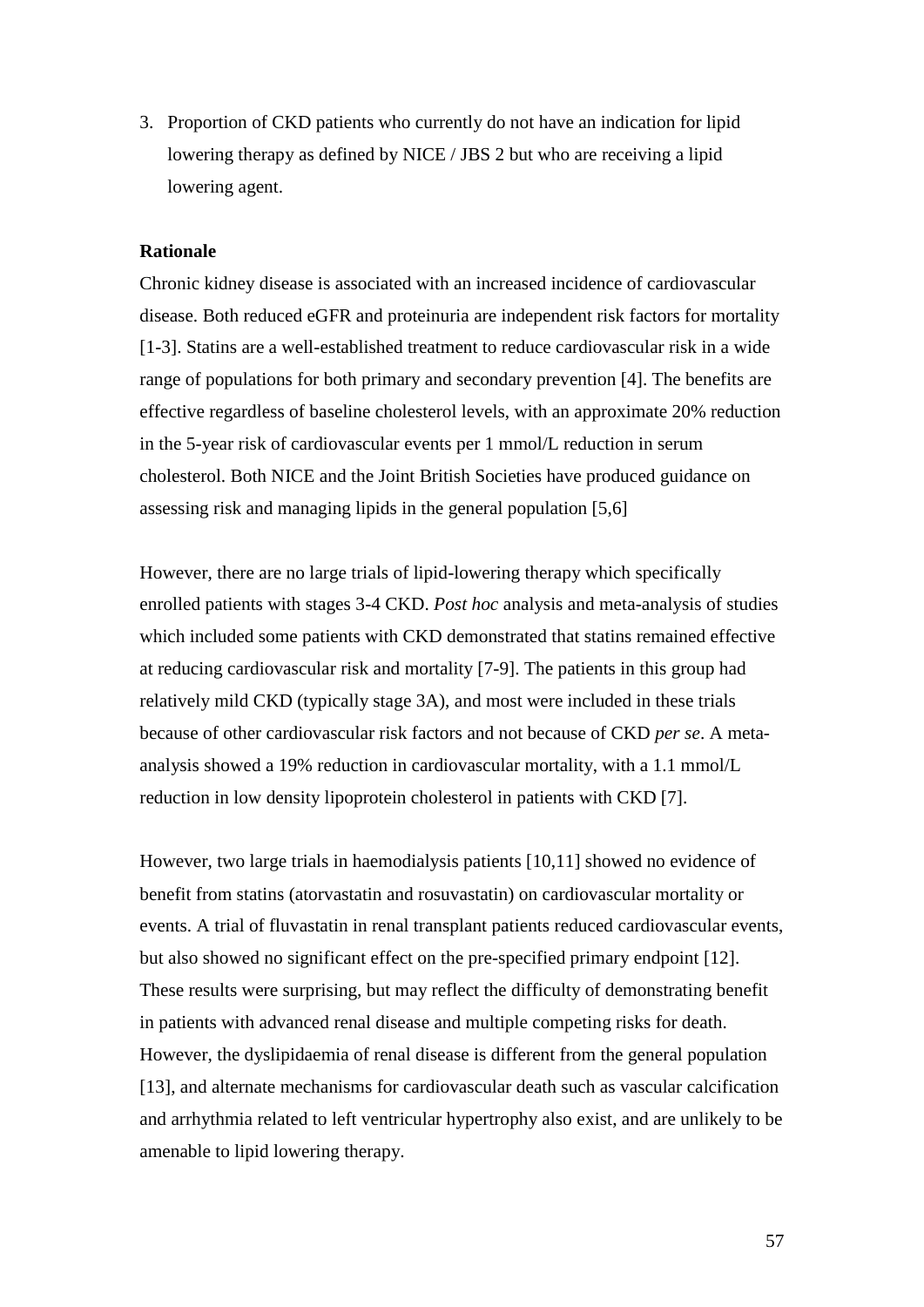3. Proportion of CKD patients who currently do not have an indication for lipid lowering therapy as defined by NICE / JBS 2 but who are receiving a lipid lowering agent.

**Rationale**

Chronic kidney disease is associated with an increased incidence of cardiovascular disease. Both reduced eGFR and proteinuria are independent risk factors for mortality [1-3]. Statins are a well-established treatment to reduce cardiovascular risk in a wide range of populations for both primary and secondary prevention [4]. The benefits are effective regardless of baseline cholesterol levels, with an approximate 20% reduction in the 5-year risk of cardiovascular events per 1 mmol/L reduction in serum cholesterol. Both NICE and the Joint British Societies have produced guidance on assessing risk and managing lipids in the general population [5,6]

However, there are no large trials of lipid-lowering therapy which specifically enrolled patients with stages 3-4 CKD. *Post hoc* analysis and meta-analysis of studies which included some patients with CKD demonstrated that statins remained effective at reducing cardiovascular risk and mortality [7-9]. The patients in this group had relatively mild CKD (typically stage 3A), and most were included in these trials because of other cardiovascular risk factors and not because of CKD *per se*. A meta-analysis showed a 19% reduction in cardiovascular mortality, with a 1.1 mmol/L reduction in low density lipoprotein cholesterol in patients with CKD [7].

However, two large trials in haemodialysis patients [10,11] showed no evidence of benefit from statins (atorvastatin and rosuvastatin) on cardiovascular mortality or events. A trial of fluvastatin in renal transplant patients reduced cardiovascular events, but also showed no significant effect on the pre-specified primary endpoint [12]. These results were surprising, but may reflect the difficulty of demonstrating benefit in patients with advanced renal disease and multiple competing risks for death. However, the dyslipidaemia of renal disease is different from the general population [13], and alternate mechanisms for cardiovascular death such as vascular calcification and arrhythmia related to left ventricular hypertrophy also exist, and are unlikely to be amenable to lipid lowering therapy.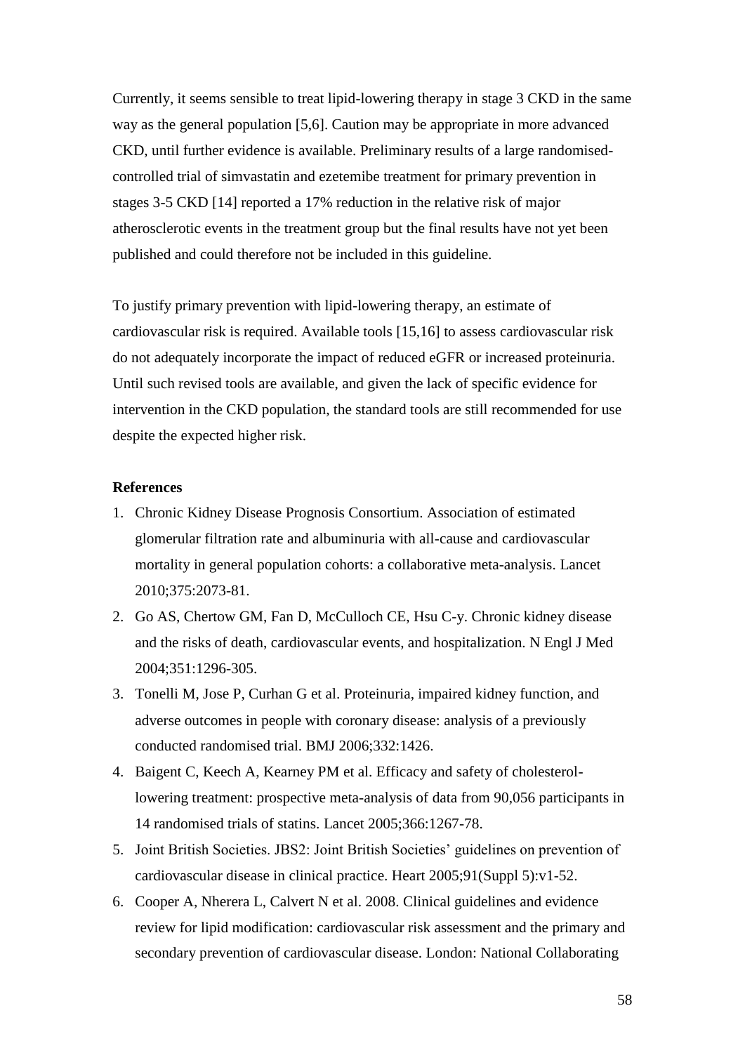Currently, it seems sensible to treat lipid-lowering therapy in stage 3 CKD in the same way as the general population [5,6]. Caution may be appropriate in more advanced CKD, until further evidence is available. Preliminary results of a large randomised-controlled trial of simvastatin and ezetemibe treatment for primary prevention in stages 3-5 CKD [14] reported a 17% reduction in the relative risk of major atherosclerotic events in the treatment group but the final results have not yet been published and could therefore not be included in this guideline.

To justify primary prevention with lipid-lowering therapy, an estimate of cardiovascular risk is required. Available tools [15,16] to assess cardiovascular risk do not adequately incorporate the impact of reduced eGFR or increased proteinuria. Until such revised tools are available, and given the lack of specific evidence for intervention in the CKD population, the standard tools are still recommended for use despite the expected higher risk.

**References**

1. Chronic Kidney Disease Prognosis Consortium. Association of estimated glomerular filtration rate and albuminuria with all-cause and cardiovascular mortality in general population cohorts: a collaborative meta-analysis. Lancet 2010;375:2073-81.
2. Go AS, Chertow GM, Fan D, McCulloch CE, Hsu C-y. Chronic kidney disease and the risks of death, cardiovascular events, and hospitalization. N Engl J Med 2004;351:1296-305.
3. Tonelli M, Jose P, Curhan G et al. Proteinuria, impaired kidney function, and adverse outcomes in people with coronary disease: analysis of a previously conducted randomised trial. BMJ 2006;332:1426.
4. Baigent C, Keech A, Kearney PM et al. Efficacy and safety of cholesterol-lowering treatment: prospective meta-analysis of data from 90,056 participants in 14 randomised trials of statins. Lancet 2005;366:1267-78.
5. Joint British Societies. JBS2: Joint British Societies' guidelines on prevention of cardiovascular disease in clinical practice. Heart 2005;91(Suppl 5):v1-52.
6. Cooper A, Nherera L, Calvert N et al. 2008. Clinical guidelines and evidence review for lipid modification: cardiovascular risk assessment and the primary and secondary prevention of cardiovascular disease. London: National Collaborating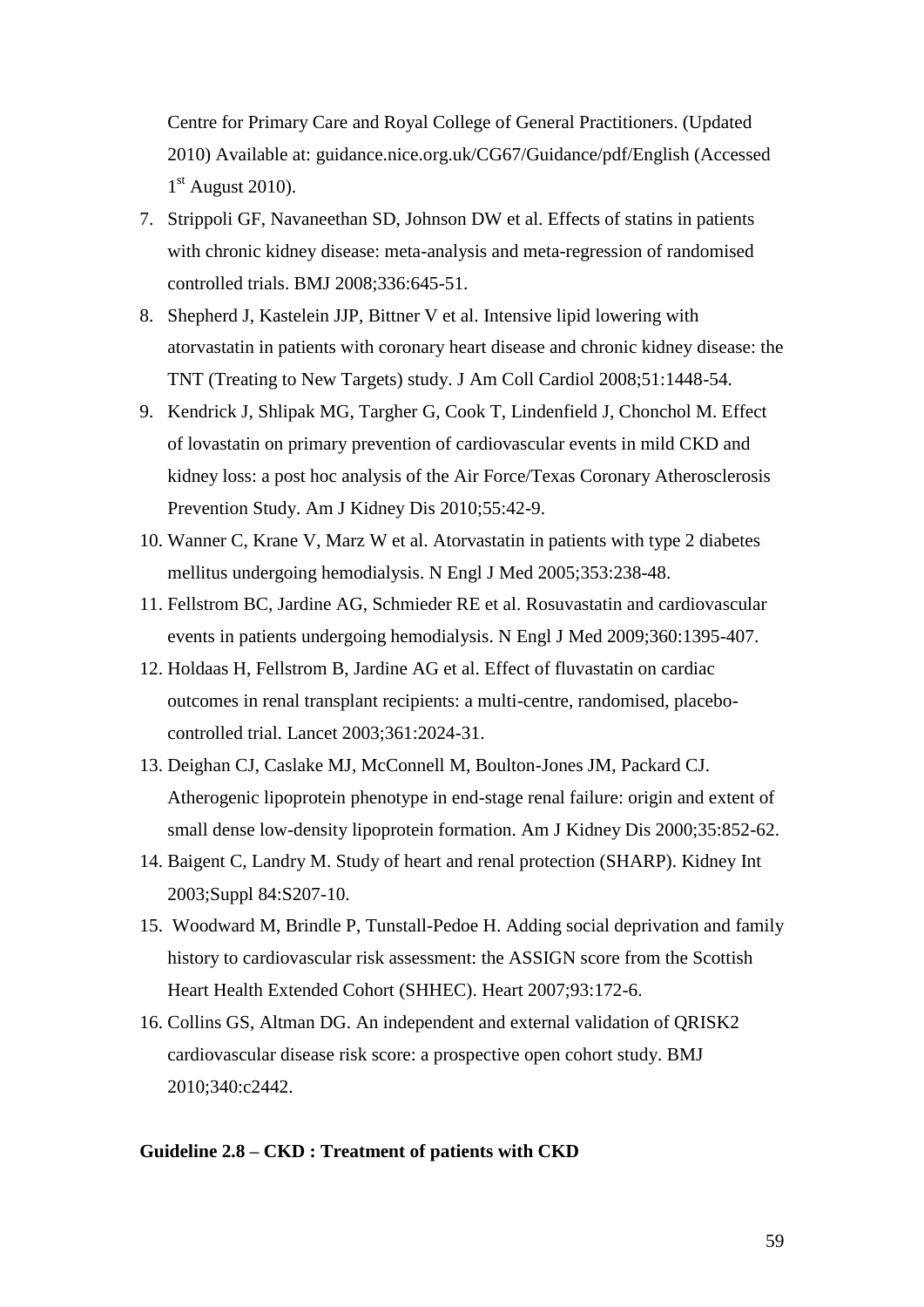Centre for Primary Care and Royal College of General Practitioners. (Updated 2010) Available at: guidance.nice.org.uk/CG67/Guidance/pdf/English (Accessed 1st August 2010).

7. Strippoli GF, Navaneethan SD, Johnson DW et al. Effects of statins in patients with chronic kidney disease: meta-analysis and meta-regression of randomised controlled trials. BMJ 2008;336:645-51.
8. Shepherd J, Kastelein JJP, Bittner V et al. Intensive lipid lowering with atorvastatin in patients with coronary heart disease and chronic kidney disease: the TNT (Treating to New Targets) study. J Am Coll Cardiol 2008;51:1448-54.
9. Kendrick J, Shlipak MG, Targher G, Cook T, Lindenfield J, Chonchol M. Effect of lovastatin on primary prevention of cardiovascular events in mild CKD and kidney loss: a post hoc analysis of the Air Force/Texas Coronary Atherosclerosis Prevention Study. Am J Kidney Dis 2010;55:42-9.
10. Wanner C, Krane V, Marz W et al. Atorvastatin in patients with type 2 diabetes mellitus undergoing hemodialysis. N Engl J Med 2005;353:238-48.
11. Fellstrom BC, Jardine AG, Schmieder RE et al. Rosuvastatin and cardiovascular events in patients undergoing hemodialysis. N Engl J Med 2009;360:1395-407.
12. Holdaas H, Fellstrom B, Jardine AG et al. Effect of fluvastatin on cardiac outcomes in renal transplant recipients: a multi-centre, randomised, placebo-controlled trial. Lancet 2003;361:2024-31.
13. Deighan CJ, Caslake MJ, McConnell M, Boulton-Jones JM, Packard CJ. Atherogenic lipoprotein phenotype in end-stage renal failure: origin and extent of small dense low-density lipoprotein formation. Am J Kidney Dis 2000;35:852-62.
14. Baigent C, Landry M. Study of heart and renal protection (SHARP). Kidney Int 2003;Suppl 84:S207-10.
15. Woodward M, Brindle P, Tunstall-Pedoe H. Adding social deprivation and family history to cardiovascular risk assessment: the ASSIGN score from the Scottish Heart Health Extended Cohort (SHHEC). Heart 2007;93:172-6.
16. Collins GS, Altman DG. An independent and external validation of QRISK2 cardiovascular disease risk score: a prospective open cohort study. BMJ 2010;340:c2442.

**Guideline 2.8 – CKD : Treatment of patients with CKD**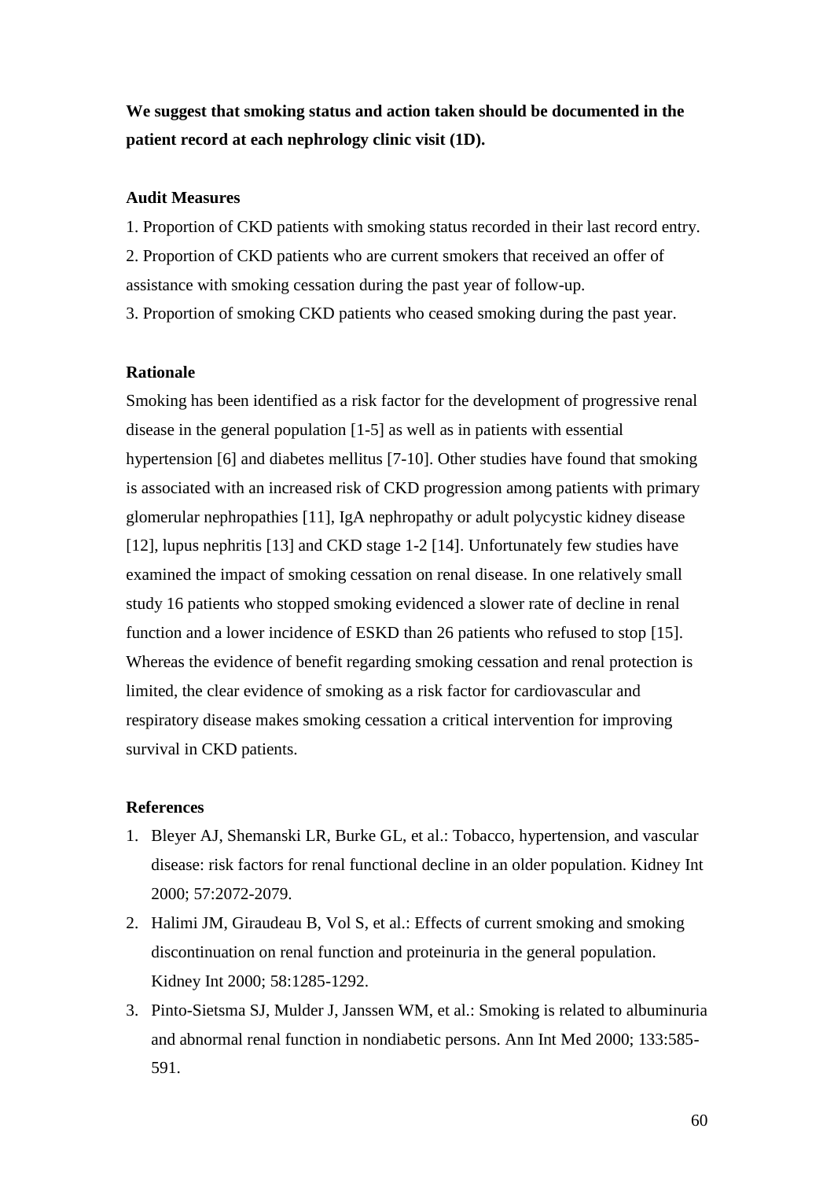**We suggest that smoking status and action taken should be documented in the patient record at each nephrology clinic visit (1D).**

**Audit Measures**

1. Proportion of CKD patients with smoking status recorded in their last record entry.
2. Proportion of CKD patients who are current smokers that received an offer of assistance with smoking cessation during the past year of follow-up.
3. Proportion of smoking CKD patients who ceased smoking during the past year.

**Rationale**

Smoking has been identified as a risk factor for the development of progressive renal disease in the general population [1-5] as well as in patients with essential hypertension [6] and diabetes mellitus [7-10]. Other studies have found that smoking is associated with an increased risk of CKD progression among patients with primary glomerular nephropathies [11], IgA nephropathy or adult polycystic kidney disease [12], lupus nephritis [13] and CKD stage 1-2 [14]. Unfortunately few studies have examined the impact of smoking cessation on renal disease. In one relatively small study 16 patients who stopped smoking evidenced a slower rate of decline in renal function and a lower incidence of ESKD than 26 patients who refused to stop [15]. Whereas the evidence of benefit regarding smoking cessation and renal protection is limited, the clear evidence of smoking as a risk factor for cardiovascular and respiratory disease makes smoking cessation a critical intervention for improving survival in CKD patients.

**References**

1. Bleyer AJ, Shemanski LR, Burke GL, et al.: Tobacco, hypertension, and vascular disease: risk factors for renal functional decline in an older population. Kidney Int 2000; 57:2072-2079.
2. Halimi JM, Giraudeau B, Vol S, et al.: Effects of current smoking and smoking discontinuation on renal function and proteinuria in the general population. Kidney Int 2000; 58:1285-1292.
3. Pinto-Sietsma SJ, Mulder J, Janssen WM, et al.: Smoking is related to albuminuria and abnormal renal function in nondiabetic persons. Ann Int Med 2000; 133:585-591.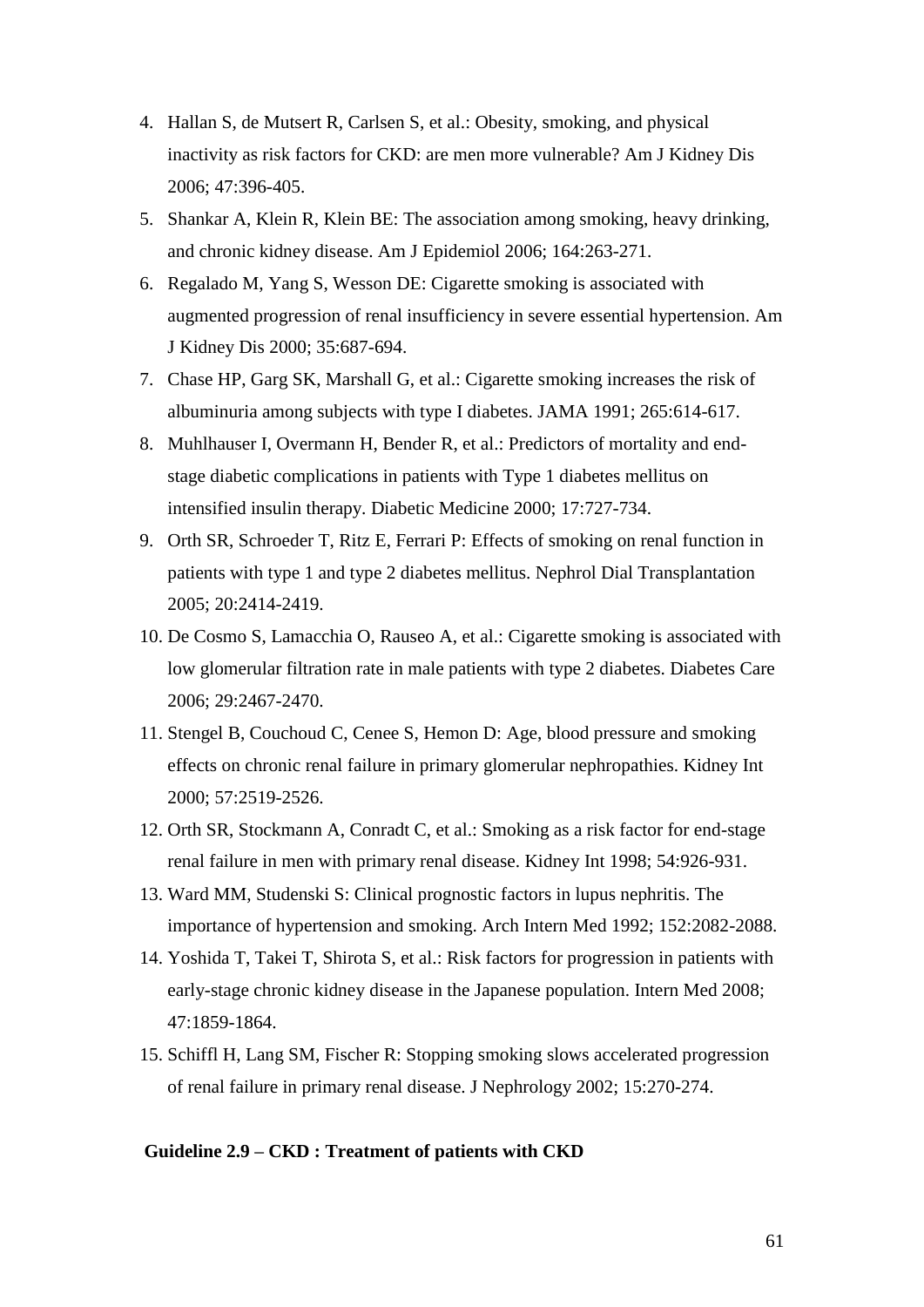4. Hallan S, de Mutsert R, Carlsen S, et al.: Obesity, smoking, and physical inactivity as risk factors for CKD: are men more vulnerable? Am J Kidney Dis 2006; 47:396-405.
5. Shankar A, Klein R, Klein BE: The association among smoking, heavy drinking, and chronic kidney disease. Am J Epidemiol 2006; 164:263-271.
6. Regalado M, Yang S, Wesson DE: Cigarette smoking is associated with augmented progression of renal insufficiency in severe essential hypertension. Am J Kidney Dis 2000; 35:687-694.
7. Chase HP, Garg SK, Marshall G, et al.: Cigarette smoking increases the risk of albuminuria among subjects with type I diabetes. JAMA 1991; 265:614-617.
8. Muhlhauser I, Overmann H, Bender R, et al.: Predictors of mortality and end-stage diabetic complications in patients with Type 1 diabetes mellitus on intensified insulin therapy. Diabetic Medicine 2000; 17:727-734.
9. Orth SR, Schroeder T, Ritz E, Ferrari P: Effects of smoking on renal function in patients with type 1 and type 2 diabetes mellitus. Nephrol Dial Transplantation 2005; 20:2414-2419.
10. De Cosmo S, Lamacchia O, Rauseo A, et al.: Cigarette smoking is associated with low glomerular filtration rate in male patients with type 2 diabetes. Diabetes Care 2006; 29:2467-2470.
11. Stengel B, Couchoud C, Cenee S, Hemon D: Age, blood pressure and smoking effects on chronic renal failure in primary glomerular nephropathies. Kidney Int 2000; 57:2519-2526.
12. Orth SR, Stockmann A, Conradt C, et al.: Smoking as a risk factor for end-stage renal failure in men with primary renal disease. Kidney Int 1998; 54:926-931.
13. Ward MM, Studenski S: Clinical prognostic factors in lupus nephritis. The importance of hypertension and smoking. Arch Intern Med 1992; 152:2082-2088.
14. Yoshida T, Takei T, Shirota S, et al.: Risk factors for progression in patients with early-stage chronic kidney disease in the Japanese population. Intern Med 2008; 47:1859-1864.
15. Schiffl H, Lang SM, Fischer R: Stopping smoking slows accelerated progression of renal failure in primary renal disease. J Nephrology 2002; 15:270-274.

**Guideline 2.9 – CKD : Treatment of patients with CKD**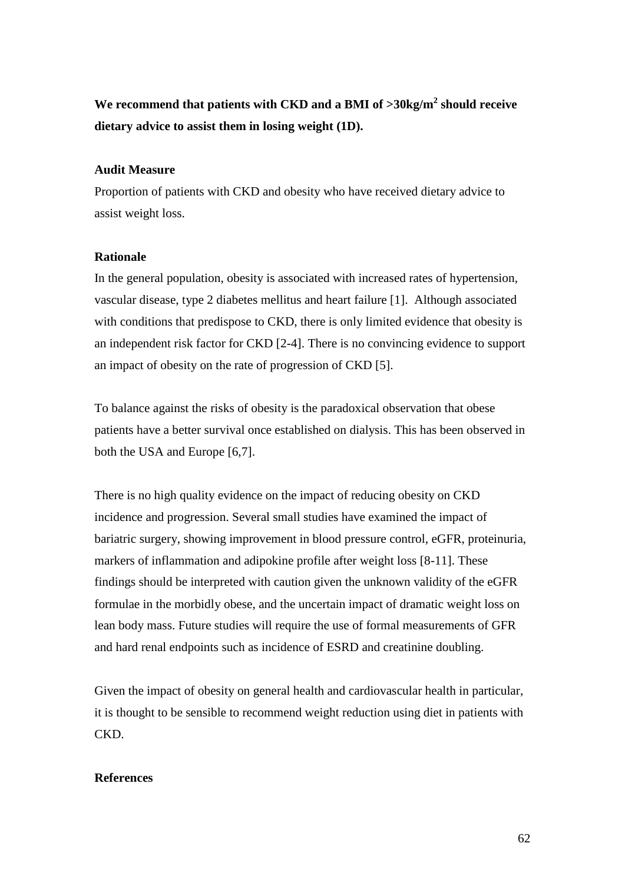**We recommend that patients with CKD and a BMI of >30kg/m$^2$ should receive dietary advice to assist them in losing weight (1D).**

**Audit Measure**

Proportion of patients with CKD and obesity who have received dietary advice to assist weight loss.

**Rationale**

In the general population, obesity is associated with increased rates of hypertension, vascular disease, type 2 diabetes mellitus and heart failure [1]. Although associated with conditions that predispose to CKD, there is only limited evidence that obesity is an independent risk factor for CKD [2-4]. There is no convincing evidence to support an impact of obesity on the rate of progression of CKD [5].

To balance against the risks of obesity is the paradoxical observation that obese patients have a better survival once established on dialysis. This has been observed in both the USA and Europe [6,7].

There is no high quality evidence on the impact of reducing obesity on CKD incidence and progression. Several small studies have examined the impact of bariatric surgery, showing improvement in blood pressure control, eGFR, proteinuria, markers of inflammation and adipokine profile after weight loss [8-11]. These findings should be interpreted with caution given the unknown validity of the eGFR formulae in the morbidly obese, and the uncertain impact of dramatic weight loss on lean body mass. Future studies will require the use of formal measurements of GFR and hard renal endpoints such as incidence of ESRD and creatinine doubling.

Given the impact of obesity on general health and cardiovascular health in particular, it is thought to be sensible to recommend weight reduction using diet in patients with CKD.

**References**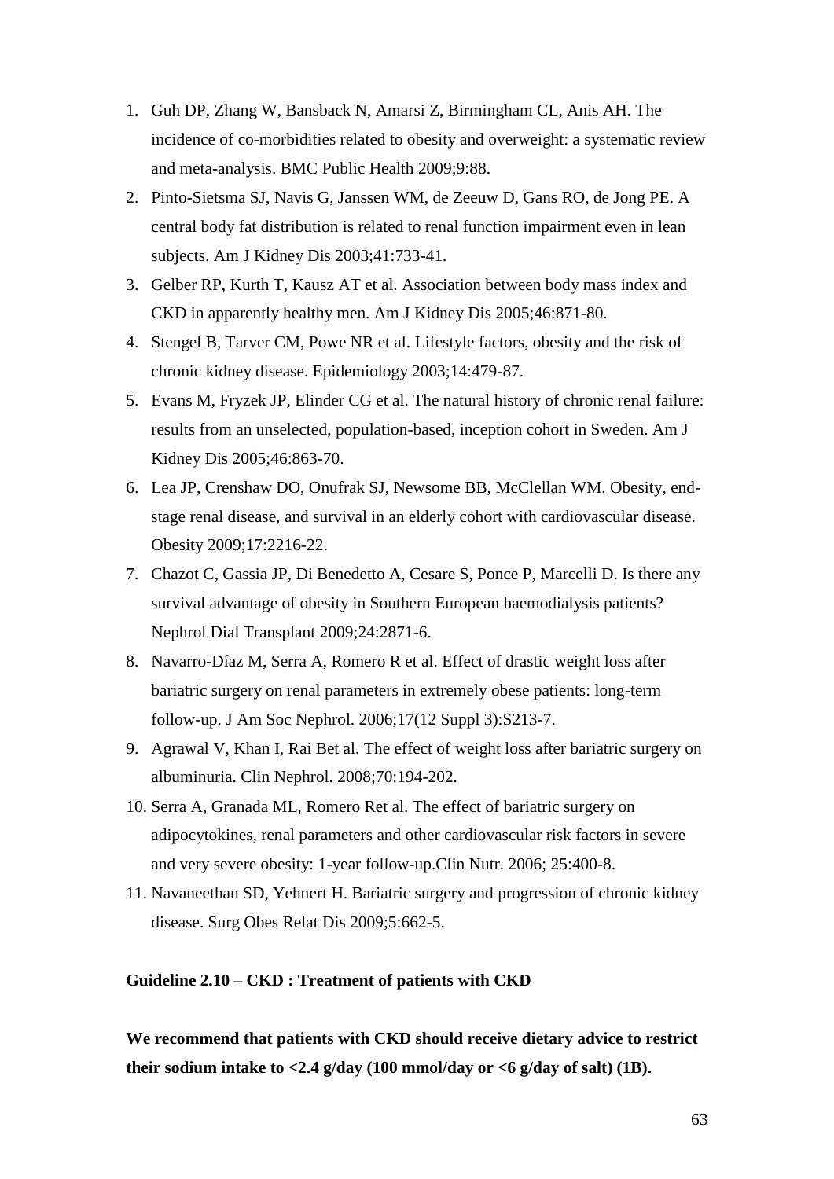1. Guh DP, Zhang W, Bansback N, Amarsi Z, Birmingham CL, Anis AH. The incidence of co-morbidities related to obesity and overweight: a systematic review and meta-analysis. BMC Public Health 2009;9:88.
2. Pinto-Sietsma SJ, Navis G, Janssen WM, de Zeeuw D, Gans RO, de Jong PE. A central body fat distribution is related to renal function impairment even in lean subjects. Am J Kidney Dis 2003;41:733-41.
3. Gelber RP, Kurth T, Kausz AT et al. Association between body mass index and CKD in apparently healthy men. Am J Kidney Dis 2005;46:871-80.
4. Stengel B, Tarver CM, Powe NR et al. Lifestyle factors, obesity and the risk of chronic kidney disease. Epidemiology 2003;14:479-87.
5. Evans M, Fryzek JP, Elinder CG et al. The natural history of chronic renal failure: results from an unselected, population-based, inception cohort in Sweden. Am J Kidney Dis 2005;46:863-70.
6. Lea JP, Crenshaw DO, Onufrak SJ, Newsome BB, McClellan WM. Obesity, end-stage renal disease, and survival in an elderly cohort with cardiovascular disease. Obesity 2009;17:2216-22.
7. Chazot C, Gassia JP, Di Benedetto A, Cesare S, Ponce P, Marcelli D. Is there any survival advantage of obesity in Southern European haemodialysis patients? Nephrol Dial Transplant 2009;24:2871-6.
8. Navarro-Díaz M, Serra A, Romero R et al. Effect of drastic weight loss after bariatric surgery on renal parameters in extremely obese patients: long-term follow-up. J Am Soc Nephrol. 2006;17(12 Suppl 3):S213-7.
9. Agrawal V, Khan I, Rai Bet al. The effect of weight loss after bariatric surgery on albuminuria. Clin Nephrol. 2008;70:194-202.
10. Serra A, Granada ML, Romero Ret al. The effect of bariatric surgery on adipocytokines, renal parameters and other cardiovascular risk factors in severe and very severe obesity: 1-year follow-up.Clin Nutr. 2006; 25:400-8.
11. Navaneethan SD, Yehnert H. Bariatric surgery and progression of chronic kidney disease. Surg Obes Relat Dis 2009;5:662-5.

**Guideline 2.10 – CKD : Treatment of patients with CKD**

**We recommend that patients with CKD should receive dietary advice to restrict their sodium intake to <2.4 g/day (100 mmol/day or <6 g/day of salt) (1B).**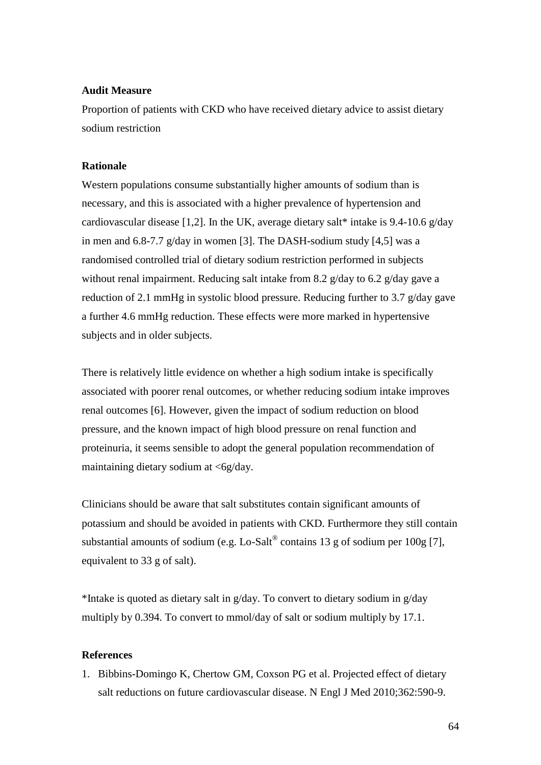**Audit Measure**

Proportion of patients with CKD who have received dietary advice to assist dietary sodium restriction

**Rationale**

Western populations consume substantially higher amounts of sodium than is necessary, and this is associated with a higher prevalence of hypertension and cardiovascular disease [1,2]. In the UK, average dietary salt* intake is 9.4-10.6 g/day in men and 6.8-7.7 g/day in women [3]. The DASH-sodium study [4,5] was a randomised controlled trial of dietary sodium restriction performed in subjects without renal impairment. Reducing salt intake from 8.2 g/day to 6.2 g/day gave a reduction of 2.1 mmHg in systolic blood pressure. Reducing further to 3.7 g/day gave a further 4.6 mmHg reduction. These effects were more marked in hypertensive subjects and in older subjects.

There is relatively little evidence on whether a high sodium intake is specifically associated with poorer renal outcomes, or whether reducing sodium intake improves renal outcomes [6]. However, given the impact of sodium reduction on blood pressure, and the known impact of high blood pressure on renal function and proteinuria, it seems sensible to adopt the general population recommendation of maintaining dietary sodium at <6g/day.

Clinicians should be aware that salt substitutes contain significant amounts of potassium and should be avoided in patients with CKD. Furthermore they still contain substantial amounts of sodium (e.g. Lo-Salt® contains 13 g of sodium per 100g [7], equivalent to 33 g of salt).

*Intake is quoted as dietary salt in g/day. To convert to dietary sodium in g/day multiply by 0.394. To convert to mmol/day of salt or sodium multiply by 17.1.

**References**

1. Bibbins-Domingo K, Chertow GM, Coxson PG et al. Projected effect of dietary salt reductions on future cardiovascular disease. N Engl J Med 2010;362:590-9.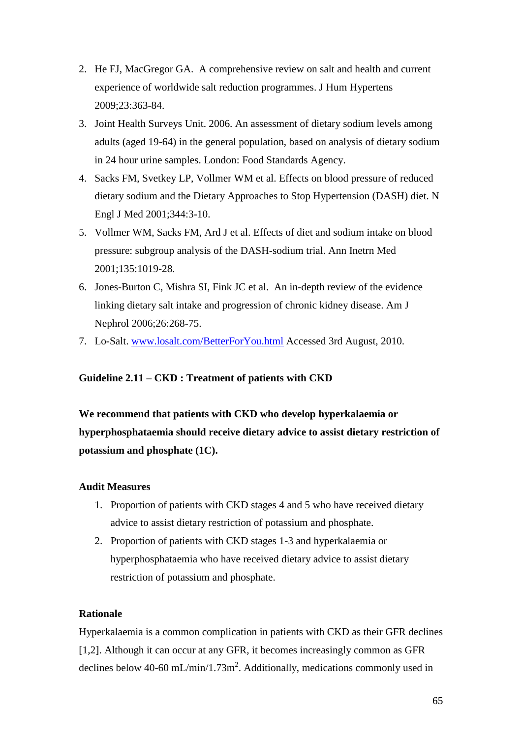2. He FJ, MacGregor GA. A comprehensive review on salt and health and current experience of worldwide salt reduction programmes. J Hum Hypertens 2009;23:363-84.
3. Joint Health Surveys Unit. 2006. An assessment of dietary sodium levels among adults (aged 19-64) in the general population, based on analysis of dietary sodium in 24 hour urine samples. London: Food Standards Agency.
4. Sacks FM, Svetkey LP, Vollmer WM et al. Effects on blood pressure of reduced dietary sodium and the Dietary Approaches to Stop Hypertension (DASH) diet. N Engl J Med 2001;344:3-10.
5. Vollmer WM, Sacks FM, Ard J et al. Effects of diet and sodium intake on blood pressure: subgroup analysis of the DASH-sodium trial. Ann Inetrn Med 2001;135:1019-28.
6. Jones-Burton C, Mishra SI, Fink JC et al. An in-depth review of the evidence linking dietary salt intake and progression of chronic kidney disease. Am J Nephrol 2006;26:268-75.
7. Lo-Salt. www.losalt.com/BetterForYou.html Accessed 3rd August, 2010.

### Guideline 2.11 – CKD : Treatment of patients with CKD

**We recommend that patients with CKD who develop hyperkalaemia or hyperphosphataemia should receive dietary advice to assist dietary restriction of potassium and phosphate (1C).**

#### Audit Measures

1. Proportion of patients with CKD stages 4 and 5 who have received dietary advice to assist dietary restriction of potassium and phosphate.
2. Proportion of patients with CKD stages 1-3 and hyperkalaemia or hyperphosphataemia who have received dietary advice to assist dietary restriction of potassium and phosphate.

#### Rationale

Hyperkalaemia is a common complication in patients with CKD as their GFR declines [1,2]. Although it can occur at any GFR, it becomes increasingly common as GFR declines below 40-60 mL/min/1.73m$^2$. Additionally, medications commonly used in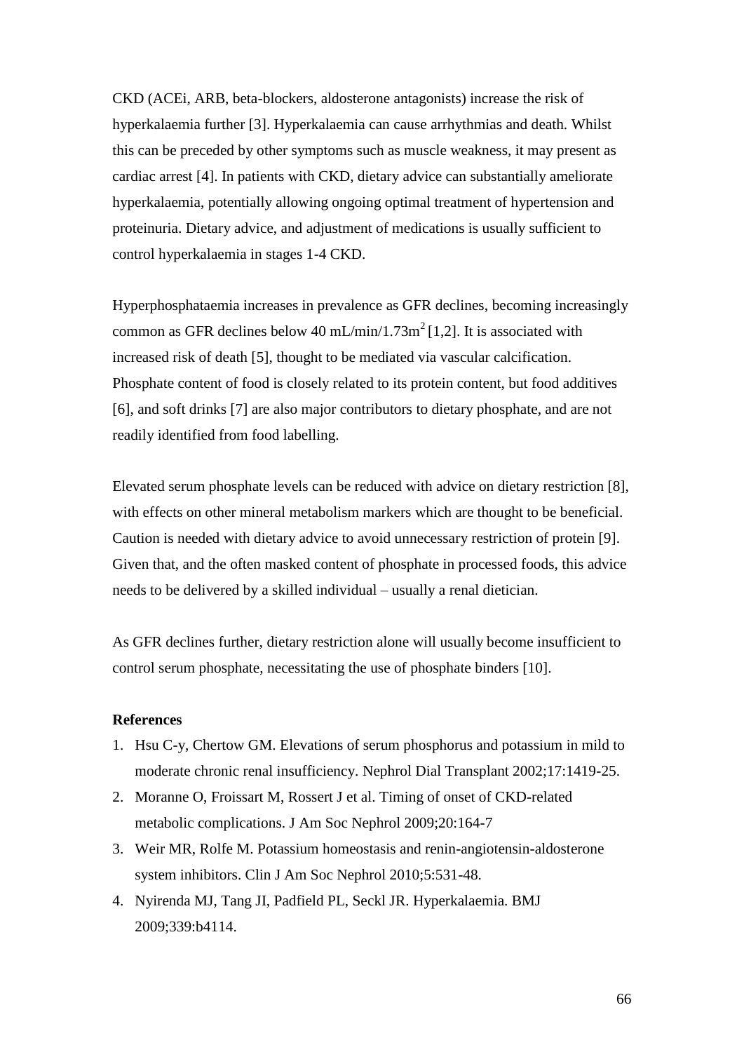CKD (ACEi, ARB, beta-blockers, aldosterone antagonists) increase the risk of hyperkalaemia further [3]. Hyperkalaemia can cause arrhythmias and death. Whilst this can be preceded by other symptoms such as muscle weakness, it may present as cardiac arrest [4]. In patients with CKD, dietary advice can substantially ameliorate hyperkalaemia, potentially allowing ongoing optimal treatment of hypertension and proteinuria. Dietary advice, and adjustment of medications is usually sufficient to control hyperkalaemia in stages 1-4 CKD.

Hyperphosphataemia increases in prevalence as GFR declines, becoming increasingly common as GFR declines below 40 mL/min/1.73m$^2$ [1,2]. It is associated with increased risk of death [5], thought to be mediated via vascular calcification. Phosphate content of food is closely related to its protein content, but food additives [6], and soft drinks [7] are also major contributors to dietary phosphate, and are not readily identified from food labelling.

Elevated serum phosphate levels can be reduced with advice on dietary restriction [8], with effects on other mineral metabolism markers which are thought to be beneficial. Caution is needed with dietary advice to avoid unnecessary restriction of protein [9]. Given that, and the often masked content of phosphate in processed foods, this advice needs to be delivered by a skilled individual – usually a renal dietician.

As GFR declines further, dietary restriction alone will usually become insufficient to control serum phosphate, necessitating the use of phosphate binders [10].

**References**

1. Hsu C-y, Chertow GM. Elevations of serum phosphorus and potassium in mild to moderate chronic renal insufficiency. Nephrol Dial Transplant 2002;17:1419-25.
2. Moranne O, Froissart M, Rossert J et al. Timing of onset of CKD-related metabolic complications. J Am Soc Nephrol 2009;20:164-7
3. Weir MR, Rolfe M. Potassium homeostasis and renin-angiotensin-aldosterone system inhibitors. Clin J Am Soc Nephrol 2010;5:531-48.
4. Nyirenda MJ, Tang JI, Padfield PL, Seckl JR. Hyperkalaemia. BMJ 2009;339:b4114.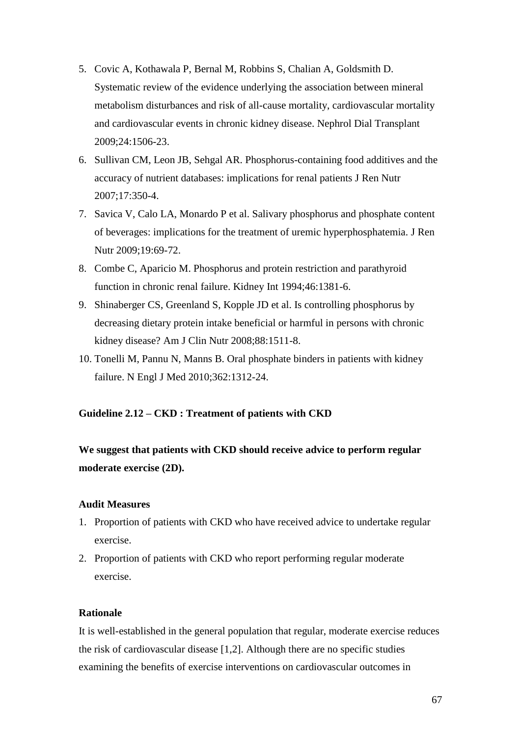5. Covic A, Kothawala P, Bernal M, Robbins S, Chalian A, Goldsmith D. Systematic review of the evidence underlying the association between mineral metabolism disturbances and risk of all-cause mortality, cardiovascular mortality and cardiovascular events in chronic kidney disease. Nephrol Dial Transplant 2009;24:1506-23.
6. Sullivan CM, Leon JB, Sehgal AR. Phosphorus-containing food additives and the accuracy of nutrient databases: implications for renal patients J Ren Nutr 2007;17:350-4.
7. Savica V, Calo LA, Monardo P et al. Salivary phosphorus and phosphate content of beverages: implications for the treatment of uremic hyperphosphatemia. J Ren Nutr 2009;19:69-72.
8. Combe C, Aparicio M. Phosphorus and protein restriction and parathyroid function in chronic renal failure. Kidney Int 1994;46:1381-6.
9. Shinaberger CS, Greenland S, Kopple JD et al. Is controlling phosphorus by decreasing dietary protein intake beneficial or harmful in persons with chronic kidney disease? Am J Clin Nutr 2008;88:1511-8.
10. Tonelli M, Pannu N, Manns B. Oral phosphate binders in patients with kidney failure. N Engl J Med 2010;362:1312-24.

## Guideline 2.12 – CKD : Treatment of patients with CKD

**We suggest that patients with CKD should receive advice to perform regular moderate exercise (2D).**

### Audit Measures

1. Proportion of patients with CKD who have received advice to undertake regular exercise.
2. Proportion of patients with CKD who report performing regular moderate exercise.

### Rationale

It is well-established in the general population that regular, moderate exercise reduces the risk of cardiovascular disease [1,2]. Although there are no specific studies examining the benefits of exercise interventions on cardiovascular outcomes in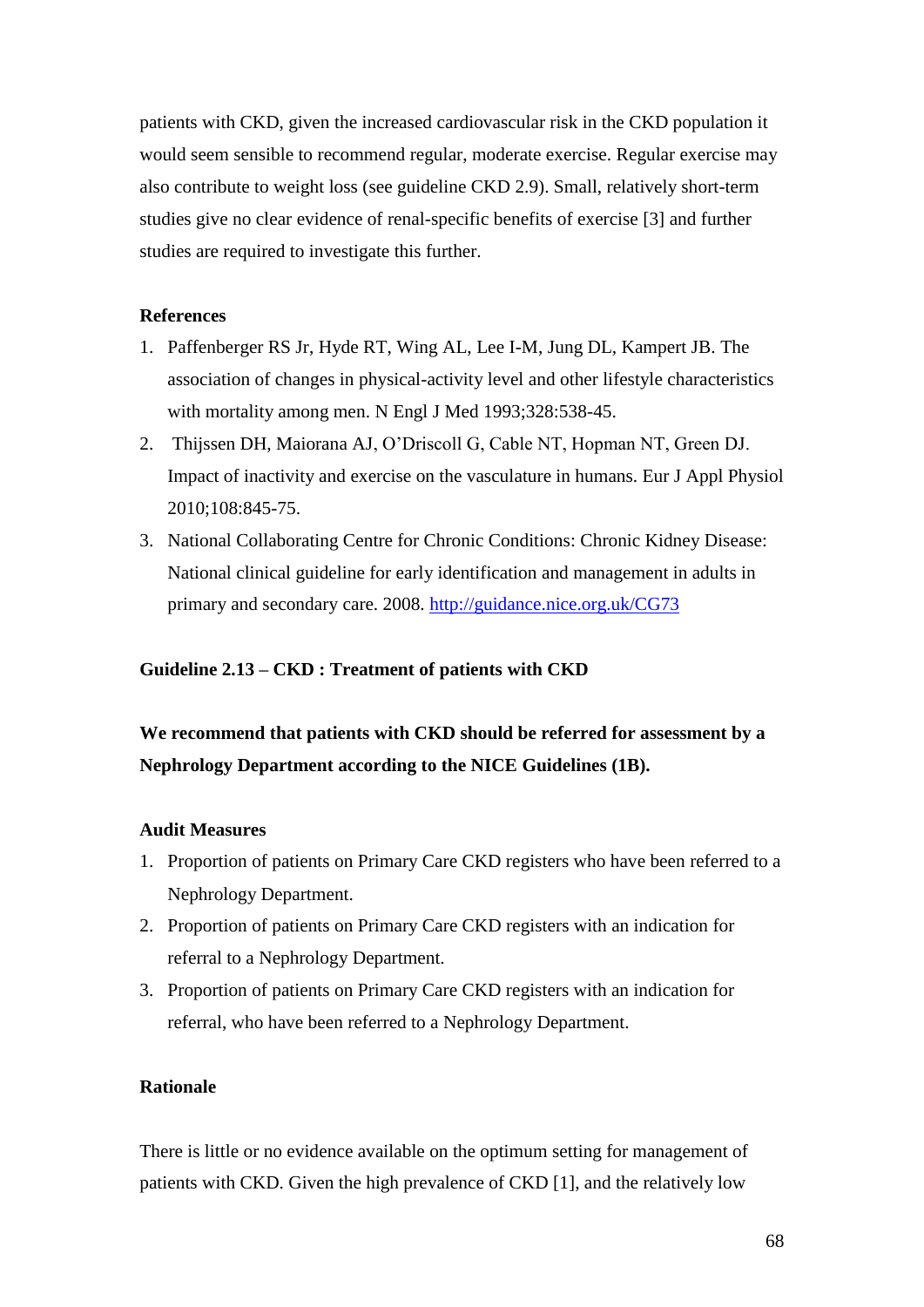patients with CKD, given the increased cardiovascular risk in the CKD population it would seem sensible to recommend regular, moderate exercise. Regular exercise may also contribute to weight loss (see guideline CKD 2.9). Small, relatively short-term studies give no clear evidence of renal-specific benefits of exercise [3] and further studies are required to investigate this further.

**References**

1. Paffenberger RS Jr, Hyde RT, Wing AL, Lee I-M, Jung DL, Kampert JB. The association of changes in physical-activity level and other lifestyle characteristics with mortality among men. N Engl J Med 1993;328:538-45.
2. Thijssen DH, Maiorana AJ, O'Driscoll G, Cable NT, Hopman NT, Green DJ. Impact of inactivity and exercise on the vasculature in humans. Eur J Appl Physiol 2010;108:845-75.
3. National Collaborating Centre for Chronic Conditions: Chronic Kidney Disease: National clinical guideline for early identification and management in adults in primary and secondary care. 2008. http://guidance.nice.org.uk/CG73

**Guideline 2.13 – CKD : Treatment of patients with CKD**

**We recommend that patients with CKD should be referred for assessment by a Nephrology Department according to the NICE Guidelines (1B).**

**Audit Measures**

1. Proportion of patients on Primary Care CKD registers who have been referred to a Nephrology Department.
2. Proportion of patients on Primary Care CKD registers with an indication for referral to a Nephrology Department.
3. Proportion of patients on Primary Care CKD registers with an indication for referral, who have been referred to a Nephrology Department.

**Rationale**

There is little or no evidence available on the optimum setting for management of patients with CKD. Given the high prevalence of CKD [1], and the relatively low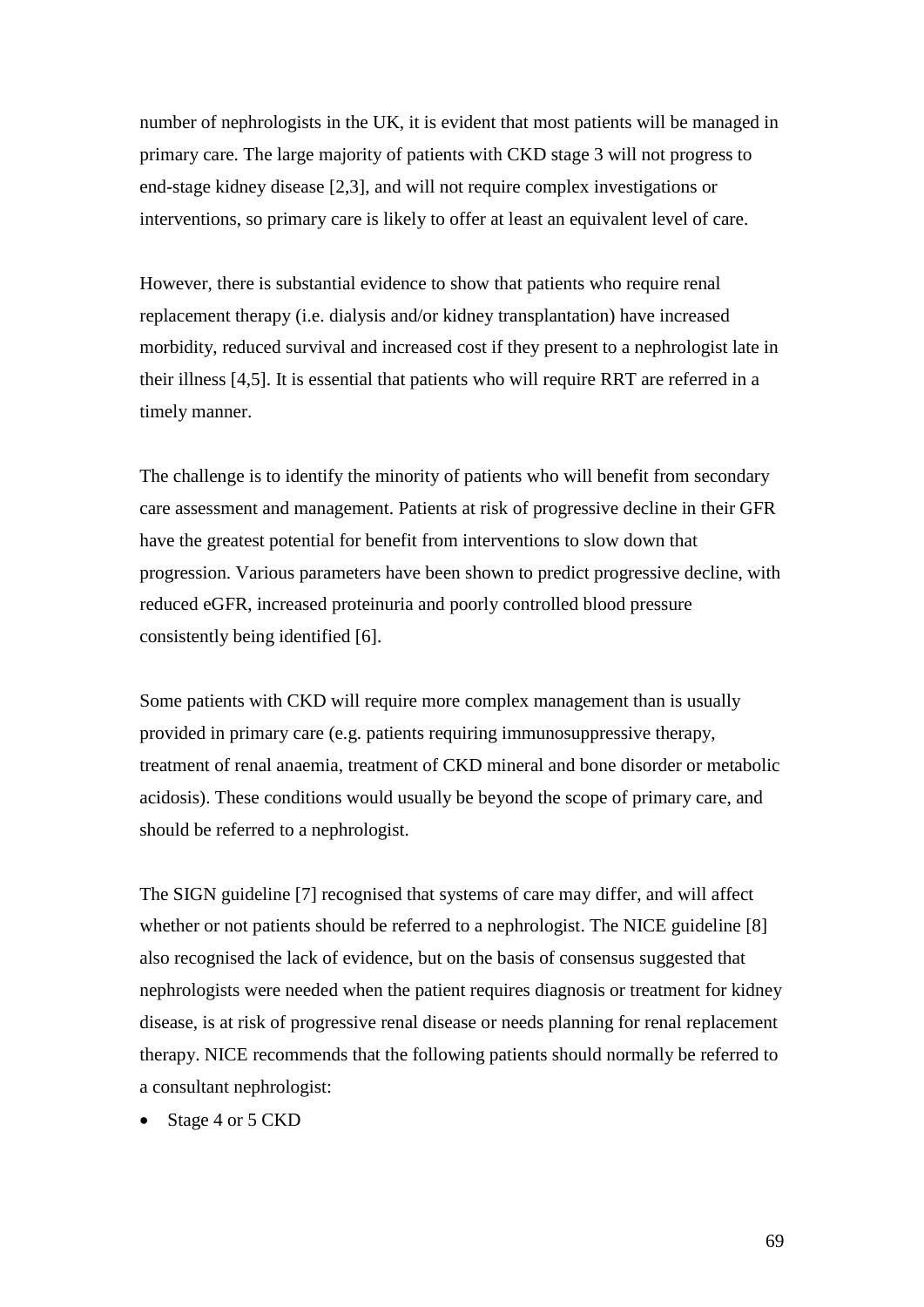number of nephrologists in the UK, it is evident that most patients will be managed in primary care. The large majority of patients with CKD stage 3 will not progress to end-stage kidney disease [2,3], and will not require complex investigations or interventions, so primary care is likely to offer at least an equivalent level of care.

However, there is substantial evidence to show that patients who require renal replacement therapy (i.e. dialysis and/or kidney transplantation) have increased morbidity, reduced survival and increased cost if they present to a nephrologist late in their illness [4,5]. It is essential that patients who will require RRT are referred in a timely manner.

The challenge is to identify the minority of patients who will benefit from secondary care assessment and management. Patients at risk of progressive decline in their GFR have the greatest potential for benefit from interventions to slow down that progression. Various parameters have been shown to predict progressive decline, with reduced eGFR, increased proteinuria and poorly controlled blood pressure consistently being identified [6].

Some patients with CKD will require more complex management than is usually provided in primary care (e.g. patients requiring immunosuppressive therapy, treatment of renal anaemia, treatment of CKD mineral and bone disorder or metabolic acidosis). These conditions would usually be beyond the scope of primary care, and should be referred to a nephrologist.

The SIGN guideline [7] recognised that systems of care may differ, and will affect whether or not patients should be referred to a nephrologist. The NICE guideline [8] also recognised the lack of evidence, but on the basis of consensus suggested that nephrologists were needed when the patient requires diagnosis or treatment for kidney disease, is at risk of progressive renal disease or needs planning for renal replacement therapy. NICE recommends that the following patients should normally be referred to a consultant nephrologist:

- Stage 4 or 5 CKD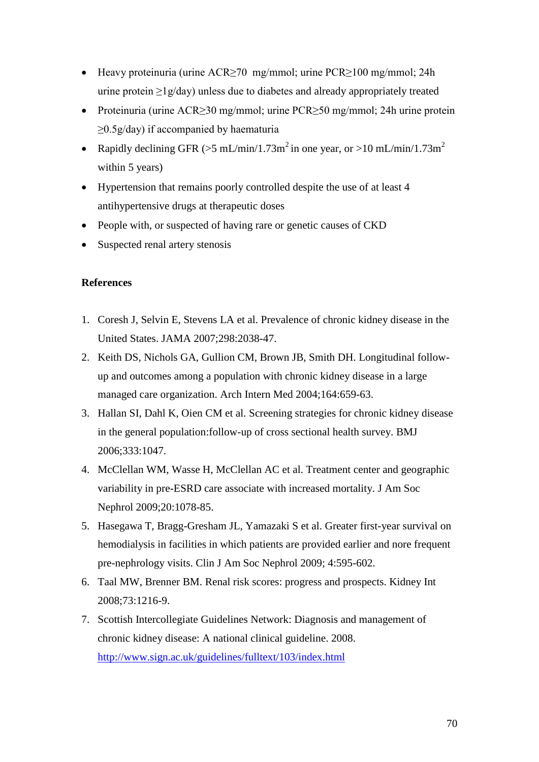- Heavy proteinuria (urine ACR≥70 mg/mmol; urine PCR≥100 mg/mmol; 24h urine protein ≥1g/day) unless due to diabetes and already appropriately treated
- Proteinuria (urine ACR≥30 mg/mmol; urine PCR≥50 mg/mmol; 24h urine protein ≥0.5g/day) if accompanied by haematuria
- Rapidly declining GFR (>5 mL/min/1.73m$^2$ in one year, or >10 mL/min/1.73m$^2$ within 5 years)
- Hypertension that remains poorly controlled despite the use of at least 4 antihypertensive drugs at therapeutic doses
- People with, or suspected of having rare or genetic causes of CKD
- Suspected renal artery stenosis

**References**

1. Coresh J, Selvin E, Stevens LA et al. Prevalence of chronic kidney disease in the United States. JAMA 2007;298:2038-47.
2. Keith DS, Nichols GA, Gullion CM, Brown JB, Smith DH. Longitudinal follow-up and outcomes among a population with chronic kidney disease in a large managed care organization. Arch Intern Med 2004;164:659-63.
3. Hallan SI, Dahl K, Oien CM et al. Screening strategies for chronic kidney disease in the general population:follow-up of cross sectional health survey. BMJ 2006;333:1047.
4. McClellan WM, Wasse H, McClellan AC et al. Treatment center and geographic variability in pre-ESRD care associate with increased mortality. J Am Soc Nephrol 2009;20:1078-85.
5. Hasegawa T, Bragg-Gresham JL, Yamazaki S et al. Greater first-year survival on hemodialysis in facilities in which patients are provided earlier and nore frequent pre-nephrology visits. Clin J Am Soc Nephrol 2009; 4:595-602.
6. Taal MW, Brenner BM. Renal risk scores: progress and prospects. Kidney Int 2008;73:1216-9.
7. Scottish Intercollegiate Guidelines Network: Diagnosis and management of chronic kidney disease: A national clinical guideline. 2008. http://www.sign.ac.uk/guidelines/fulltext/103/index.html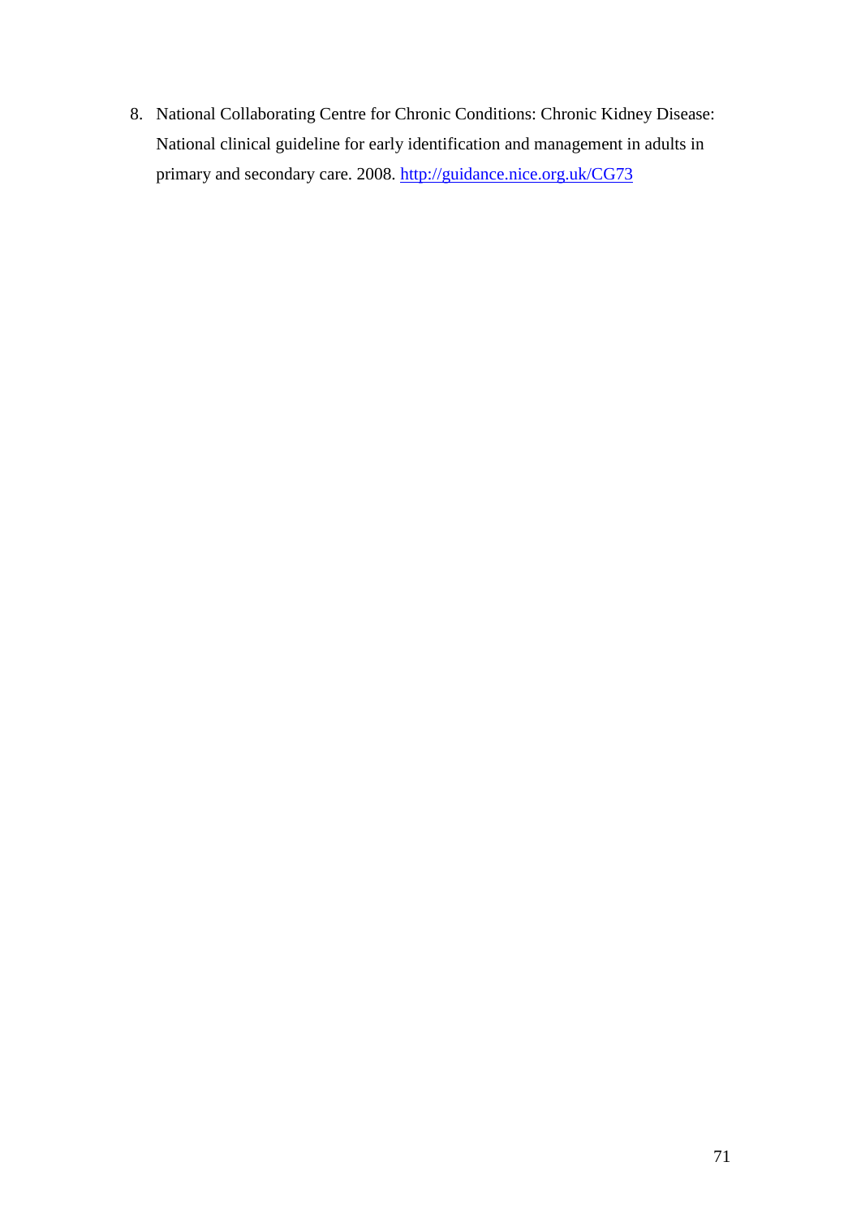8. National Collaborating Centre for Chronic Conditions: Chronic Kidney Disease: National clinical guideline for early identification and management in adults in primary and secondary care. 2008. http://guidance.nice.org.uk/CG73